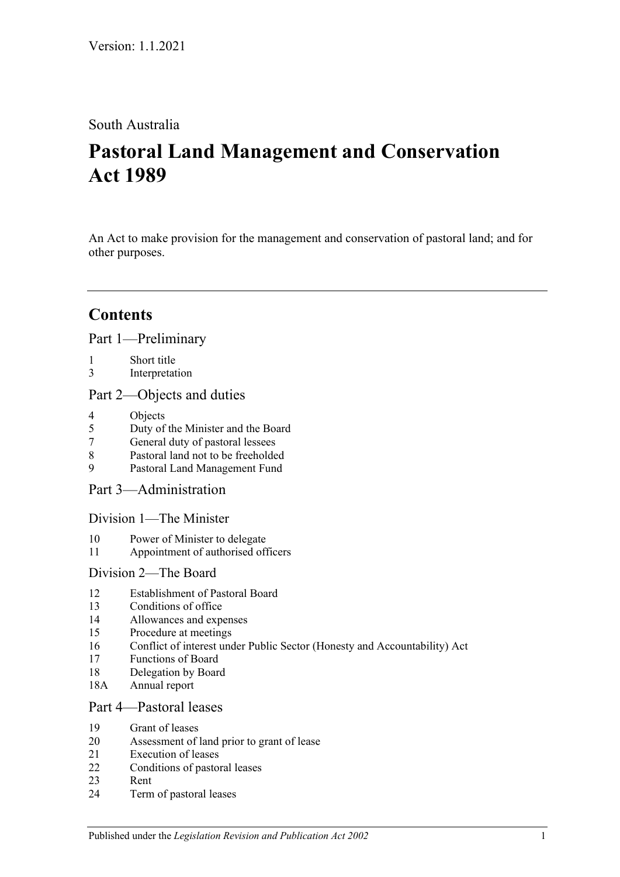Version: 1.1.2021

South Australia

# Pastoral Land Management and Conservation Act 1989

An Act to make provision for the management and conservation of pastoral land; and for other purposes.

## Contents

### Part 1—Preliminary

1 Short title
3 Interpretation

### Part 2—Objects and duties

4 Objects
5 Duty of the Minister and the Board
7 General duty of pastoral lessees
8 Pastoral land not to be freeholded
9 Pastoral Land Management Fund

### Part 3—Administration

#### Division 1—The Minister

10 Power of Minister to delegate
11 Appointment of authorised officers

#### Division 2—The Board

12 Establishment of Pastoral Board
13 Conditions of office
14 Allowances and expenses
15 Procedure at meetings
16 Conflict of interest under Public Sector (Honesty and Accountability) Act
17 Functions of Board
18 Delegation by Board
18A Annual report

### Part 4—Pastoral leases

19 Grant of leases
20 Assessment of land prior to grant of lease
21 Execution of leases
22 Conditions of pastoral leases
23 Rent
24 Term of pastoral leases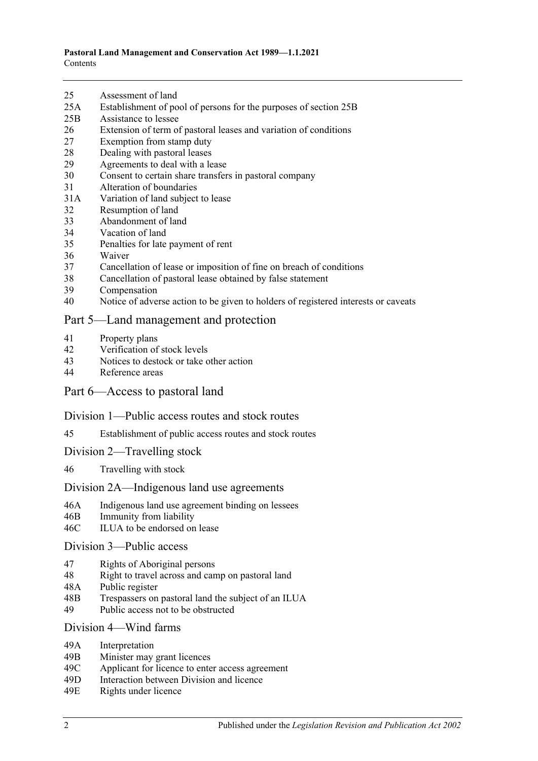25 Assessment of land
25A Establishment of pool of persons for the purposes of section 25B
25B Assistance to lessee
26 Extension of term of pastoral leases and variation of conditions
27 Exemption from stamp duty
28 Dealing with pastoral leases
29 Agreements to deal with a lease
30 Consent to certain share transfers in pastoral company
31 Alteration of boundaries
31A Variation of land subject to lease
32 Resumption of land
33 Abandonment of land
34 Vacation of land
35 Penalties for late payment of rent
36 Waiver
37 Cancellation of lease or imposition of fine on breach of conditions
38 Cancellation of pastoral lease obtained by false statement
39 Compensation
40 Notice of adverse action to be given to holders of registered interests or caveats

## Part 5—Land management and protection

41 Property plans
42 Verification of stock levels
43 Notices to destock or take other action
44 Reference areas

## Part 6—Access to pastoral land

### Division 1—Public access routes and stock routes

45 Establishment of public access routes and stock routes

### Division 2—Travelling stock

46 Travelling with stock

### Division 2A—Indigenous land use agreements

46A Indigenous land use agreement binding on lessees
46B Immunity from liability
46C ILUA to be endorsed on lease

### Division 3—Public access

47 Rights of Aboriginal persons
48 Right to travel across and camp on pastoral land
48A Public register
48B Trespassers on pastoral land the subject of an ILUA
49 Public access not to be obstructed

### Division 4—Wind farms

49A Interpretation
49B Minister may grant licences
49C Applicant for licence to enter access agreement
49D Interaction between Division and licence
49E Rights under licence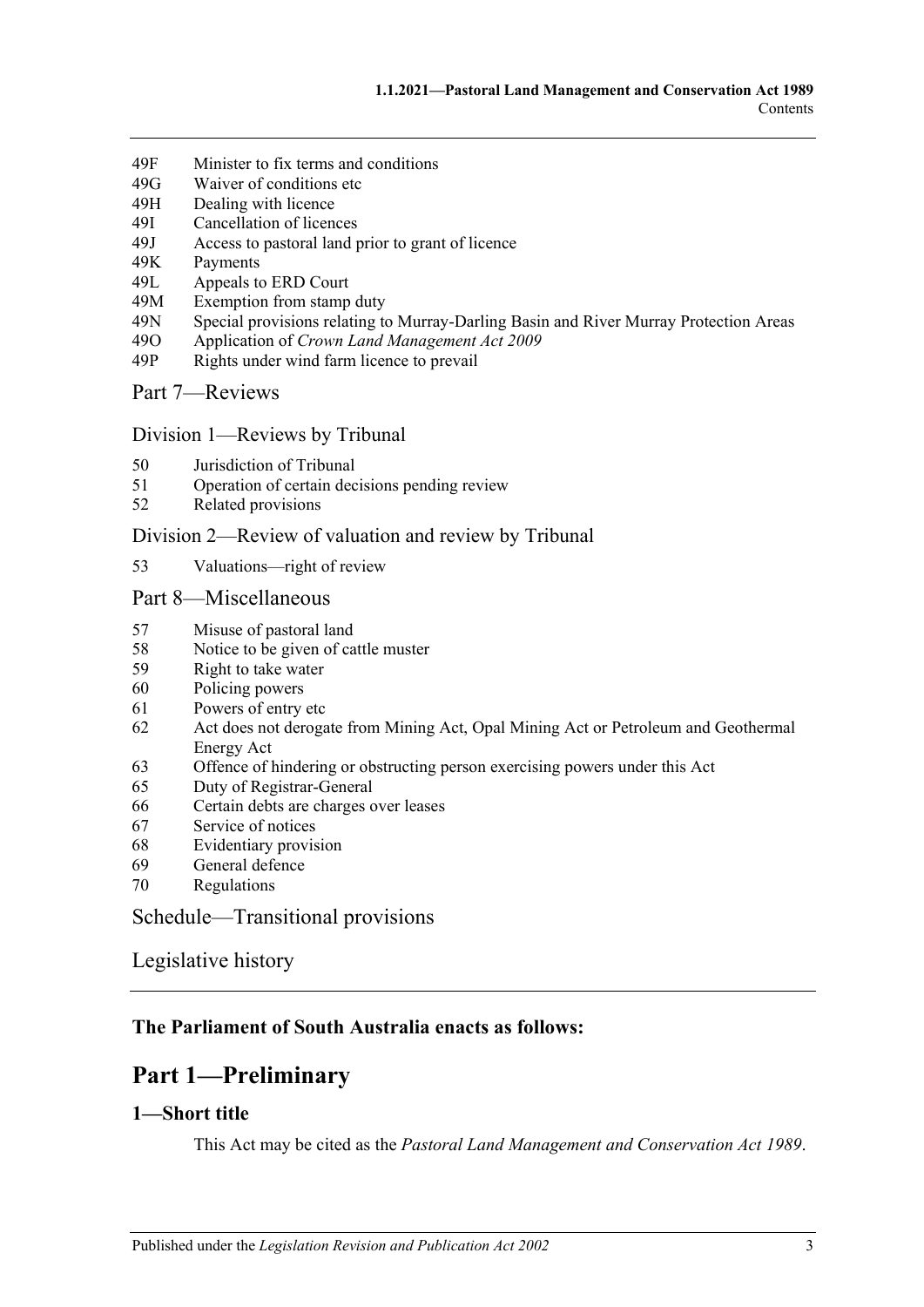49F Minister to fix terms and conditions
49G Waiver of conditions etc
49H Dealing with licence
49I Cancellation of licences
49J Access to pastoral land prior to grant of licence
49K Payments
49L Appeals to ERD Court
49M Exemption from stamp duty
49N Special provisions relating to Murray-Darling Basin and River Murray Protection Areas
49O Application of *Crown Land Management Act 2009*
49P Rights under wind farm licence to prevail

Part 7—Reviews

Division 1—Reviews by Tribunal

50 Jurisdiction of Tribunal
51 Operation of certain decisions pending review
52 Related provisions

Division 2—Review of valuation and review by Tribunal

53 Valuations—right of review

Part 8—Miscellaneous

57 Misuse of pastoral land
58 Notice to be given of cattle muster
59 Right to take water
60 Policing powers
61 Powers of entry etc
62 Act does not derogate from Mining Act, Opal Mining Act or Petroleum and Geothermal Energy Act
63 Offence of hindering or obstructing person exercising powers under this Act
65 Duty of Registrar-General
66 Certain debts are charges over leases
67 Service of notices
68 Evidentiary provision
69 General defence
70 Regulations

Schedule—Transitional provisions

Legislative history

**The Parliament of South Australia enacts as follows:**

# Part 1—Preliminary

## 1—Short title

This Act may be cited as the *Pastoral Land Management and Conservation Act 1989*.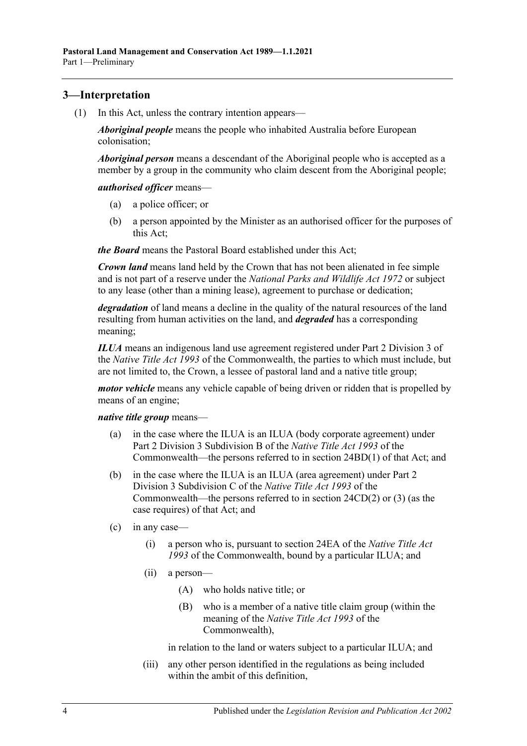## 3—Interpretation

(1) In this Act, unless the contrary intention appears—

***Aboriginal people*** means the people who inhabited Australia before European colonisation;

***Aboriginal person*** means a descendant of the Aboriginal people who is accepted as a member by a group in the community who claim descent from the Aboriginal people;

***authorised officer*** means—

- (a) a police officer; or
- (b) a person appointed by the Minister as an authorised officer for the purposes of this Act;

***the Board*** means the Pastoral Board established under this Act;

***Crown land*** means land held by the Crown that has not been alienated in fee simple and is not part of a reserve under the *National Parks and Wildlife Act 1972* or subject to any lease (other than a mining lease), agreement to purchase or dedication;

***degradation*** of land means a decline in the quality of the natural resources of the land resulting from human activities on the land, and ***degraded*** has a corresponding meaning;

***ILUA*** means an indigenous land use agreement registered under Part 2 Division 3 of the *Native Title Act 1993* of the Commonwealth, the parties to which must include, but are not limited to, the Crown, a lessee of pastoral land and a native title group;

***motor vehicle*** means any vehicle capable of being driven or ridden that is propelled by means of an engine;

***native title group*** means—

- (a) in the case where the ILUA is an ILUA (body corporate agreement) under Part 2 Division 3 Subdivision B of the *Native Title Act 1993* of the Commonwealth—the persons referred to in section 24BD(1) of that Act; and
- (b) in the case where the ILUA is an ILUA (area agreement) under Part 2 Division 3 Subdivision C of the *Native Title Act 1993* of the Commonwealth—the persons referred to in section 24CD(2) or (3) (as the case requires) of that Act; and
- (c) in any case—
  - (i) a person who is, pursuant to section 24EA of the *Native Title Act 1993* of the Commonwealth, bound by a particular ILUA; and
  - (ii) a person—
    - (A) who holds native title; or
    - (B) who is a member of a native title claim group (within the meaning of the *Native Title Act 1993* of the Commonwealth),

    in relation to the land or waters subject to a particular ILUA; and
  - (iii) any other person identified in the regulations as being included within the ambit of this definition,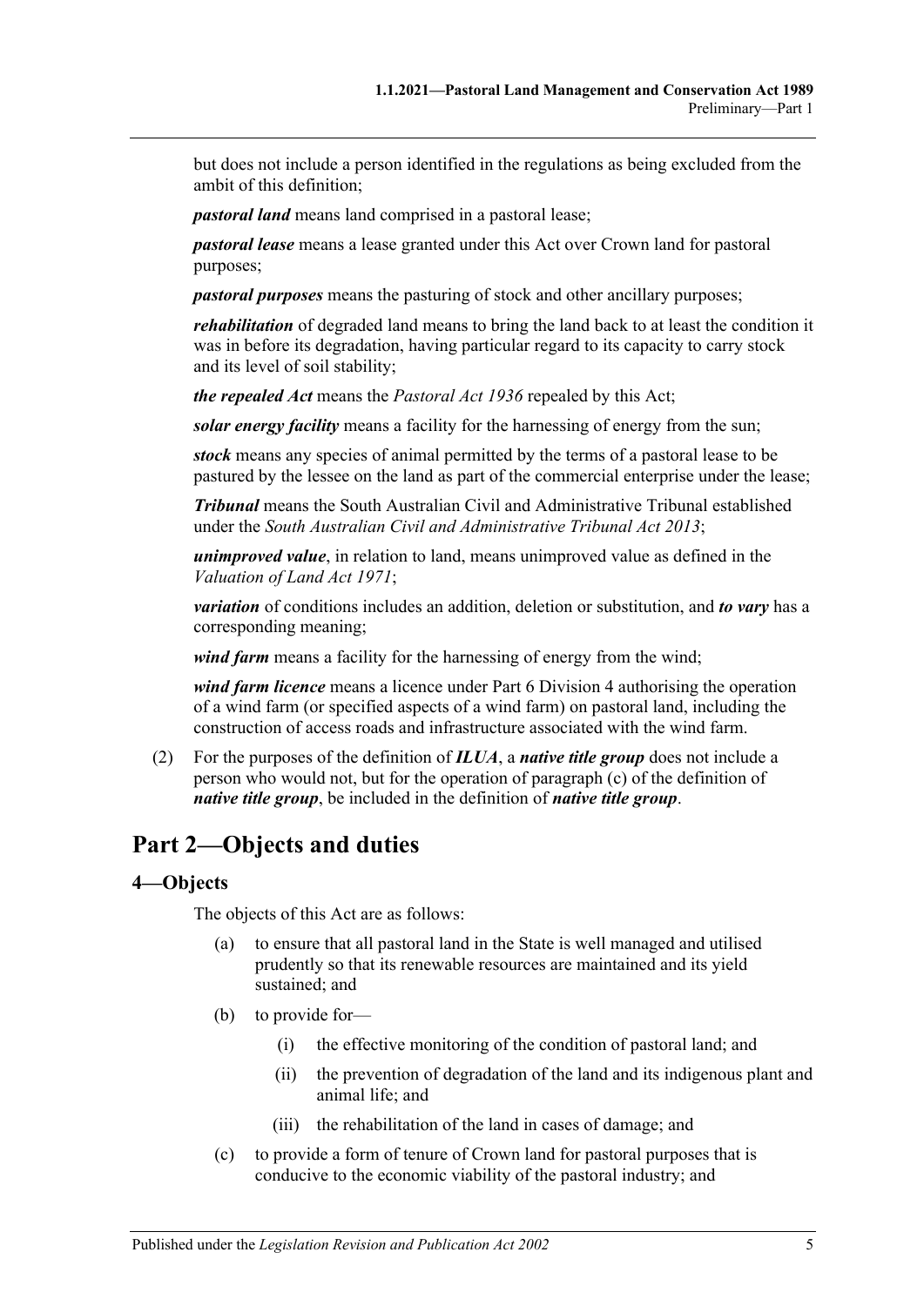but does not include a person identified in the regulations as being excluded from the ambit of this definition;

***pastoral land*** means land comprised in a pastoral lease;

***pastoral lease*** means a lease granted under this Act over Crown land for pastoral purposes;

***pastoral purposes*** means the pasturing of stock and other ancillary purposes;

***rehabilitation*** of degraded land means to bring the land back to at least the condition it was in before its degradation, having particular regard to its capacity to carry stock and its level of soil stability;

***the repealed Act*** means the *Pastoral Act 1936* repealed by this Act;

***solar energy facility*** means a facility for the harnessing of energy from the sun;

***stock*** means any species of animal permitted by the terms of a pastoral lease to be pastured by the lessee on the land as part of the commercial enterprise under the lease;

***Tribunal*** means the South Australian Civil and Administrative Tribunal established under the *South Australian Civil and Administrative Tribunal Act 2013*;

***unimproved value***, in relation to land, means unimproved value as defined in the *Valuation of Land Act 1971*;

***variation*** of conditions includes an addition, deletion or substitution, and ***to vary*** has a corresponding meaning;

***wind farm*** means a facility for the harnessing of energy from the wind;

***wind farm licence*** means a licence under Part 6 Division 4 authorising the operation of a wind farm (or specified aspects of a wind farm) on pastoral land, including the construction of access roads and infrastructure associated with the wind farm.

(2) For the purposes of the definition of ***ILUA***, a ***native title group*** does not include a person who would not, but for the operation of paragraph (c) of the definition of ***native title group***, be included in the definition of ***native title group***.

# Part 2—Objects and duties

## 4—Objects

The objects of this Act are as follows:

(a) to ensure that all pastoral land in the State is well managed and utilised prudently so that its renewable resources are maintained and its yield sustained; and

(b) to provide for—

(i) the effective monitoring of the condition of pastoral land; and

(ii) the prevention of degradation of the land and its indigenous plant and animal life; and

(iii) the rehabilitation of the land in cases of damage; and

(c) to provide a form of tenure of Crown land for pastoral purposes that is conducive to the economic viability of the pastoral industry; and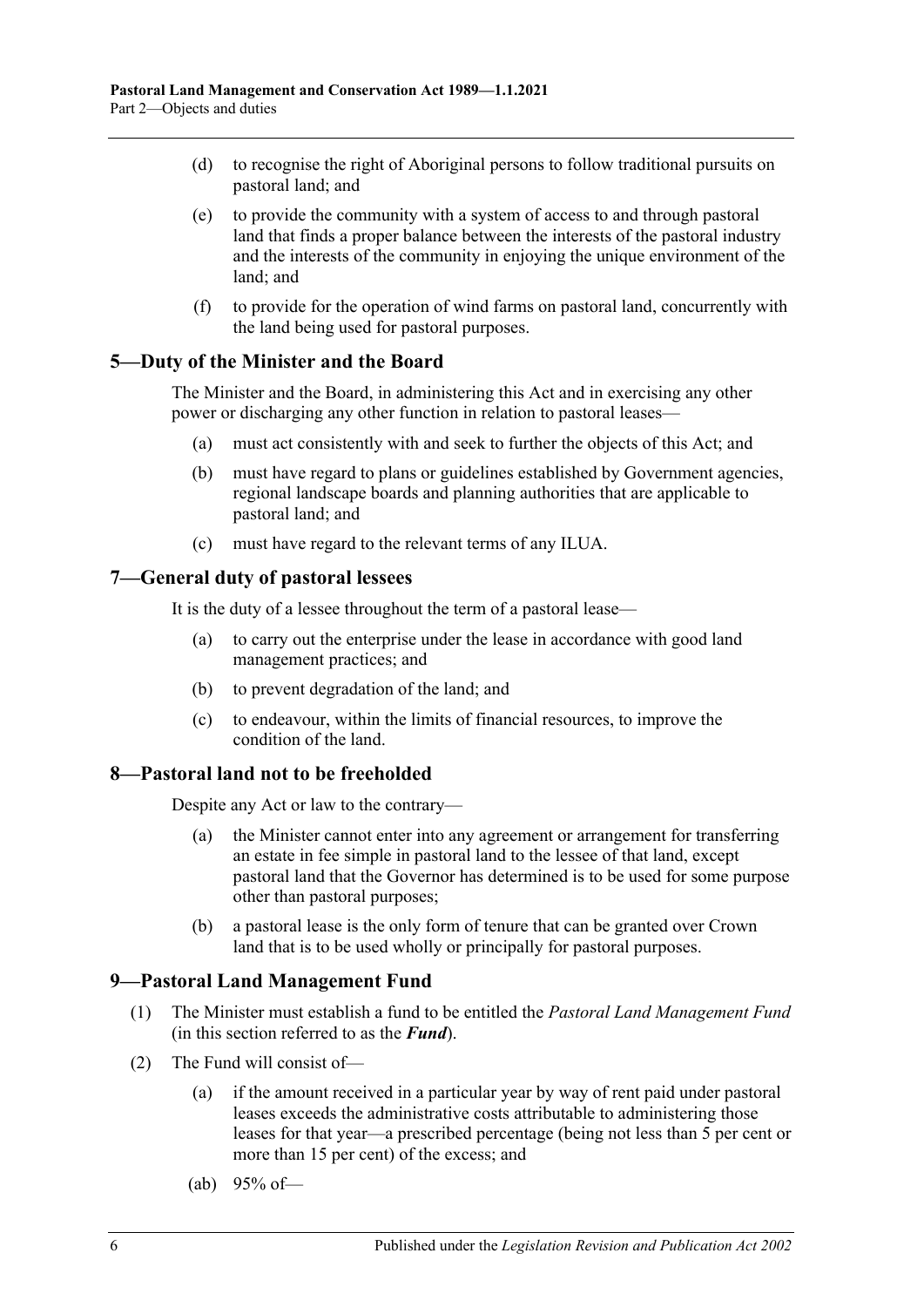(d) to recognise the right of Aboriginal persons to follow traditional pursuits on pastoral land; and

(e) to provide the community with a system of access to and through pastoral land that finds a proper balance between the interests of the pastoral industry and the interests of the community in enjoying the unique environment of the land; and

(f) to provide for the operation of wind farms on pastoral land, concurrently with the land being used for pastoral purposes.

## 5—Duty of the Minister and the Board

The Minister and the Board, in administering this Act and in exercising any other power or discharging any other function in relation to pastoral leases—

(a) must act consistently with and seek to further the objects of this Act; and

(b) must have regard to plans or guidelines established by Government agencies, regional landscape boards and planning authorities that are applicable to pastoral land; and

(c) must have regard to the relevant terms of any ILUA.

## 7—General duty of pastoral lessees

It is the duty of a lessee throughout the term of a pastoral lease—

(a) to carry out the enterprise under the lease in accordance with good land management practices; and

(b) to prevent degradation of the land; and

(c) to endeavour, within the limits of financial resources, to improve the condition of the land.

## 8—Pastoral land not to be freeholded

Despite any Act or law to the contrary—

(a) the Minister cannot enter into any agreement or arrangement for transferring an estate in fee simple in pastoral land to the lessee of that land, except pastoral land that the Governor has determined is to be used for some purpose other than pastoral purposes;

(b) a pastoral lease is the only form of tenure that can be granted over Crown land that is to be used wholly or principally for pastoral purposes.

## 9—Pastoral Land Management Fund

(1) The Minister must establish a fund to be entitled the *Pastoral Land Management Fund* (in this section referred to as the ***Fund***).

(2) The Fund will consist of—

(a) if the amount received in a particular year by way of rent paid under pastoral leases exceeds the administrative costs attributable to administering those leases for that year—a prescribed percentage (being not less than 5 per cent or more than 15 per cent) of the excess; and

(ab) 95% of—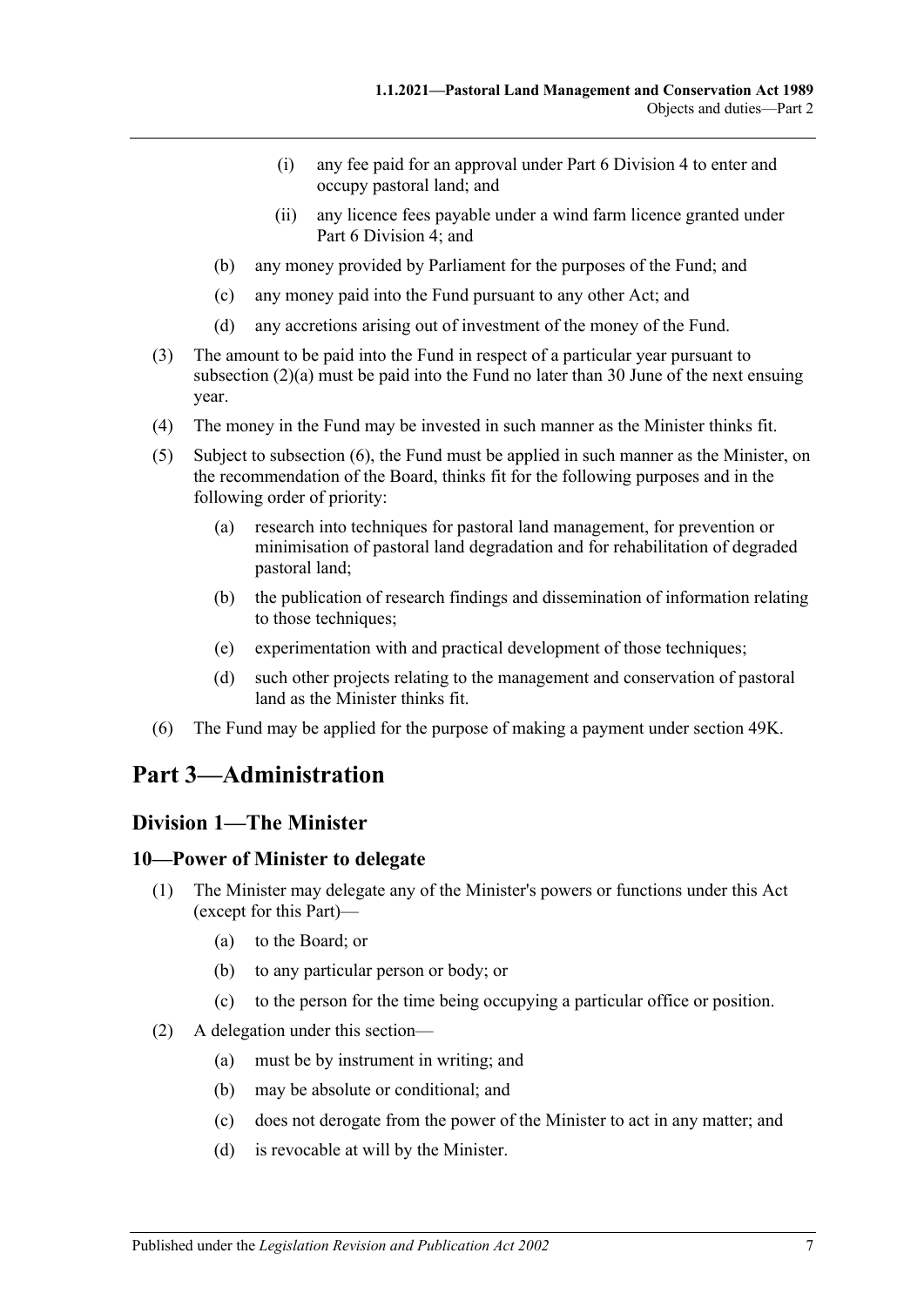(i) any fee paid for an approval under Part 6 Division 4 to enter and occupy pastoral land; and

(ii) any licence fees payable under a wind farm licence granted under Part 6 Division 4; and

(b) any money provided by Parliament for the purposes of the Fund; and

(c) any money paid into the Fund pursuant to any other Act; and

(d) any accretions arising out of investment of the money of the Fund.

(3) The amount to be paid into the Fund in respect of a particular year pursuant to subsection (2)(a) must be paid into the Fund no later than 30 June of the next ensuing year.

(4) The money in the Fund may be invested in such manner as the Minister thinks fit.

(5) Subject to subsection (6), the Fund must be applied in such manner as the Minister, on the recommendation of the Board, thinks fit for the following purposes and in the following order of priority:

(a) research into techniques for pastoral land management, for prevention or minimisation of pastoral land degradation and for rehabilitation of degraded pastoral land;

(b) the publication of research findings and dissemination of information relating to those techniques;

(e) experimentation with and practical development of those techniques;

(d) such other projects relating to the management and conservation of pastoral land as the Minister thinks fit.

(6) The Fund may be applied for the purpose of making a payment under section 49K.

# Part 3—Administration

## Division 1—The Minister

### 10—Power of Minister to delegate

(1) The Minister may delegate any of the Minister's powers or functions under this Act (except for this Part)—

(a) to the Board; or

(b) to any particular person or body; or

(c) to the person for the time being occupying a particular office or position.

(2) A delegation under this section—

(a) must be by instrument in writing; and

(b) may be absolute or conditional; and

(c) does not derogate from the power of the Minister to act in any matter; and

(d) is revocable at will by the Minister.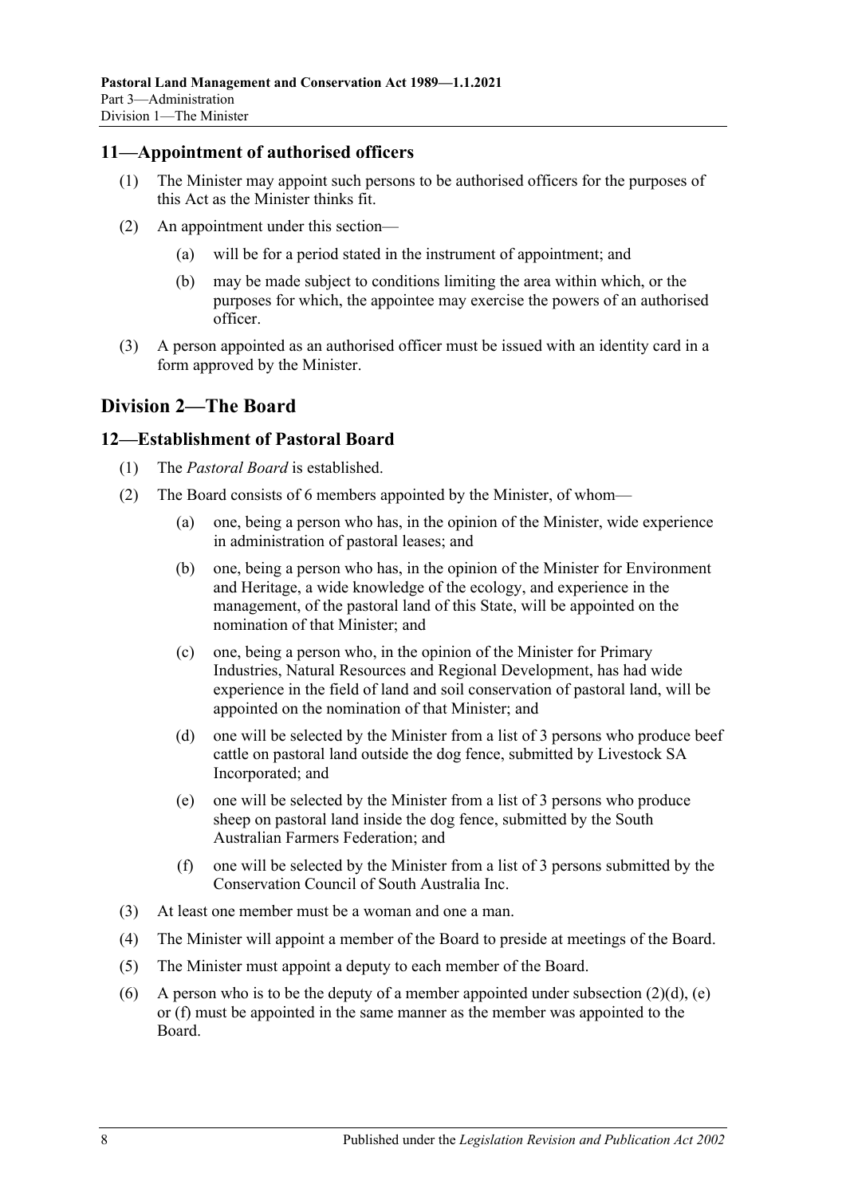## 11—Appointment of authorised officers

(1) The Minister may appoint such persons to be authorised officers for the purposes of this Act as the Minister thinks fit.

(2) An appointment under this section—

(a) will be for a period stated in the instrument of appointment; and

(b) may be made subject to conditions limiting the area within which, or the purposes for which, the appointee may exercise the powers of an authorised officer.

(3) A person appointed as an authorised officer must be issued with an identity card in a form approved by the Minister.

# Division 2—The Board

## 12—Establishment of Pastoral Board

(1) The *Pastoral Board* is established.

(2) The Board consists of 6 members appointed by the Minister, of whom—

(a) one, being a person who has, in the opinion of the Minister, wide experience in administration of pastoral leases; and

(b) one, being a person who has, in the opinion of the Minister for Environment and Heritage, a wide knowledge of the ecology, and experience in the management, of the pastoral land of this State, will be appointed on the nomination of that Minister; and

(c) one, being a person who, in the opinion of the Minister for Primary Industries, Natural Resources and Regional Development, has had wide experience in the field of land and soil conservation of pastoral land, will be appointed on the nomination of that Minister; and

(d) one will be selected by the Minister from a list of 3 persons who produce beef cattle on pastoral land outside the dog fence, submitted by Livestock SA Incorporated; and

(e) one will be selected by the Minister from a list of 3 persons who produce sheep on pastoral land inside the dog fence, submitted by the South Australian Farmers Federation; and

(f) one will be selected by the Minister from a list of 3 persons submitted by the Conservation Council of South Australia Inc.

(3) At least one member must be a woman and one a man.

(4) The Minister will appoint a member of the Board to preside at meetings of the Board.

(5) The Minister must appoint a deputy to each member of the Board.

(6) A person who is to be the deputy of a member appointed under subsection (2)(d), (e) or (f) must be appointed in the same manner as the member was appointed to the Board.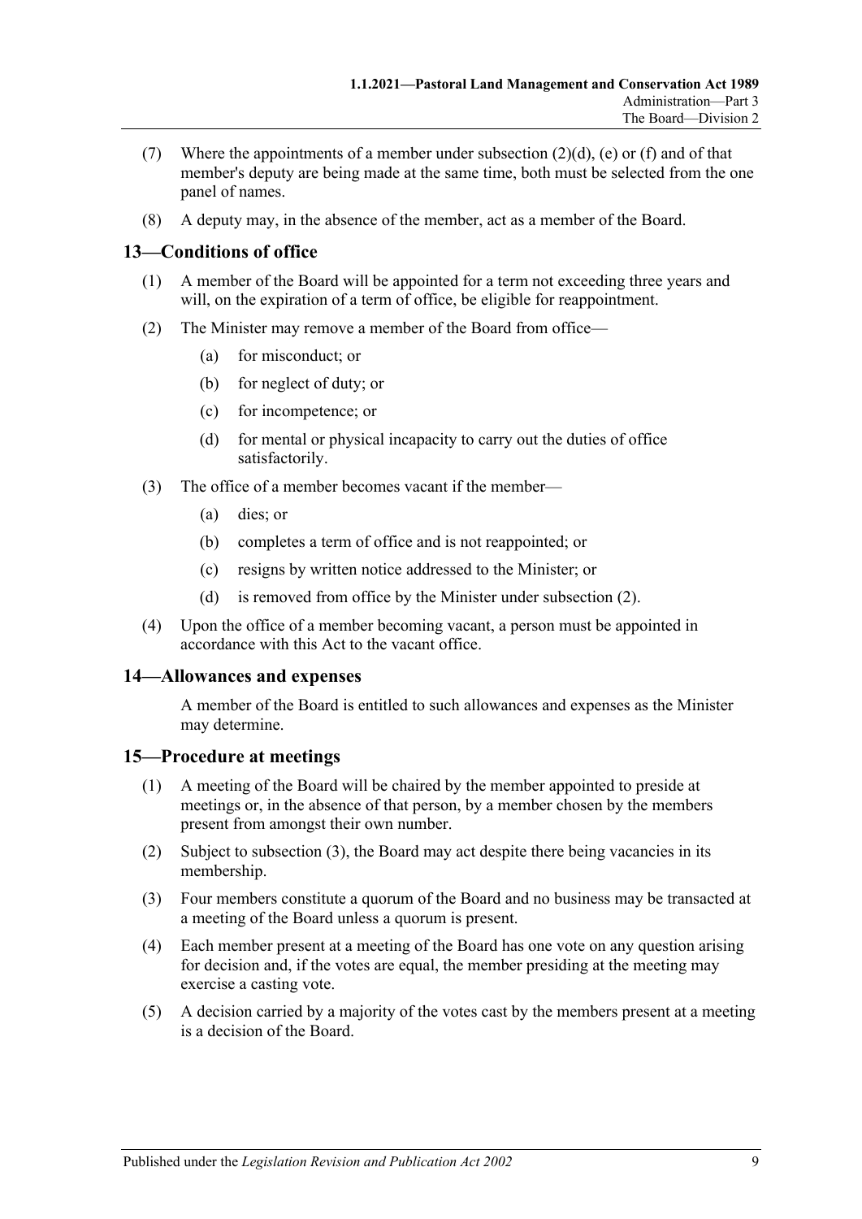(7) Where the appointments of a member under subsection (2)(d), (e) or (f) and of that member's deputy are being made at the same time, both must be selected from the one panel of names.

(8) A deputy may, in the absence of the member, act as a member of the Board.

## 13—Conditions of office

(1) A member of the Board will be appointed for a term not exceeding three years and will, on the expiration of a term of office, be eligible for reappointment.

(2) The Minister may remove a member of the Board from office—

- (a) for misconduct; or
- (b) for neglect of duty; or
- (c) for incompetence; or
- (d) for mental or physical incapacity to carry out the duties of office satisfactorily.

(3) The office of a member becomes vacant if the member—

- (a) dies; or
- (b) completes a term of office and is not reappointed; or
- (c) resigns by written notice addressed to the Minister; or
- (d) is removed from office by the Minister under subsection (2).

(4) Upon the office of a member becoming vacant, a person must be appointed in accordance with this Act to the vacant office.

## 14—Allowances and expenses

A member of the Board is entitled to such allowances and expenses as the Minister may determine.

## 15—Procedure at meetings

(1) A meeting of the Board will be chaired by the member appointed to preside at meetings or, in the absence of that person, by a member chosen by the members present from amongst their own number.

(2) Subject to subsection (3), the Board may act despite there being vacancies in its membership.

(3) Four members constitute a quorum of the Board and no business may be transacted at a meeting of the Board unless a quorum is present.

(4) Each member present at a meeting of the Board has one vote on any question arising for decision and, if the votes are equal, the member presiding at the meeting may exercise a casting vote.

(5) A decision carried by a majority of the votes cast by the members present at a meeting is a decision of the Board.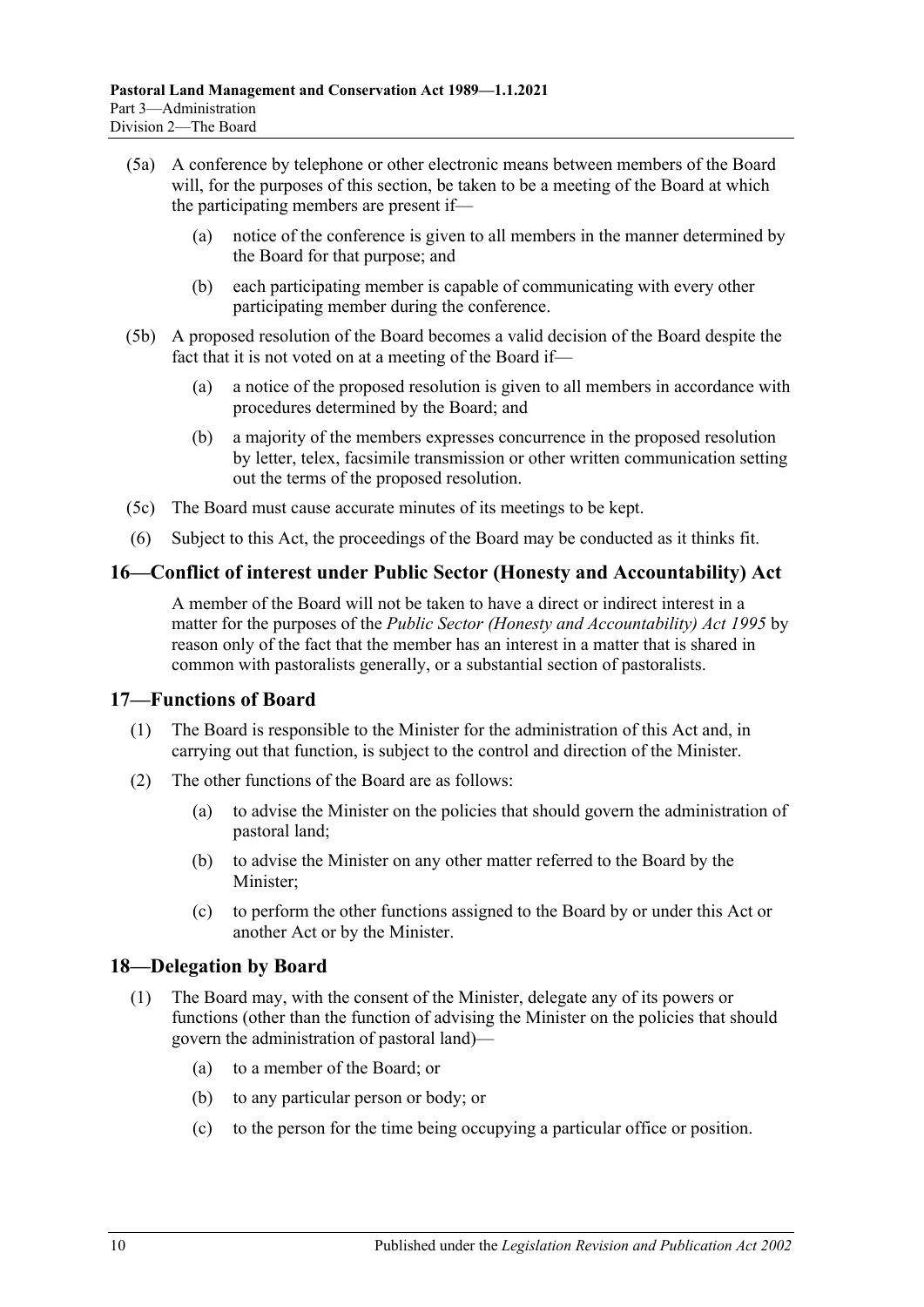(5a) A conference by telephone or other electronic means between members of the Board will, for the purposes of this section, be taken to be a meeting of the Board at which the participating members are present if—

(a) notice of the conference is given to all members in the manner determined by the Board for that purpose; and

(b) each participating member is capable of communicating with every other participating member during the conference.

(5b) A proposed resolution of the Board becomes a valid decision of the Board despite the fact that it is not voted on at a meeting of the Board if—

(a) a notice of the proposed resolution is given to all members in accordance with procedures determined by the Board; and

(b) a majority of the members expresses concurrence in the proposed resolution by letter, telex, facsimile transmission or other written communication setting out the terms of the proposed resolution.

(5c) The Board must cause accurate minutes of its meetings to be kept.

(6) Subject to this Act, the proceedings of the Board may be conducted as it thinks fit.

## 16—Conflict of interest under Public Sector (Honesty and Accountability) Act

A member of the Board will not be taken to have a direct or indirect interest in a matter for the purposes of the *Public Sector (Honesty and Accountability) Act 1995* by reason only of the fact that the member has an interest in a matter that is shared in common with pastoralists generally, or a substantial section of pastoralists.

## 17—Functions of Board

(1) The Board is responsible to the Minister for the administration of this Act and, in carrying out that function, is subject to the control and direction of the Minister.

(2) The other functions of the Board are as follows:

(a) to advise the Minister on the policies that should govern the administration of pastoral land;

(b) to advise the Minister on any other matter referred to the Board by the Minister;

(c) to perform the other functions assigned to the Board by or under this Act or another Act or by the Minister.

## 18—Delegation by Board

(1) The Board may, with the consent of the Minister, delegate any of its powers or functions (other than the function of advising the Minister on the policies that should govern the administration of pastoral land)—

(a) to a member of the Board; or

(b) to any particular person or body; or

(c) to the person for the time being occupying a particular office or position.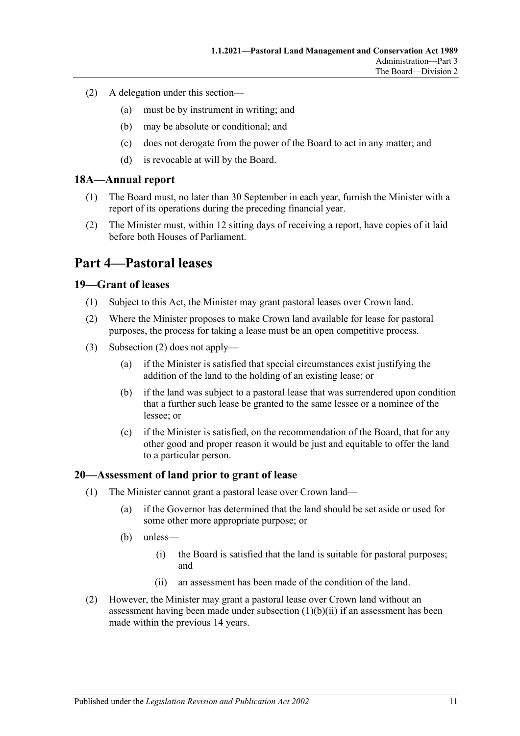(2) A delegation under this section—

(a) must be by instrument in writing; and

(b) may be absolute or conditional; and

(c) does not derogate from the power of the Board to act in any matter; and

(d) is revocable at will by the Board.

### 18A—Annual report

(1) The Board must, no later than 30 September in each year, furnish the Minister with a report of its operations during the preceding financial year.

(2) The Minister must, within 12 sitting days of receiving a report, have copies of it laid before both Houses of Parliament.

## Part 4—Pastoral leases

### 19—Grant of leases

(1) Subject to this Act, the Minister may grant pastoral leases over Crown land.

(2) Where the Minister proposes to make Crown land available for lease for pastoral purposes, the process for taking a lease must be an open competitive process.

(3) Subsection (2) does not apply—

(a) if the Minister is satisfied that special circumstances exist justifying the addition of the land to the holding of an existing lease; or

(b) if the land was subject to a pastoral lease that was surrendered upon condition that a further such lease be granted to the same lessee or a nominee of the lessee; or

(c) if the Minister is satisfied, on the recommendation of the Board, that for any other good and proper reason it would be just and equitable to offer the land to a particular person.

### 20—Assessment of land prior to grant of lease

(1) The Minister cannot grant a pastoral lease over Crown land—

(a) if the Governor has determined that the land should be set aside or used for some other more appropriate purpose; or

(b) unless—

(i) the Board is satisfied that the land is suitable for pastoral purposes; and

(ii) an assessment has been made of the condition of the land.

(2) However, the Minister may grant a pastoral lease over Crown land without an assessment having been made under subsection (1)(b)(ii) if an assessment has been made within the previous 14 years.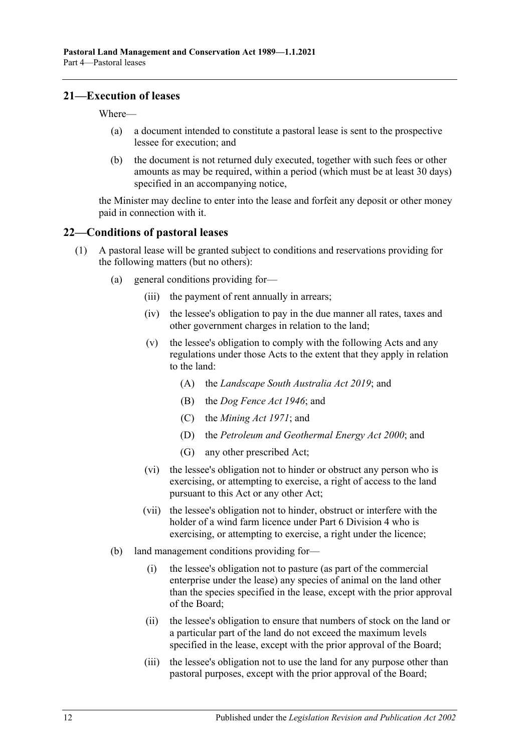## 21—Execution of leases

Where—

(a) a document intended to constitute a pastoral lease is sent to the prospective lessee for execution; and

(b) the document is not returned duly executed, together with such fees or other amounts as may be required, within a period (which must be at least 30 days) specified in an accompanying notice,

the Minister may decline to enter into the lease and forfeit any deposit or other money paid in connection with it.

## 22—Conditions of pastoral leases

(1) A pastoral lease will be granted subject to conditions and reservations providing for the following matters (but no others):

(a) general conditions providing for—

(iii) the payment of rent annually in arrears;

(iv) the lessee's obligation to pay in the due manner all rates, taxes and other government charges in relation to the land;

(v) the lessee's obligation to comply with the following Acts and any regulations under those Acts to the extent that they apply in relation to the land:

(A) the *Landscape South Australia Act 2019*; and

(B) the *Dog Fence Act 1946*; and

(C) the *Mining Act 1971*; and

(D) the *Petroleum and Geothermal Energy Act 2000*; and

(G) any other prescribed Act;

(vi) the lessee's obligation not to hinder or obstruct any person who is exercising, or attempting to exercise, a right of access to the land pursuant to this Act or any other Act;

(vii) the lessee's obligation not to hinder, obstruct or interfere with the holder of a wind farm licence under Part 6 Division 4 who is exercising, or attempting to exercise, a right under the licence;

(b) land management conditions providing for—

(i) the lessee's obligation not to pasture (as part of the commercial enterprise under the lease) any species of animal on the land other than the species specified in the lease, except with the prior approval of the Board;

(ii) the lessee's obligation to ensure that numbers of stock on the land or a particular part of the land do not exceed the maximum levels specified in the lease, except with the prior approval of the Board;

(iii) the lessee's obligation not to use the land for any purpose other than pastoral purposes, except with the prior approval of the Board;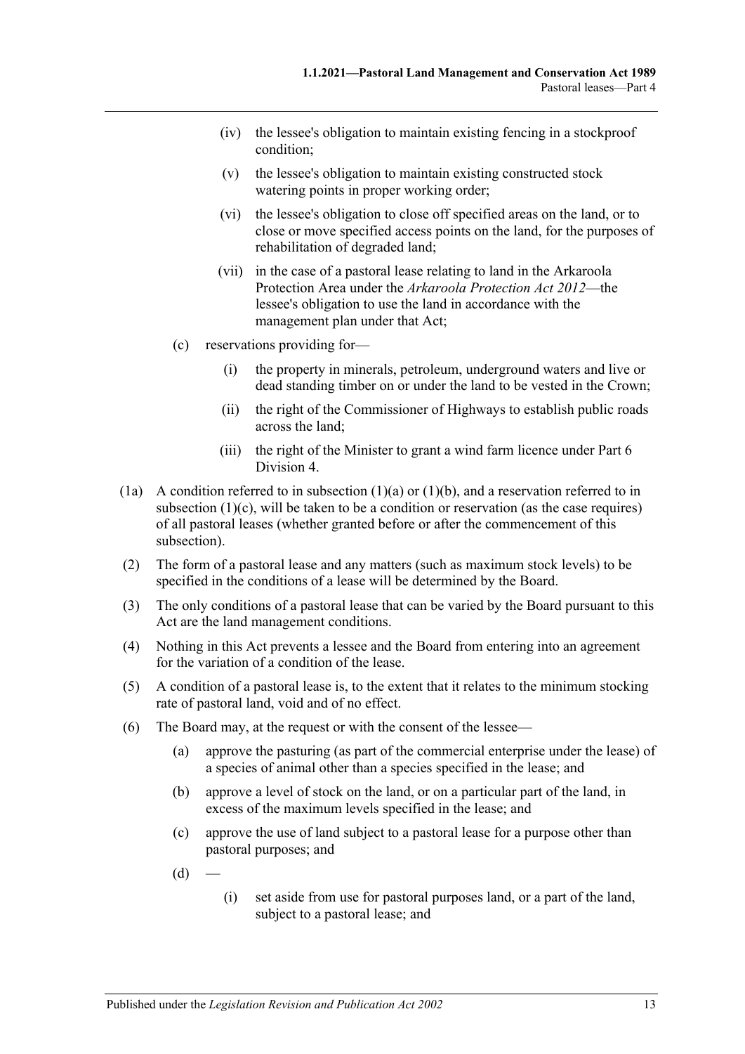(iv) the lessee's obligation to maintain existing fencing in a stockproof condition;

(v) the lessee's obligation to maintain existing constructed stock watering points in proper working order;

(vi) the lessee's obligation to close off specified areas on the land, or to close or move specified access points on the land, for the purposes of rehabilitation of degraded land;

(vii) in the case of a pastoral lease relating to land in the Arkaroola Protection Area under the *Arkaroola Protection Act 2012*—the lessee's obligation to use the land in accordance with the management plan under that Act;

(c) reservations providing for—

(i) the property in minerals, petroleum, underground waters and live or dead standing timber on or under the land to be vested in the Crown;

(ii) the right of the Commissioner of Highways to establish public roads across the land;

(iii) the right of the Minister to grant a wind farm licence under Part 6 Division 4.

(1a) A condition referred to in subsection (1)(a) or (1)(b), and a reservation referred to in subsection (1)(c), will be taken to be a condition or reservation (as the case requires) of all pastoral leases (whether granted before or after the commencement of this subsection).

(2) The form of a pastoral lease and any matters (such as maximum stock levels) to be specified in the conditions of a lease will be determined by the Board.

(3) The only conditions of a pastoral lease that can be varied by the Board pursuant to this Act are the land management conditions.

(4) Nothing in this Act prevents a lessee and the Board from entering into an agreement for the variation of a condition of the lease.

(5) A condition of a pastoral lease is, to the extent that it relates to the minimum stocking rate of pastoral land, void and of no effect.

(6) The Board may, at the request or with the consent of the lessee—

(a) approve the pasturing (as part of the commercial enterprise under the lease) of a species of animal other than a species specified in the lease; and

(b) approve a level of stock on the land, or on a particular part of the land, in excess of the maximum levels specified in the lease; and

(c) approve the use of land subject to a pastoral lease for a purpose other than pastoral purposes; and

(d) —

(i) set aside from use for pastoral purposes land, or a part of the land, subject to a pastoral lease; and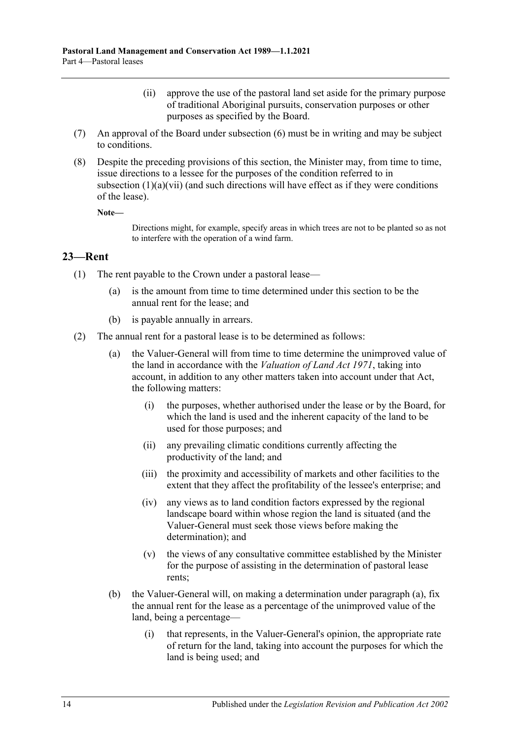(ii) approve the use of the pastoral land set aside for the primary purpose of traditional Aboriginal pursuits, conservation purposes or other purposes as specified by the Board.

(7) An approval of the Board under subsection (6) must be in writing and may be subject to conditions.

(8) Despite the preceding provisions of this section, the Minister may, from time to time, issue directions to a lessee for the purposes of the condition referred to in subsection (1)(a)(vii) (and such directions will have effect as if they were conditions of the lease).

**Note—**

Directions might, for example, specify areas in which trees are not to be planted so as not to interfere with the operation of a wind farm.

## 23—Rent

(1) The rent payable to the Crown under a pastoral lease—

(a) is the amount from time to time determined under this section to be the annual rent for the lease; and

(b) is payable annually in arrears.

(2) The annual rent for a pastoral lease is to be determined as follows:

(a) the Valuer-General will from time to time determine the unimproved value of the land in accordance with the *Valuation of Land Act 1971*, taking into account, in addition to any other matters taken into account under that Act, the following matters:

(i) the purposes, whether authorised under the lease or by the Board, for which the land is used and the inherent capacity of the land to be used for those purposes; and

(ii) any prevailing climatic conditions currently affecting the productivity of the land; and

(iii) the proximity and accessibility of markets and other facilities to the extent that they affect the profitability of the lessee's enterprise; and

(iv) any views as to land condition factors expressed by the regional landscape board within whose region the land is situated (and the Valuer-General must seek those views before making the determination); and

(v) the views of any consultative committee established by the Minister for the purpose of assisting in the determination of pastoral lease rents;

(b) the Valuer-General will, on making a determination under paragraph (a), fix the annual rent for the lease as a percentage of the unimproved value of the land, being a percentage—

(i) that represents, in the Valuer-General's opinion, the appropriate rate of return for the land, taking into account the purposes for which the land is being used; and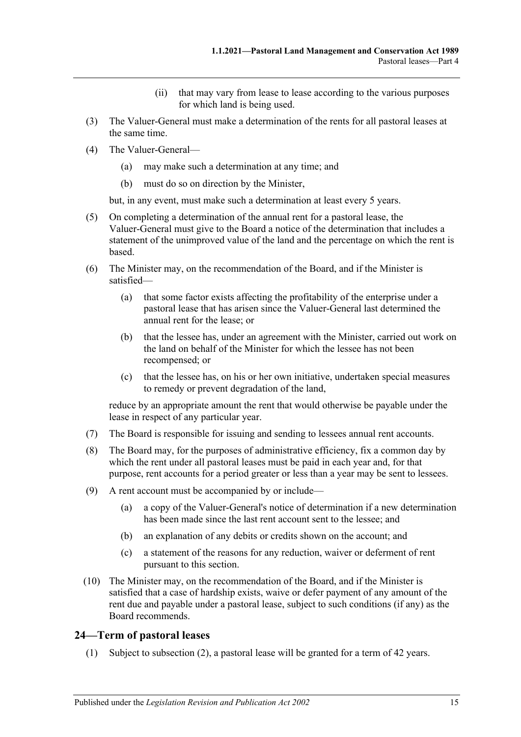(ii) that may vary from lease to lease according to the various purposes for which land is being used.

(3) The Valuer-General must make a determination of the rents for all pastoral leases at the same time.

(4) The Valuer-General—

(a) may make such a determination at any time; and

(b) must do so on direction by the Minister,

but, in any event, must make such a determination at least every 5 years.

(5) On completing a determination of the annual rent for a pastoral lease, the Valuer-General must give to the Board a notice of the determination that includes a statement of the unimproved value of the land and the percentage on which the rent is based.

(6) The Minister may, on the recommendation of the Board, and if the Minister is satisfied—

(a) that some factor exists affecting the profitability of the enterprise under a pastoral lease that has arisen since the Valuer-General last determined the annual rent for the lease; or

(b) that the lessee has, under an agreement with the Minister, carried out work on the land on behalf of the Minister for which the lessee has not been recompensed; or

(c) that the lessee has, on his or her own initiative, undertaken special measures to remedy or prevent degradation of the land,

reduce by an appropriate amount the rent that would otherwise be payable under the lease in respect of any particular year.

(7) The Board is responsible for issuing and sending to lessees annual rent accounts.

(8) The Board may, for the purposes of administrative efficiency, fix a common day by which the rent under all pastoral leases must be paid in each year and, for that purpose, rent accounts for a period greater or less than a year may be sent to lessees.

(9) A rent account must be accompanied by or include—

(a) a copy of the Valuer-General's notice of determination if a new determination has been made since the last rent account sent to the lessee; and

(b) an explanation of any debits or credits shown on the account; and

(c) a statement of the reasons for any reduction, waiver or deferment of rent pursuant to this section.

(10) The Minister may, on the recommendation of the Board, and if the Minister is satisfied that a case of hardship exists, waive or defer payment of any amount of the rent due and payable under a pastoral lease, subject to such conditions (if any) as the Board recommends.

## 24—Term of pastoral leases

(1) Subject to subsection (2), a pastoral lease will be granted for a term of 42 years.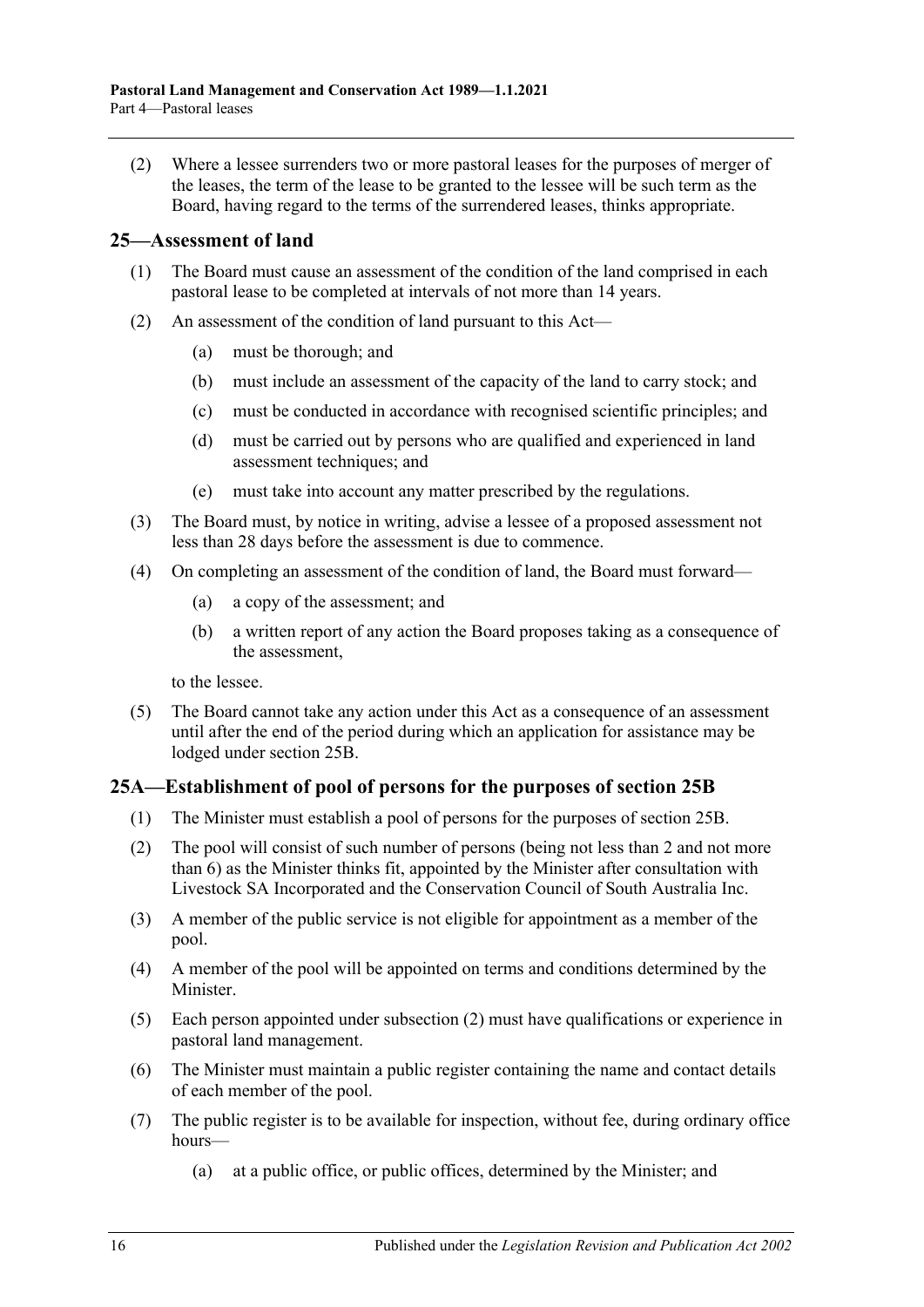(2) Where a lessee surrenders two or more pastoral leases for the purposes of merger of the leases, the term of the lease to be granted to the lessee will be such term as the Board, having regard to the terms of the surrendered leases, thinks appropriate.

## 25—Assessment of land

(1) The Board must cause an assessment of the condition of the land comprised in each pastoral lease to be completed at intervals of not more than 14 years.

(2) An assessment of the condition of land pursuant to this Act—

(a) must be thorough; and

(b) must include an assessment of the capacity of the land to carry stock; and

(c) must be conducted in accordance with recognised scientific principles; and

(d) must be carried out by persons who are qualified and experienced in land assessment techniques; and

(e) must take into account any matter prescribed by the regulations.

(3) The Board must, by notice in writing, advise a lessee of a proposed assessment not less than 28 days before the assessment is due to commence.

(4) On completing an assessment of the condition of land, the Board must forward—

(a) a copy of the assessment; and

(b) a written report of any action the Board proposes taking as a consequence of the assessment,

to the lessee.

(5) The Board cannot take any action under this Act as a consequence of an assessment until after the end of the period during which an application for assistance may be lodged under section 25B.

## 25A—Establishment of pool of persons for the purposes of section 25B

(1) The Minister must establish a pool of persons for the purposes of section 25B.

(2) The pool will consist of such number of persons (being not less than 2 and not more than 6) as the Minister thinks fit, appointed by the Minister after consultation with Livestock SA Incorporated and the Conservation Council of South Australia Inc.

(3) A member of the public service is not eligible for appointment as a member of the pool.

(4) A member of the pool will be appointed on terms and conditions determined by the Minister.

(5) Each person appointed under subsection (2) must have qualifications or experience in pastoral land management.

(6) The Minister must maintain a public register containing the name and contact details of each member of the pool.

(7) The public register is to be available for inspection, without fee, during ordinary office hours—

(a) at a public office, or public offices, determined by the Minister; and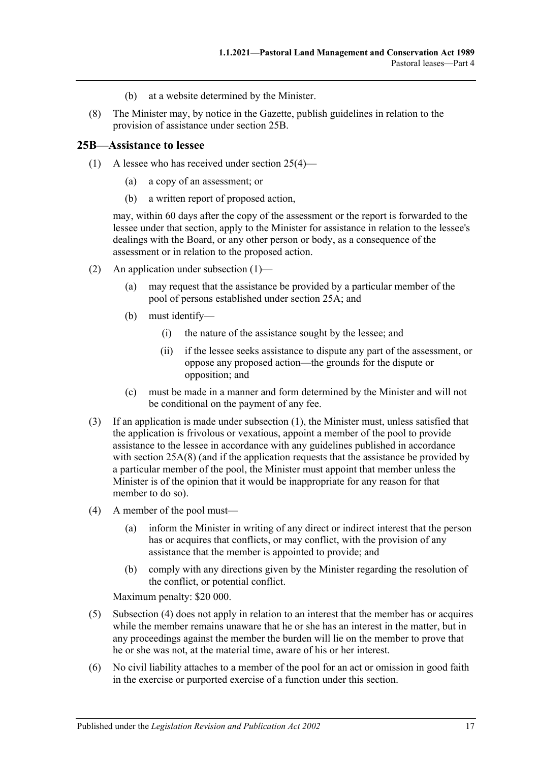(b) at a website determined by the Minister.

(8) The Minister may, by notice in the Gazette, publish guidelines in relation to the provision of assistance under section 25B.

## 25B—Assistance to lessee

(1) A lessee who has received under section 25(4)—

(a) a copy of an assessment; or

(b) a written report of proposed action,

may, within 60 days after the copy of the assessment or the report is forwarded to the lessee under that section, apply to the Minister for assistance in relation to the lessee's dealings with the Board, or any other person or body, as a consequence of the assessment or in relation to the proposed action.

(2) An application under subsection (1)—

(a) may request that the assistance be provided by a particular member of the pool of persons established under section 25A; and

(b) must identify—

(i) the nature of the assistance sought by the lessee; and

(ii) if the lessee seeks assistance to dispute any part of the assessment, or oppose any proposed action—the grounds for the dispute or opposition; and

(c) must be made in a manner and form determined by the Minister and will not be conditional on the payment of any fee.

(3) If an application is made under subsection (1), the Minister must, unless satisfied that the application is frivolous or vexatious, appoint a member of the pool to provide assistance to the lessee in accordance with any guidelines published in accordance with section 25A(8) (and if the application requests that the assistance be provided by a particular member of the pool, the Minister must appoint that member unless the Minister is of the opinion that it would be inappropriate for any reason for that member to do so).

(4) A member of the pool must—

(a) inform the Minister in writing of any direct or indirect interest that the person has or acquires that conflicts, or may conflict, with the provision of any assistance that the member is appointed to provide; and

(b) comply with any directions given by the Minister regarding the resolution of the conflict, or potential conflict.

Maximum penalty: $20 000.

(5) Subsection (4) does not apply in relation to an interest that the member has or acquires while the member remains unaware that he or she has an interest in the matter, but in any proceedings against the member the burden will lie on the member to prove that he or she was not, at the material time, aware of his or her interest.

(6) No civil liability attaches to a member of the pool for an act or omission in good faith in the exercise or purported exercise of a function under this section.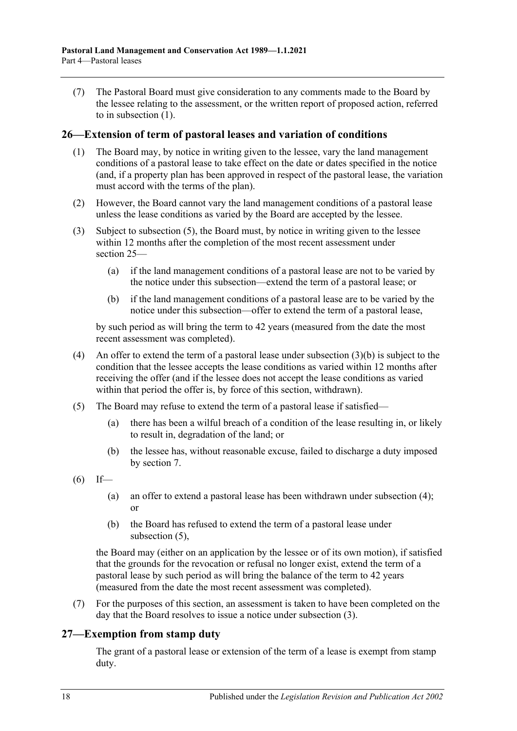(7) The Pastoral Board must give consideration to any comments made to the Board by the lessee relating to the assessment, or the written report of proposed action, referred to in subsection (1).

## 26—Extension of term of pastoral leases and variation of conditions

(1) The Board may, by notice in writing given to the lessee, vary the land management conditions of a pastoral lease to take effect on the date or dates specified in the notice (and, if a property plan has been approved in respect of the pastoral lease, the variation must accord with the terms of the plan).

(2) However, the Board cannot vary the land management conditions of a pastoral lease unless the lease conditions as varied by the Board are accepted by the lessee.

(3) Subject to subsection (5), the Board must, by notice in writing given to the lessee within 12 months after the completion of the most recent assessment under section 25—

(a) if the land management conditions of a pastoral lease are not to be varied by the notice under this subsection—extend the term of a pastoral lease; or

(b) if the land management conditions of a pastoral lease are to be varied by the notice under this subsection—offer to extend the term of a pastoral lease,

by such period as will bring the term to 42 years (measured from the date the most recent assessment was completed).

(4) An offer to extend the term of a pastoral lease under subsection (3)(b) is subject to the condition that the lessee accepts the lease conditions as varied within 12 months after receiving the offer (and if the lessee does not accept the lease conditions as varied within that period the offer is, by force of this section, withdrawn).

(5) The Board may refuse to extend the term of a pastoral lease if satisfied—

(a) there has been a wilful breach of a condition of the lease resulting in, or likely to result in, degradation of the land; or

(b) the lessee has, without reasonable excuse, failed to discharge a duty imposed by section 7.

(6) If—

(a) an offer to extend a pastoral lease has been withdrawn under subsection (4); or

(b) the Board has refused to extend the term of a pastoral lease under subsection (5),

the Board may (either on an application by the lessee or of its own motion), if satisfied that the grounds for the revocation or refusal no longer exist, extend the term of a pastoral lease by such period as will bring the balance of the term to 42 years (measured from the date the most recent assessment was completed).

(7) For the purposes of this section, an assessment is taken to have been completed on the day that the Board resolves to issue a notice under subsection (3).

## 27—Exemption from stamp duty

The grant of a pastoral lease or extension of the term of a lease is exempt from stamp duty.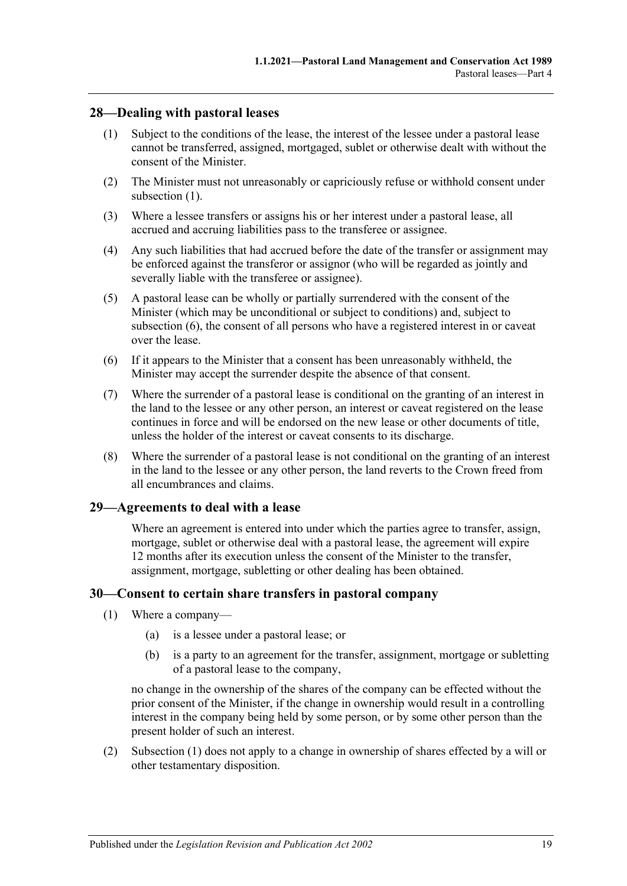## 28—Dealing with pastoral leases

(1) Subject to the conditions of the lease, the interest of the lessee under a pastoral lease cannot be transferred, assigned, mortgaged, sublet or otherwise dealt with without the consent of the Minister.

(2) The Minister must not unreasonably or capriciously refuse or withhold consent under subsection (1).

(3) Where a lessee transfers or assigns his or her interest under a pastoral lease, all accrued and accruing liabilities pass to the transferee or assignee.

(4) Any such liabilities that had accrued before the date of the transfer or assignment may be enforced against the transferor or assignor (who will be regarded as jointly and severally liable with the transferee or assignee).

(5) A pastoral lease can be wholly or partially surrendered with the consent of the Minister (which may be unconditional or subject to conditions) and, subject to subsection (6), the consent of all persons who have a registered interest in or caveat over the lease.

(6) If it appears to the Minister that a consent has been unreasonably withheld, the Minister may accept the surrender despite the absence of that consent.

(7) Where the surrender of a pastoral lease is conditional on the granting of an interest in the land to the lessee or any other person, an interest or caveat registered on the lease continues in force and will be endorsed on the new lease or other documents of title, unless the holder of the interest or caveat consents to its discharge.

(8) Where the surrender of a pastoral lease is not conditional on the granting of an interest in the land to the lessee or any other person, the land reverts to the Crown freed from all encumbrances and claims.

## 29—Agreements to deal with a lease

Where an agreement is entered into under which the parties agree to transfer, assign, mortgage, sublet or otherwise deal with a pastoral lease, the agreement will expire 12 months after its execution unless the consent of the Minister to the transfer, assignment, mortgage, subletting or other dealing has been obtained.

## 30—Consent to certain share transfers in pastoral company

(1) Where a company—

(a) is a lessee under a pastoral lease; or

(b) is a party to an agreement for the transfer, assignment, mortgage or subletting of a pastoral lease to the company,

no change in the ownership of the shares of the company can be effected without the prior consent of the Minister, if the change in ownership would result in a controlling interest in the company being held by some person, or by some other person than the present holder of such an interest.

(2) Subsection (1) does not apply to a change in ownership of shares effected by a will or other testamentary disposition.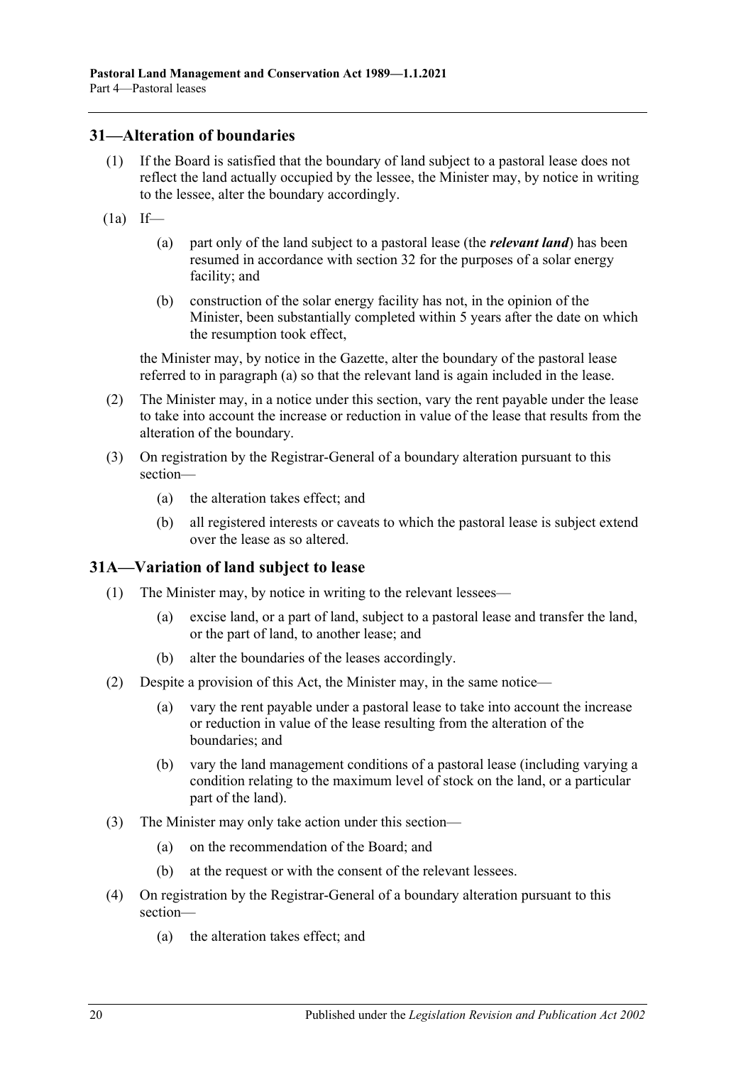## 31—Alteration of boundaries

(1) If the Board is satisfied that the boundary of land subject to a pastoral lease does not reflect the land actually occupied by the lessee, the Minister may, by notice in writing to the lessee, alter the boundary accordingly.

(1a) If—

(a) part only of the land subject to a pastoral lease (the ***relevant land***) has been resumed in accordance with section 32 for the purposes of a solar energy facility; and

(b) construction of the solar energy facility has not, in the opinion of the Minister, been substantially completed within 5 years after the date on which the resumption took effect,

the Minister may, by notice in the Gazette, alter the boundary of the pastoral lease referred to in paragraph (a) so that the relevant land is again included in the lease.

(2) The Minister may, in a notice under this section, vary the rent payable under the lease to take into account the increase or reduction in value of the lease that results from the alteration of the boundary.

(3) On registration by the Registrar-General of a boundary alteration pursuant to this section—

(a) the alteration takes effect; and

(b) all registered interests or caveats to which the pastoral lease is subject extend over the lease as so altered.

## 31A—Variation of land subject to lease

(1) The Minister may, by notice in writing to the relevant lessees—

(a) excise land, or a part of land, subject to a pastoral lease and transfer the land, or the part of land, to another lease; and

(b) alter the boundaries of the leases accordingly.

(2) Despite a provision of this Act, the Minister may, in the same notice—

(a) vary the rent payable under a pastoral lease to take into account the increase or reduction in value of the lease resulting from the alteration of the boundaries; and

(b) vary the land management conditions of a pastoral lease (including varying a condition relating to the maximum level of stock on the land, or a particular part of the land).

(3) The Minister may only take action under this section—

(a) on the recommendation of the Board; and

(b) at the request or with the consent of the relevant lessees.

(4) On registration by the Registrar-General of a boundary alteration pursuant to this section—

(a) the alteration takes effect; and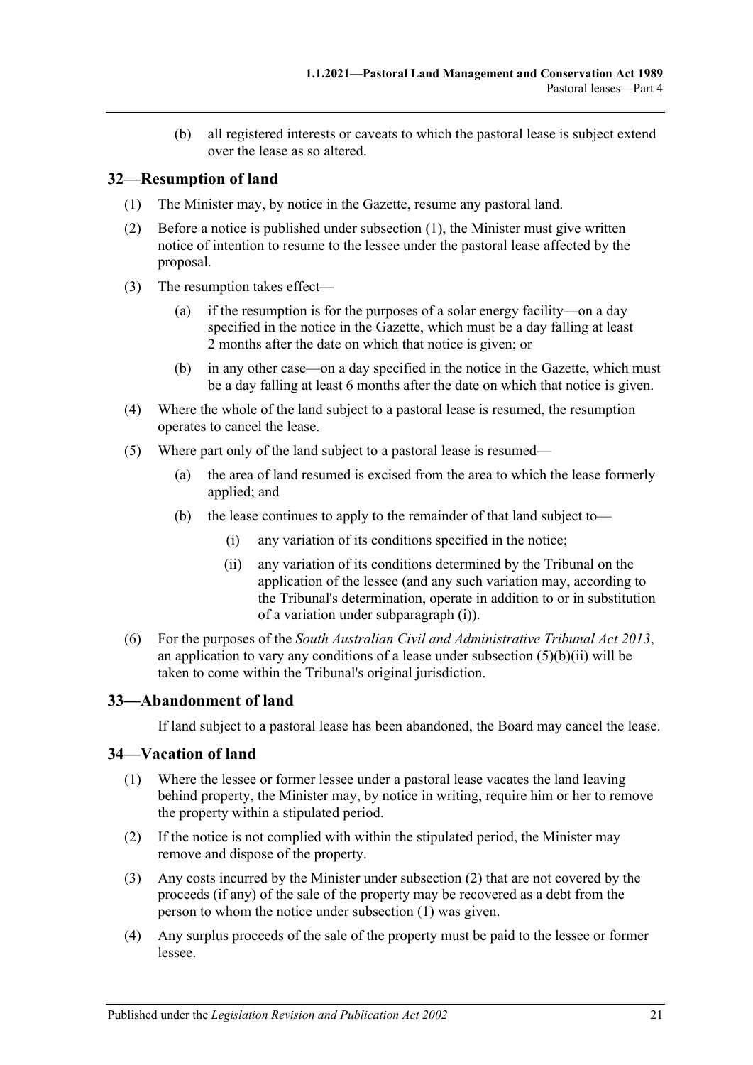(b) all registered interests or caveats to which the pastoral lease is subject extend over the lease as so altered.

## 32—Resumption of land

(1) The Minister may, by notice in the Gazette, resume any pastoral land.

(2) Before a notice is published under subsection (1), the Minister must give written notice of intention to resume to the lessee under the pastoral lease affected by the proposal.

(3) The resumption takes effect—

(a) if the resumption is for the purposes of a solar energy facility—on a day specified in the notice in the Gazette, which must be a day falling at least 2 months after the date on which that notice is given; or

(b) in any other case—on a day specified in the notice in the Gazette, which must be a day falling at least 6 months after the date on which that notice is given.

(4) Where the whole of the land subject to a pastoral lease is resumed, the resumption operates to cancel the lease.

(5) Where part only of the land subject to a pastoral lease is resumed—

(a) the area of land resumed is excised from the area to which the lease formerly applied; and

(b) the lease continues to apply to the remainder of that land subject to—

(i) any variation of its conditions specified in the notice;

(ii) any variation of its conditions determined by the Tribunal on the application of the lessee (and any such variation may, according to the Tribunal's determination, operate in addition to or in substitution of a variation under subparagraph (i)).

(6) For the purposes of the *South Australian Civil and Administrative Tribunal Act 2013*, an application to vary any conditions of a lease under subsection (5)(b)(ii) will be taken to come within the Tribunal's original jurisdiction.

## 33—Abandonment of land

If land subject to a pastoral lease has been abandoned, the Board may cancel the lease.

## 34—Vacation of land

(1) Where the lessee or former lessee under a pastoral lease vacates the land leaving behind property, the Minister may, by notice in writing, require him or her to remove the property within a stipulated period.

(2) If the notice is not complied with within the stipulated period, the Minister may remove and dispose of the property.

(3) Any costs incurred by the Minister under subsection (2) that are not covered by the proceeds (if any) of the sale of the property may be recovered as a debt from the person to whom the notice under subsection (1) was given.

(4) Any surplus proceeds of the sale of the property must be paid to the lessee or former lessee.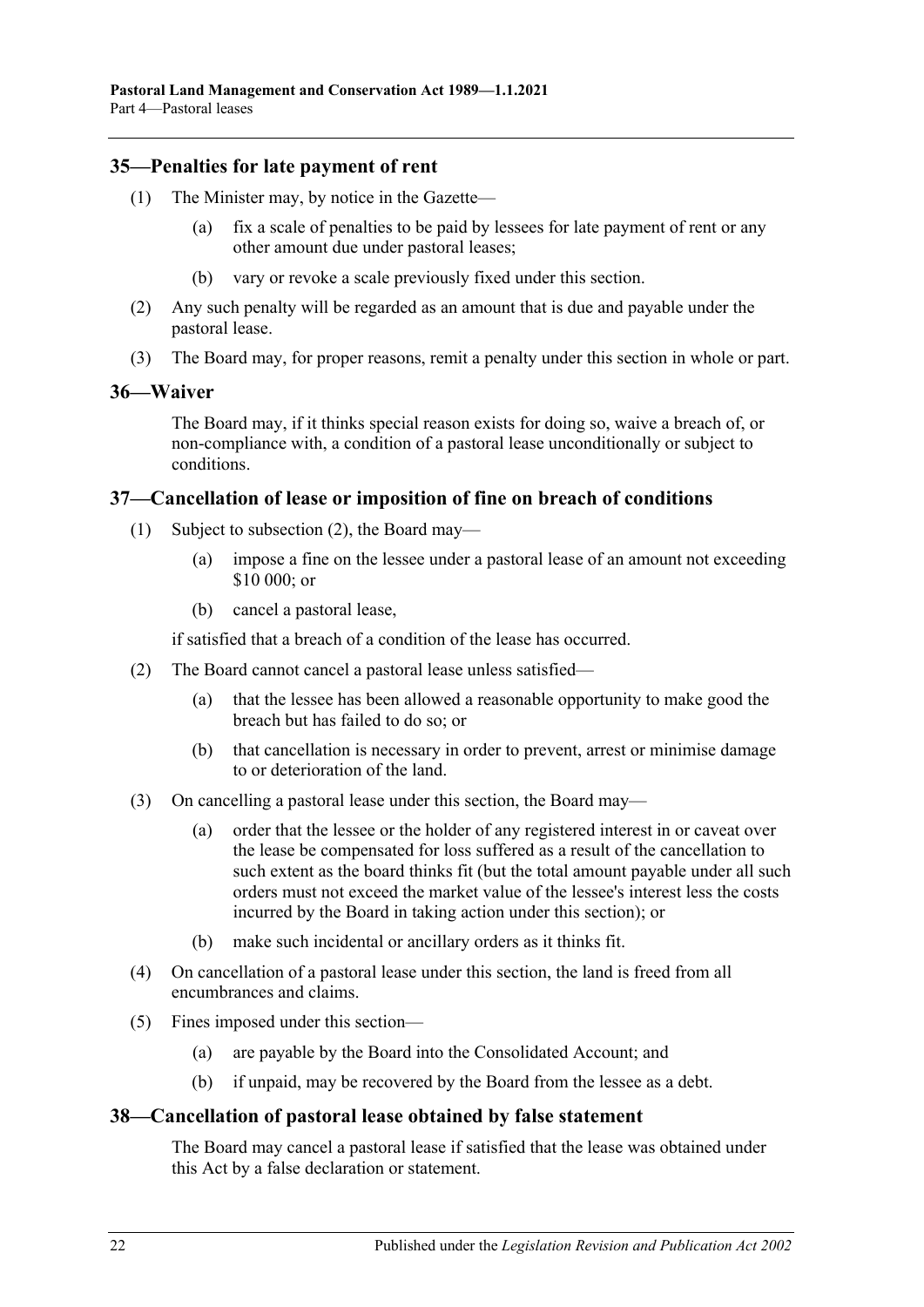## 35—Penalties for late payment of rent

(1) The Minister may, by notice in the Gazette—

(a) fix a scale of penalties to be paid by lessees for late payment of rent or any other amount due under pastoral leases;

(b) vary or revoke a scale previously fixed under this section.

(2) Any such penalty will be regarded as an amount that is due and payable under the pastoral lease.

(3) The Board may, for proper reasons, remit a penalty under this section in whole or part.

## 36—Waiver

The Board may, if it thinks special reason exists for doing so, waive a breach of, or non-compliance with, a condition of a pastoral lease unconditionally or subject to conditions.

## 37—Cancellation of lease or imposition of fine on breach of conditions

(1) Subject to subsection (2), the Board may—

(a) impose a fine on the lessee under a pastoral lease of an amount not exceeding $10 000; or

(b) cancel a pastoral lease,

if satisfied that a breach of a condition of the lease has occurred.

(2) The Board cannot cancel a pastoral lease unless satisfied—

(a) that the lessee has been allowed a reasonable opportunity to make good the breach but has failed to do so; or

(b) that cancellation is necessary in order to prevent, arrest or minimise damage to or deterioration of the land.

(3) On cancelling a pastoral lease under this section, the Board may—

(a) order that the lessee or the holder of any registered interest in or caveat over the lease be compensated for loss suffered as a result of the cancellation to such extent as the board thinks fit (but the total amount payable under all such orders must not exceed the market value of the lessee's interest less the costs incurred by the Board in taking action under this section); or

(b) make such incidental or ancillary orders as it thinks fit.

(4) On cancellation of a pastoral lease under this section, the land is freed from all encumbrances and claims.

(5) Fines imposed under this section—

(a) are payable by the Board into the Consolidated Account; and

(b) if unpaid, may be recovered by the Board from the lessee as a debt.

## 38—Cancellation of pastoral lease obtained by false statement

The Board may cancel a pastoral lease if satisfied that the lease was obtained under this Act by a false declaration or statement.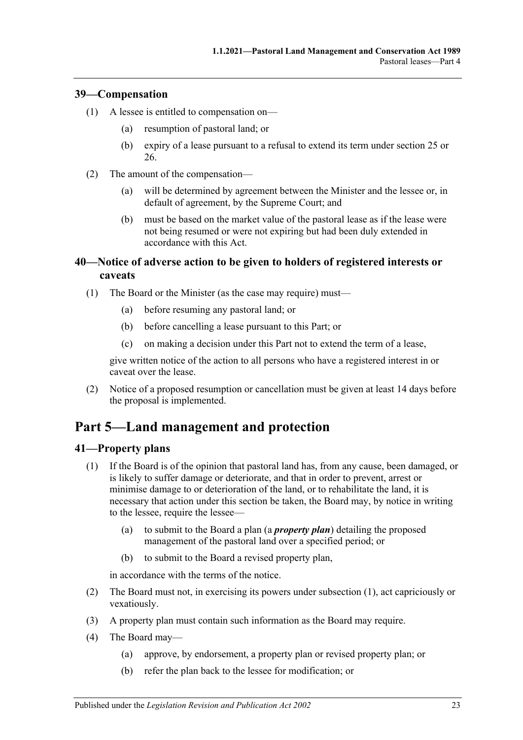## 39—Compensation

(1) A lessee is entitled to compensation on—

(a) resumption of pastoral land; or

(b) expiry of a lease pursuant to a refusal to extend its term under section 25 or 26.

(2) The amount of the compensation—

(a) will be determined by agreement between the Minister and the lessee or, in default of agreement, by the Supreme Court; and

(b) must be based on the market value of the pastoral lease as if the lease were not being resumed or were not expiring but had been duly extended in accordance with this Act.

## 40—Notice of adverse action to be given to holders of registered interests or caveats

(1) The Board or the Minister (as the case may require) must—

(a) before resuming any pastoral land; or

(b) before cancelling a lease pursuant to this Part; or

(c) on making a decision under this Part not to extend the term of a lease,

give written notice of the action to all persons who have a registered interest in or caveat over the lease.

(2) Notice of a proposed resumption or cancellation must be given at least 14 days before the proposal is implemented.

# Part 5—Land management and protection

## 41—Property plans

(1) If the Board is of the opinion that pastoral land has, from any cause, been damaged, or is likely to suffer damage or deteriorate, and that in order to prevent, arrest or minimise damage to or deterioration of the land, or to rehabilitate the land, it is necessary that action under this section be taken, the Board may, by notice in writing to the lessee, require the lessee—

(a) to submit to the Board a plan (a ***property plan***) detailing the proposed management of the pastoral land over a specified period; or

(b) to submit to the Board a revised property plan,

in accordance with the terms of the notice.

(2) The Board must not, in exercising its powers under subsection (1), act capriciously or vexatiously.

(3) A property plan must contain such information as the Board may require.

(4) The Board may—

(a) approve, by endorsement, a property plan or revised property plan; or

(b) refer the plan back to the lessee for modification; or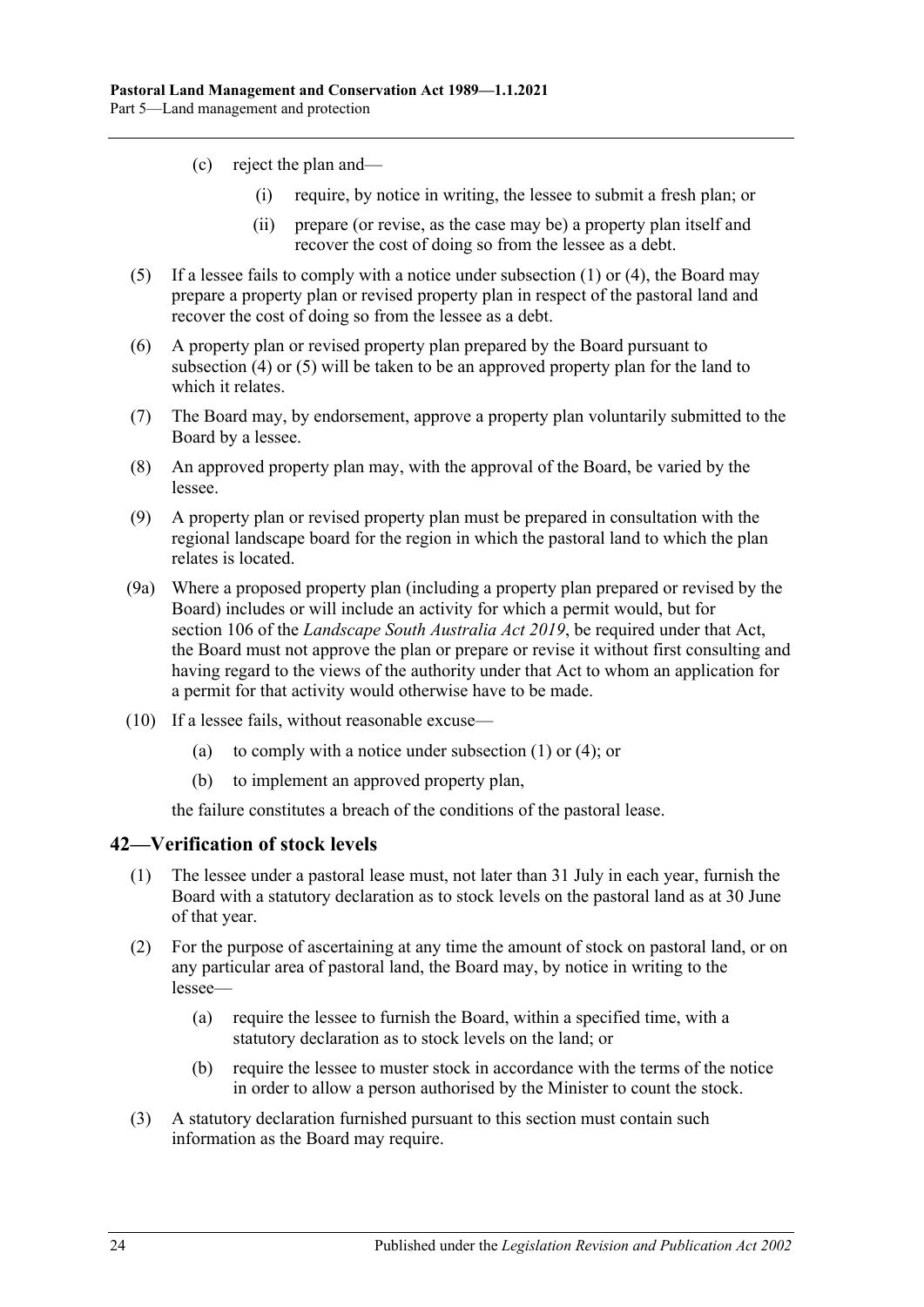(c) reject the plan and—

(i) require, by notice in writing, the lessee to submit a fresh plan; or

(ii) prepare (or revise, as the case may be) a property plan itself and recover the cost of doing so from the lessee as a debt.

(5) If a lessee fails to comply with a notice under subsection (1) or (4), the Board may prepare a property plan or revised property plan in respect of the pastoral land and recover the cost of doing so from the lessee as a debt.

(6) A property plan or revised property plan prepared by the Board pursuant to subsection (4) or (5) will be taken to be an approved property plan for the land to which it relates.

(7) The Board may, by endorsement, approve a property plan voluntarily submitted to the Board by a lessee.

(8) An approved property plan may, with the approval of the Board, be varied by the lessee.

(9) A property plan or revised property plan must be prepared in consultation with the regional landscape board for the region in which the pastoral land to which the plan relates is located.

(9a) Where a proposed property plan (including a property plan prepared or revised by the Board) includes or will include an activity for which a permit would, but for section 106 of the *Landscape South Australia Act 2019*, be required under that Act, the Board must not approve the plan or prepare or revise it without first consulting and having regard to the views of the authority under that Act to whom an application for a permit for that activity would otherwise have to be made.

(10) If a lessee fails, without reasonable excuse—

(a) to comply with a notice under subsection (1) or (4); or

(b) to implement an approved property plan,

the failure constitutes a breach of the conditions of the pastoral lease.

## 42—Verification of stock levels

(1) The lessee under a pastoral lease must, not later than 31 July in each year, furnish the Board with a statutory declaration as to stock levels on the pastoral land as at 30 June of that year.

(2) For the purpose of ascertaining at any time the amount of stock on pastoral land, or on any particular area of pastoral land, the Board may, by notice in writing to the lessee—

(a) require the lessee to furnish the Board, within a specified time, with a statutory declaration as to stock levels on the land; or

(b) require the lessee to muster stock in accordance with the terms of the notice in order to allow a person authorised by the Minister to count the stock.

(3) A statutory declaration furnished pursuant to this section must contain such information as the Board may require.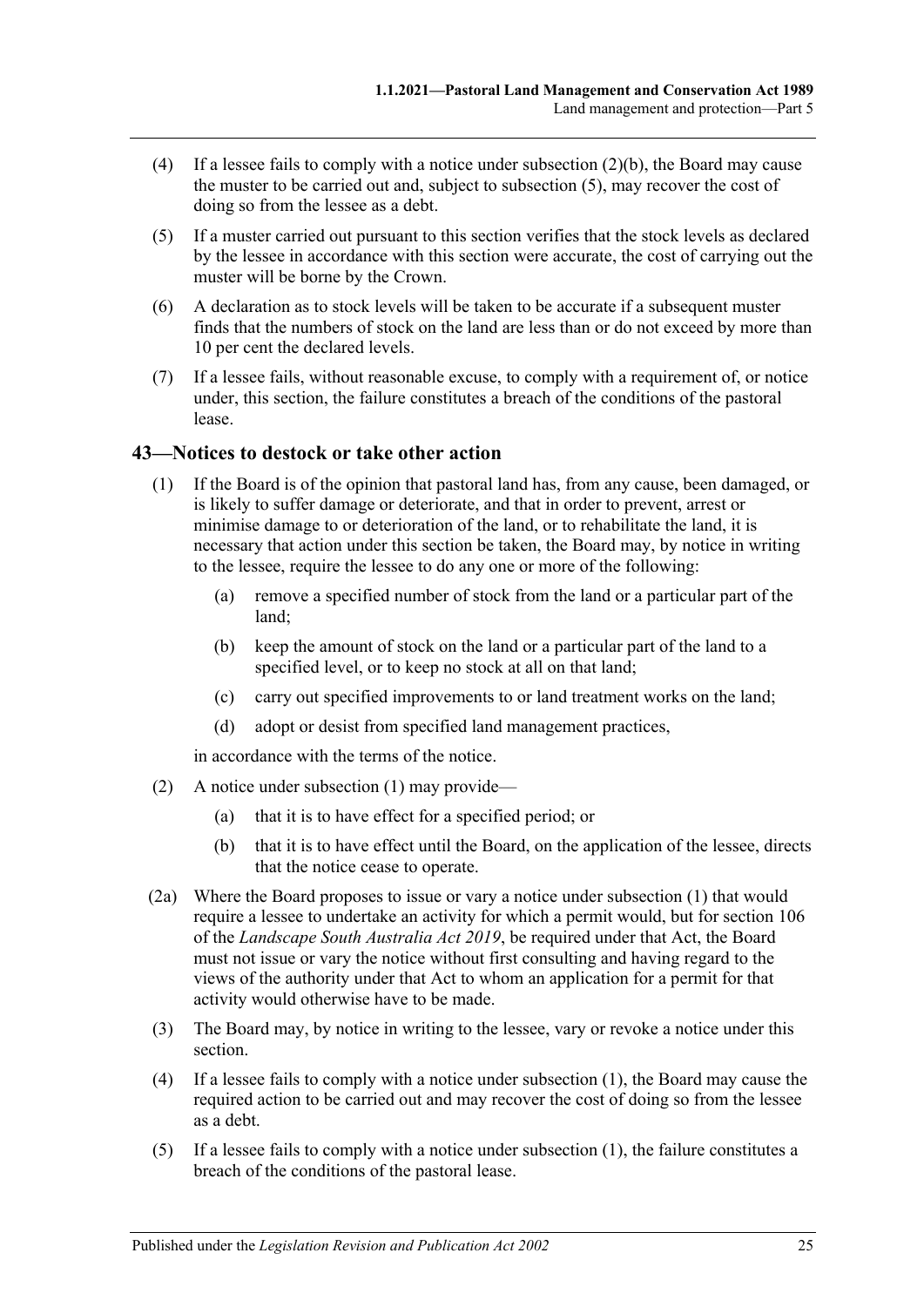(4) If a lessee fails to comply with a notice under subsection (2)(b), the Board may cause the muster to be carried out and, subject to subsection (5), may recover the cost of doing so from the lessee as a debt.

(5) If a muster carried out pursuant to this section verifies that the stock levels as declared by the lessee in accordance with this section were accurate, the cost of carrying out the muster will be borne by the Crown.

(6) A declaration as to stock levels will be taken to be accurate if a subsequent muster finds that the numbers of stock on the land are less than or do not exceed by more than 10 per cent the declared levels.

(7) If a lessee fails, without reasonable excuse, to comply with a requirement of, or notice under, this section, the failure constitutes a breach of the conditions of the pastoral lease.

## 43—Notices to destock or take other action

(1) If the Board is of the opinion that pastoral land has, from any cause, been damaged, or is likely to suffer damage or deteriorate, and that in order to prevent, arrest or minimise damage to or deterioration of the land, or to rehabilitate the land, it is necessary that action under this section be taken, the Board may, by notice in writing to the lessee, require the lessee to do any one or more of the following:

   (a) remove a specified number of stock from the land or a particular part of the land;

   (b) keep the amount of stock on the land or a particular part of the land to a specified level, or to keep no stock at all on that land;

   (c) carry out specified improvements to or land treatment works on the land;

   (d) adopt or desist from specified land management practices,

   in accordance with the terms of the notice.

(2) A notice under subsection (1) may provide—

   (a) that it is to have effect for a specified period; or

   (b) that it is to have effect until the Board, on the application of the lessee, directs that the notice cease to operate.

(2a) Where the Board proposes to issue or vary a notice under subsection (1) that would require a lessee to undertake an activity for which a permit would, but for section 106 of the *Landscape South Australia Act 2019*, be required under that Act, the Board must not issue or vary the notice without first consulting and having regard to the views of the authority under that Act to whom an application for a permit for that activity would otherwise have to be made.

(3) The Board may, by notice in writing to the lessee, vary or revoke a notice under this section.

(4) If a lessee fails to comply with a notice under subsection (1), the Board may cause the required action to be carried out and may recover the cost of doing so from the lessee as a debt.

(5) If a lessee fails to comply with a notice under subsection (1), the failure constitutes a breach of the conditions of the pastoral lease.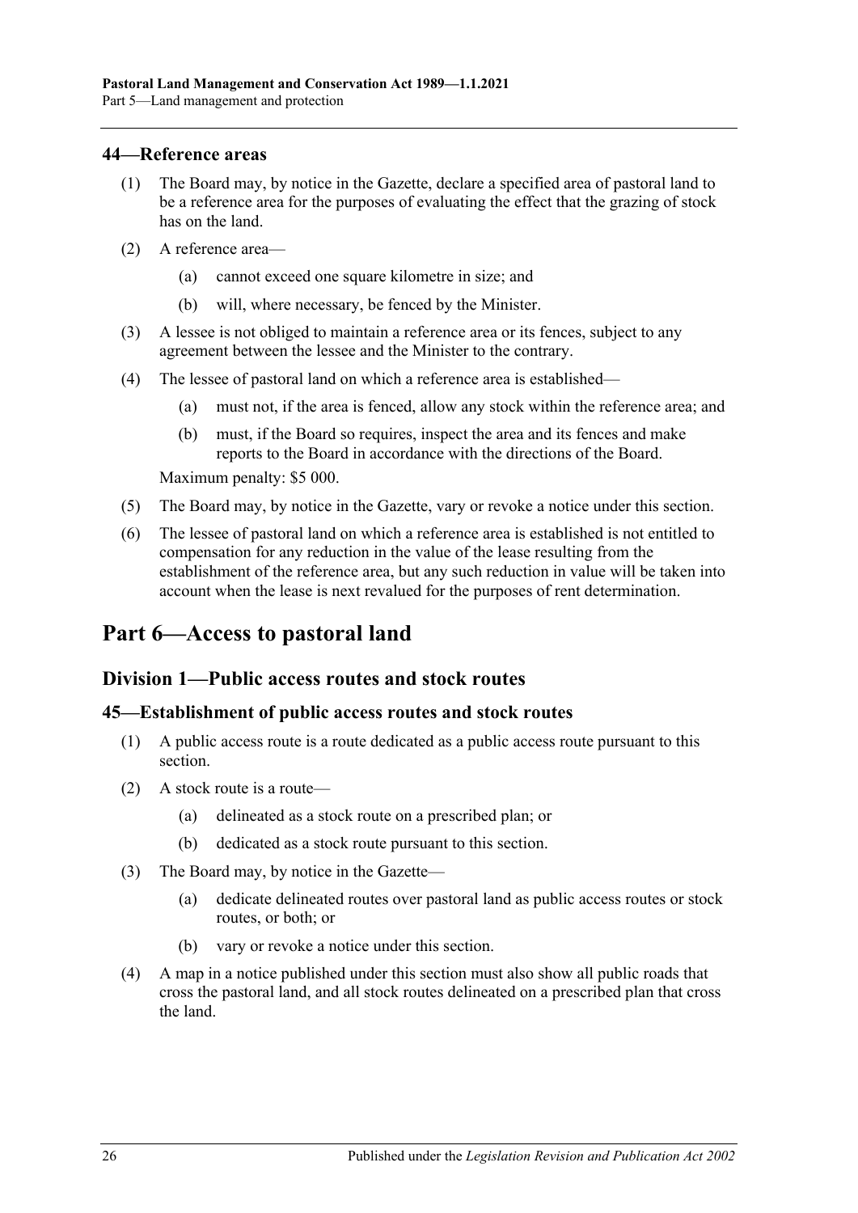## 44—Reference areas

(1) The Board may, by notice in the Gazette, declare a specified area of pastoral land to be a reference area for the purposes of evaluating the effect that the grazing of stock has on the land.

(2) A reference area—

- (a) cannot exceed one square kilometre in size; and
- (b) will, where necessary, be fenced by the Minister.

(3) A lessee is not obliged to maintain a reference area or its fences, subject to any agreement between the lessee and the Minister to the contrary.

(4) The lessee of pastoral land on which a reference area is established—

- (a) must not, if the area is fenced, allow any stock within the reference area; and
- (b) must, if the Board so requires, inspect the area and its fences and make reports to the Board in accordance with the directions of the Board.

Maximum penalty: $5 000.

(5) The Board may, by notice in the Gazette, vary or revoke a notice under this section.

(6) The lessee of pastoral land on which a reference area is established is not entitled to compensation for any reduction in the value of the lease resulting from the establishment of the reference area, but any such reduction in value will be taken into account when the lease is next revalued for the purposes of rent determination.

# Part 6—Access to pastoral land

## Division 1—Public access routes and stock routes

### 45—Establishment of public access routes and stock routes

(1) A public access route is a route dedicated as a public access route pursuant to this section.

(2) A stock route is a route—

- (a) delineated as a stock route on a prescribed plan; or
- (b) dedicated as a stock route pursuant to this section.

(3) The Board may, by notice in the Gazette—

- (a) dedicate delineated routes over pastoral land as public access routes or stock routes, or both; or
- (b) vary or revoke a notice under this section.

(4) A map in a notice published under this section must also show all public roads that cross the pastoral land, and all stock routes delineated on a prescribed plan that cross the land.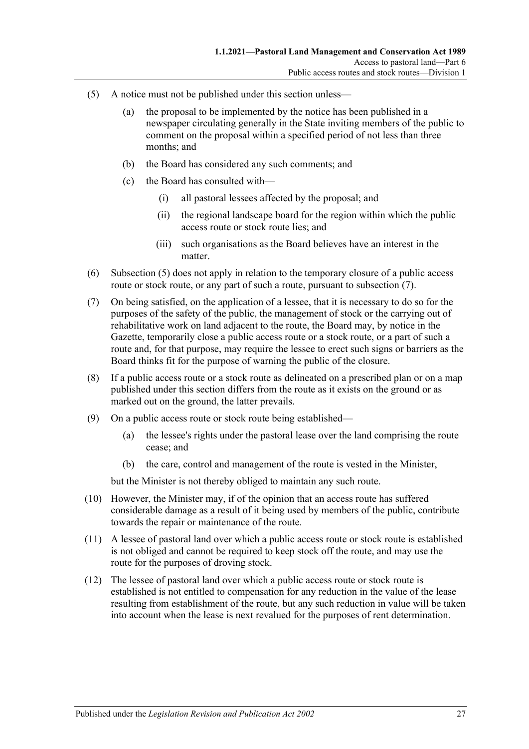(5) A notice must not be published under this section unless—

  (a) the proposal to be implemented by the notice has been published in a newspaper circulating generally in the State inviting members of the public to comment on the proposal within a specified period of not less than three months; and

  (b) the Board has considered any such comments; and

  (c) the Board has consulted with—

    (i) all pastoral lessees affected by the proposal; and

    (ii) the regional landscape board for the region within which the public access route or stock route lies; and

    (iii) such organisations as the Board believes have an interest in the matter.

(6) Subsection (5) does not apply in relation to the temporary closure of a public access route or stock route, or any part of such a route, pursuant to subsection (7).

(7) On being satisfied, on the application of a lessee, that it is necessary to do so for the purposes of the safety of the public, the management of stock or the carrying out of rehabilitative work on land adjacent to the route, the Board may, by notice in the Gazette, temporarily close a public access route or a stock route, or a part of such a route and, for that purpose, may require the lessee to erect such signs or barriers as the Board thinks fit for the purpose of warning the public of the closure.

(8) If a public access route or a stock route as delineated on a prescribed plan or on a map published under this section differs from the route as it exists on the ground or as marked out on the ground, the latter prevails.

(9) On a public access route or stock route being established—

  (a) the lessee's rights under the pastoral lease over the land comprising the route cease; and

  (b) the care, control and management of the route is vested in the Minister,

but the Minister is not thereby obliged to maintain any such route.

(10) However, the Minister may, if of the opinion that an access route has suffered considerable damage as a result of it being used by members of the public, contribute towards the repair or maintenance of the route.

(11) A lessee of pastoral land over which a public access route or stock route is established is not obliged and cannot be required to keep stock off the route, and may use the route for the purposes of droving stock.

(12) The lessee of pastoral land over which a public access route or stock route is established is not entitled to compensation for any reduction in the value of the lease resulting from establishment of the route, but any such reduction in value will be taken into account when the lease is next revalued for the purposes of rent determination.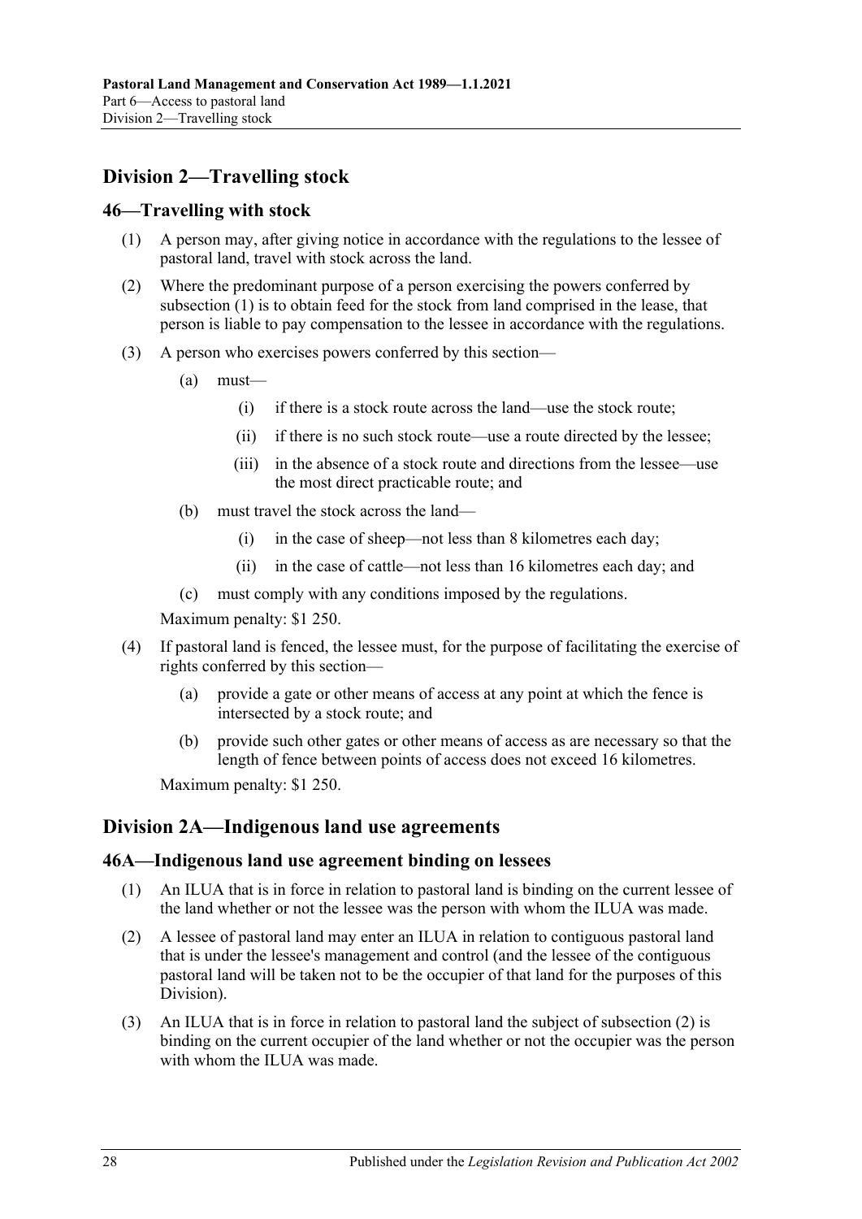## Division 2—Travelling stock

### 46—Travelling with stock

(1) A person may, after giving notice in accordance with the regulations to the lessee of pastoral land, travel with stock across the land.

(2) Where the predominant purpose of a person exercising the powers conferred by subsection (1) is to obtain feed for the stock from land comprised in the lease, that person is liable to pay compensation to the lessee in accordance with the regulations.

(3) A person who exercises powers conferred by this section—

- (a) must—
  - (i) if there is a stock route across the land—use the stock route;
  - (ii) if there is no such stock route—use a route directed by the lessee;
  - (iii) in the absence of a stock route and directions from the lessee—use the most direct practicable route; and
- (b) must travel the stock across the land—
  - (i) in the case of sheep—not less than 8 kilometres each day;
  - (ii) in the case of cattle—not less than 16 kilometres each day; and
- (c) must comply with any conditions imposed by the regulations.

Maximum penalty: $1 250.

(4) If pastoral land is fenced, the lessee must, for the purpose of facilitating the exercise of rights conferred by this section—

- (a) provide a gate or other means of access at any point at which the fence is intersected by a stock route; and
- (b) provide such other gates or other means of access as are necessary so that the length of fence between points of access does not exceed 16 kilometres.

Maximum penalty: $1 250.

## Division 2A—Indigenous land use agreements

### 46A—Indigenous land use agreement binding on lessees

(1) An ILUA that is in force in relation to pastoral land is binding on the current lessee of the land whether or not the lessee was the person with whom the ILUA was made.

(2) A lessee of pastoral land may enter an ILUA in relation to contiguous pastoral land that is under the lessee's management and control (and the lessee of the contiguous pastoral land will be taken not to be the occupier of that land for the purposes of this Division).

(3) An ILUA that is in force in relation to pastoral land the subject of subsection (2) is binding on the current occupier of the land whether or not the occupier was the person with whom the ILUA was made.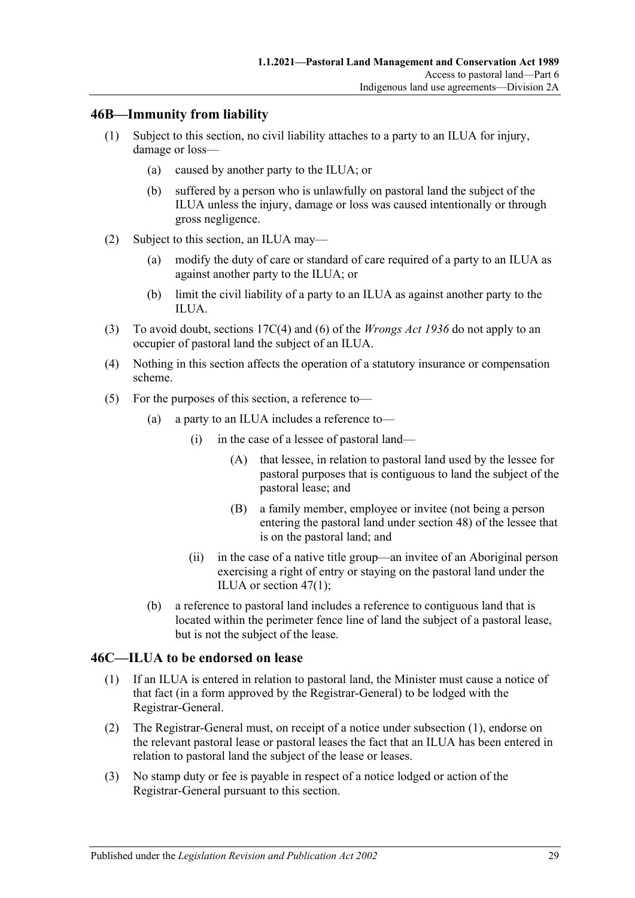## 46B—Immunity from liability

(1) Subject to this section, no civil liability attaches to a party to an ILUA for injury, damage or loss—

  (a) caused by another party to the ILUA; or

  (b) suffered by a person who is unlawfully on pastoral land the subject of the ILUA unless the injury, damage or loss was caused intentionally or through gross negligence.

(2) Subject to this section, an ILUA may—

  (a) modify the duty of care or standard of care required of a party to an ILUA as against another party to the ILUA; or

  (b) limit the civil liability of a party to an ILUA as against another party to the ILUA.

(3) To avoid doubt, sections 17C(4) and (6) of the *Wrongs Act 1936* do not apply to an occupier of pastoral land the subject of an ILUA.

(4) Nothing in this section affects the operation of a statutory insurance or compensation scheme.

(5) For the purposes of this section, a reference to—

  (a) a party to an ILUA includes a reference to—

    (i) in the case of a lessee of pastoral land—

      (A) that lessee, in relation to pastoral land used by the lessee for pastoral purposes that is contiguous to land the subject of the pastoral lease; and

      (B) a family member, employee or invitee (not being a person entering the pastoral land under section 48) of the lessee that is on the pastoral land; and

    (ii) in the case of a native title group—an invitee of an Aboriginal person exercising a right of entry or staying on the pastoral land under the ILUA or section 47(1);

  (b) a reference to pastoral land includes a reference to contiguous land that is located within the perimeter fence line of land the subject of a pastoral lease, but is not the subject of the lease.

## 46C—ILUA to be endorsed on lease

(1) If an ILUA is entered in relation to pastoral land, the Minister must cause a notice of that fact (in a form approved by the Registrar-General) to be lodged with the Registrar-General.

(2) The Registrar-General must, on receipt of a notice under subsection (1), endorse on the relevant pastoral lease or pastoral leases the fact that an ILUA has been entered in relation to pastoral land the subject of the lease or leases.

(3) No stamp duty or fee is payable in respect of a notice lodged or action of the Registrar-General pursuant to this section.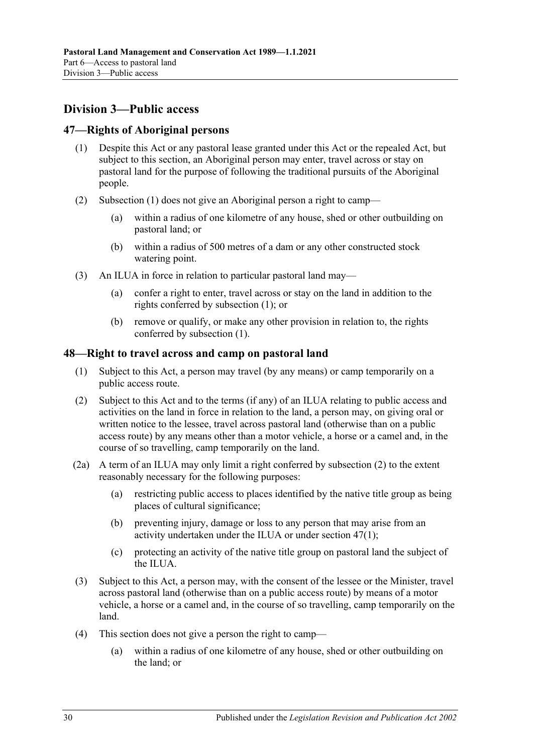## Division 3—Public access

### 47—Rights of Aboriginal persons

(1) Despite this Act or any pastoral lease granted under this Act or the repealed Act, but subject to this section, an Aboriginal person may enter, travel across or stay on pastoral land for the purpose of following the traditional pursuits of the Aboriginal people.

(2) Subsection (1) does not give an Aboriginal person a right to camp—

(a) within a radius of one kilometre of any house, shed or other outbuilding on pastoral land; or

(b) within a radius of 500 metres of a dam or any other constructed stock watering point.

(3) An ILUA in force in relation to particular pastoral land may—

(a) confer a right to enter, travel across or stay on the land in addition to the rights conferred by subsection (1); or

(b) remove or qualify, or make any other provision in relation to, the rights conferred by subsection (1).

### 48—Right to travel across and camp on pastoral land

(1) Subject to this Act, a person may travel (by any means) or camp temporarily on a public access route.

(2) Subject to this Act and to the terms (if any) of an ILUA relating to public access and activities on the land in force in relation to the land, a person may, on giving oral or written notice to the lessee, travel across pastoral land (otherwise than on a public access route) by any means other than a motor vehicle, a horse or a camel and, in the course of so travelling, camp temporarily on the land.

(2a) A term of an ILUA may only limit a right conferred by subsection (2) to the extent reasonably necessary for the following purposes:

(a) restricting public access to places identified by the native title group as being places of cultural significance;

(b) preventing injury, damage or loss to any person that may arise from an activity undertaken under the ILUA or under section 47(1);

(c) protecting an activity of the native title group on pastoral land the subject of the ILUA.

(3) Subject to this Act, a person may, with the consent of the lessee or the Minister, travel across pastoral land (otherwise than on a public access route) by means of a motor vehicle, a horse or a camel and, in the course of so travelling, camp temporarily on the land.

(4) This section does not give a person the right to camp—

(a) within a radius of one kilometre of any house, shed or other outbuilding on the land; or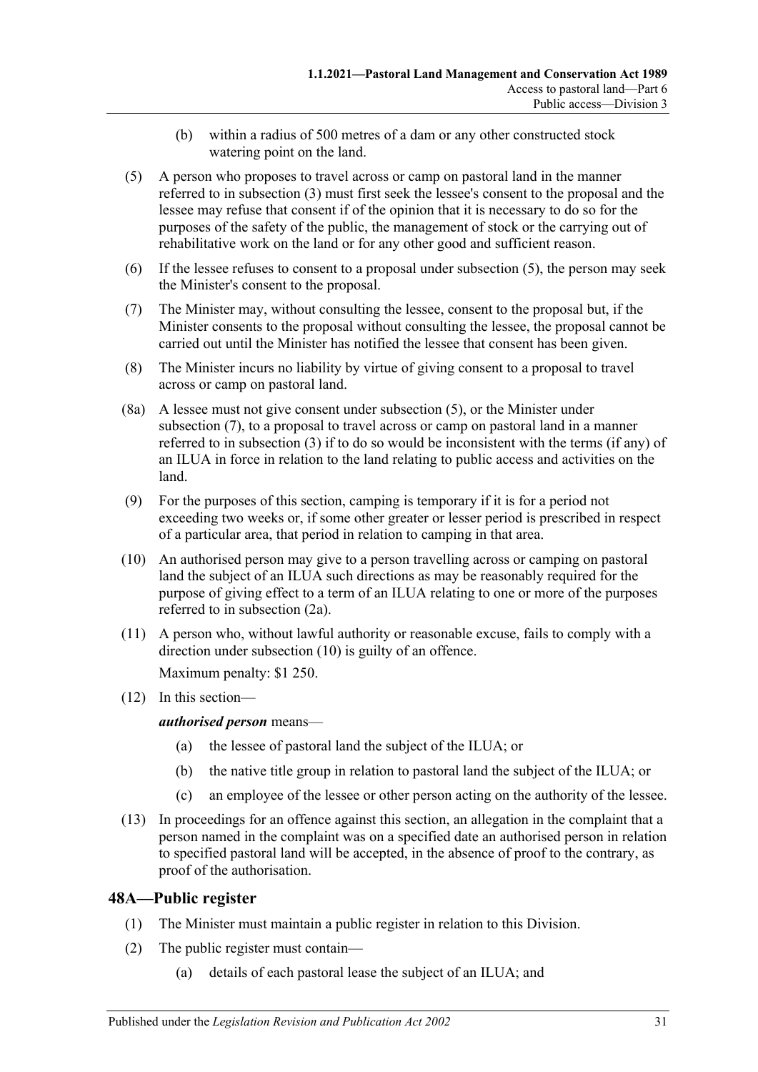(b) within a radius of 500 metres of a dam or any other constructed stock watering point on the land.

(5) A person who proposes to travel across or camp on pastoral land in the manner referred to in subsection (3) must first seek the lessee's consent to the proposal and the lessee may refuse that consent if of the opinion that it is necessary to do so for the purposes of the safety of the public, the management of stock or the carrying out of rehabilitative work on the land or for any other good and sufficient reason.

(6) If the lessee refuses to consent to a proposal under subsection (5), the person may seek the Minister's consent to the proposal.

(7) The Minister may, without consulting the lessee, consent to the proposal but, if the Minister consents to the proposal without consulting the lessee, the proposal cannot be carried out until the Minister has notified the lessee that consent has been given.

(8) The Minister incurs no liability by virtue of giving consent to a proposal to travel across or camp on pastoral land.

(8a) A lessee must not give consent under subsection (5), or the Minister under subsection (7), to a proposal to travel across or camp on pastoral land in a manner referred to in subsection (3) if to do so would be inconsistent with the terms (if any) of an ILUA in force in relation to the land relating to public access and activities on the land.

(9) For the purposes of this section, camping is temporary if it is for a period not exceeding two weeks or, if some other greater or lesser period is prescribed in respect of a particular area, that period in relation to camping in that area.

(10) An authorised person may give to a person travelling across or camping on pastoral land the subject of an ILUA such directions as may be reasonably required for the purpose of giving effect to a term of an ILUA relating to one or more of the purposes referred to in subsection (2a).

(11) A person who, without lawful authority or reasonable excuse, fails to comply with a direction under subsection (10) is guilty of an offence.

Maximum penalty: $1 250.

(12) In this section—

***authorised person*** means—

(a) the lessee of pastoral land the subject of the ILUA; or

(b) the native title group in relation to pastoral land the subject of the ILUA; or

(c) an employee of the lessee or other person acting on the authority of the lessee.

(13) In proceedings for an offence against this section, an allegation in the complaint that a person named in the complaint was on a specified date an authorised person in relation to specified pastoral land will be accepted, in the absence of proof to the contrary, as proof of the authorisation.

## 48A—Public register

(1) The Minister must maintain a public register in relation to this Division.

(2) The public register must contain—

(a) details of each pastoral lease the subject of an ILUA; and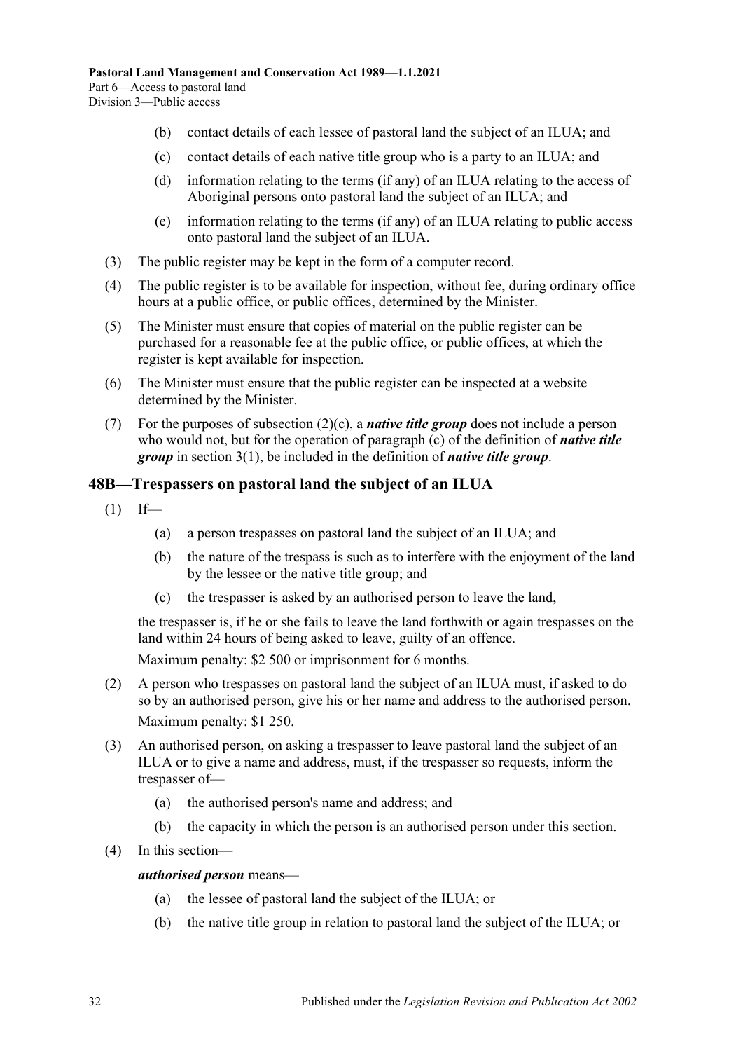(b) contact details of each lessee of pastoral land the subject of an ILUA; and

(c) contact details of each native title group who is a party to an ILUA; and

(d) information relating to the terms (if any) of an ILUA relating to the access of Aboriginal persons onto pastoral land the subject of an ILUA; and

(e) information relating to the terms (if any) of an ILUA relating to public access onto pastoral land the subject of an ILUA.

(3) The public register may be kept in the form of a computer record.

(4) The public register is to be available for inspection, without fee, during ordinary office hours at a public office, or public offices, determined by the Minister.

(5) The Minister must ensure that copies of material on the public register can be purchased for a reasonable fee at the public office, or public offices, at which the register is kept available for inspection.

(6) The Minister must ensure that the public register can be inspected at a website determined by the Minister.

(7) For the purposes of subsection (2)(c), a ***native title group*** does not include a person who would not, but for the operation of paragraph (c) of the definition of ***native title group*** in section 3(1), be included in the definition of ***native title group***.

## 48B—Trespassers on pastoral land the subject of an ILUA

(1) If—

(a) a person trespasses on pastoral land the subject of an ILUA; and

(b) the nature of the trespass is such as to interfere with the enjoyment of the land by the lessee or the native title group; and

(c) the trespasser is asked by an authorised person to leave the land,

the trespasser is, if he or she fails to leave the land forthwith or again trespasses on the land within 24 hours of being asked to leave, guilty of an offence.

Maximum penalty: $2 500 or imprisonment for 6 months.

(2) A person who trespasses on pastoral land the subject of an ILUA must, if asked to do so by an authorised person, give his or her name and address to the authorised person.

Maximum penalty: $1 250.

(3) An authorised person, on asking a trespasser to leave pastoral land the subject of an ILUA or to give a name and address, must, if the trespasser so requests, inform the trespasser of—

(a) the authorised person's name and address; and

(b) the capacity in which the person is an authorised person under this section.

(4) In this section—

***authorised person*** means—

(a) the lessee of pastoral land the subject of the ILUA; or

(b) the native title group in relation to pastoral land the subject of the ILUA; or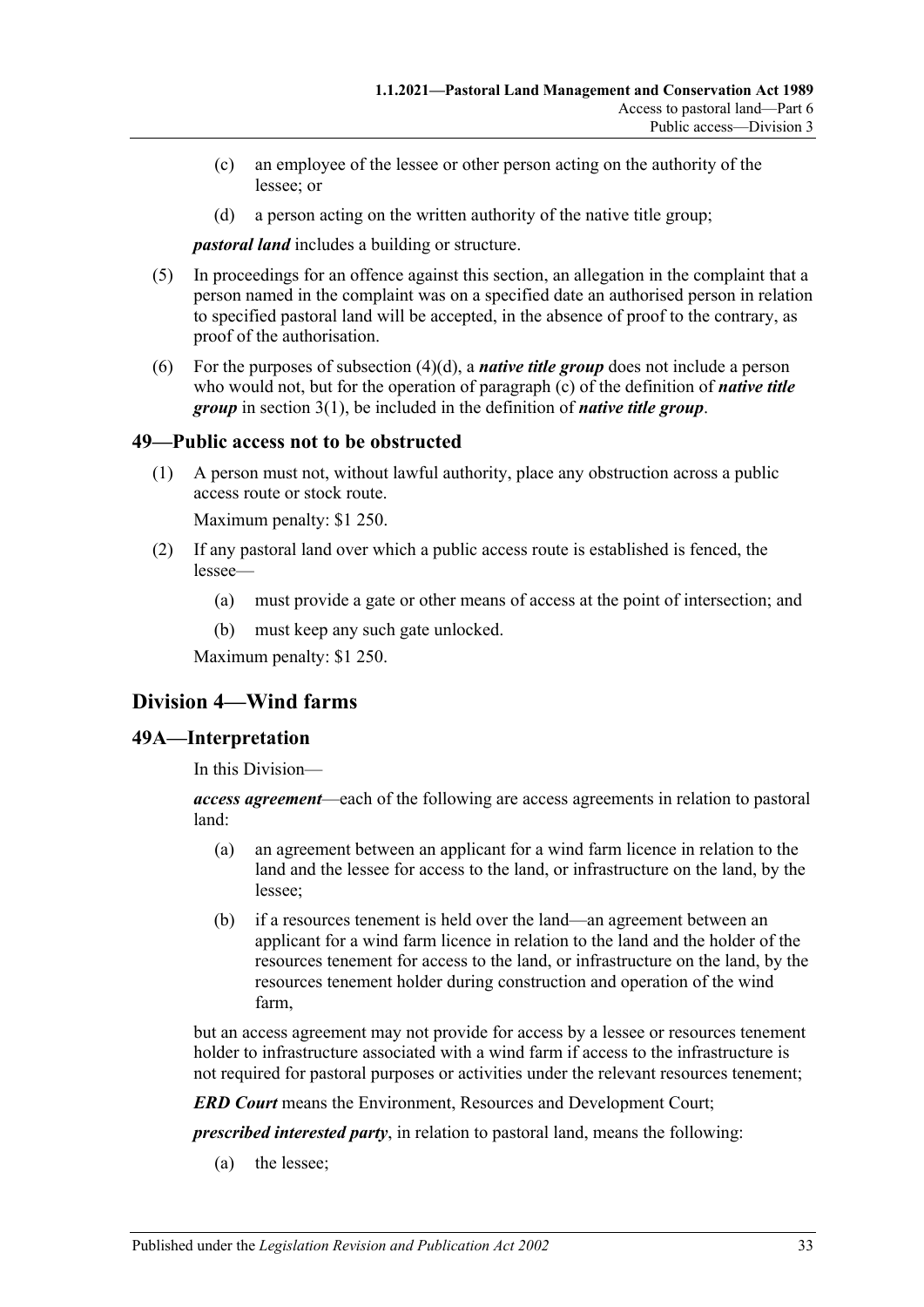(c) an employee of the lessee or other person acting on the authority of the lessee; or

(d) a person acting on the written authority of the native title group;

***pastoral land*** includes a building or structure.

(5) In proceedings for an offence against this section, an allegation in the complaint that a person named in the complaint was on a specified date an authorised person in relation to specified pastoral land will be accepted, in the absence of proof to the contrary, as proof of the authorisation.

(6) For the purposes of subsection (4)(d), a ***native title group*** does not include a person who would not, but for the operation of paragraph (c) of the definition of ***native title group*** in section 3(1), be included in the definition of ***native title group***.

### 49—Public access not to be obstructed

(1) A person must not, without lawful authority, place any obstruction across a public access route or stock route.

Maximum penalty: $1 250.

(2) If any pastoral land over which a public access route is established is fenced, the lessee—

(a) must provide a gate or other means of access at the point of intersection; and

(b) must keep any such gate unlocked.

Maximum penalty: $1 250.

## Division 4—Wind farms

### 49A—Interpretation

In this Division—

***access agreement***—each of the following are access agreements in relation to pastoral land:

(a) an agreement between an applicant for a wind farm licence in relation to the land and the lessee for access to the land, or infrastructure on the land, by the lessee;

(b) if a resources tenement is held over the land—an agreement between an applicant for a wind farm licence in relation to the land and the holder of the resources tenement for access to the land, or infrastructure on the land, by the resources tenement holder during construction and operation of the wind farm,

but an access agreement may not provide for access by a lessee or resources tenement holder to infrastructure associated with a wind farm if access to the infrastructure is not required for pastoral purposes or activities under the relevant resources tenement;

***ERD Court*** means the Environment, Resources and Development Court;

***prescribed interested party***, in relation to pastoral land, means the following:

(a) the lessee;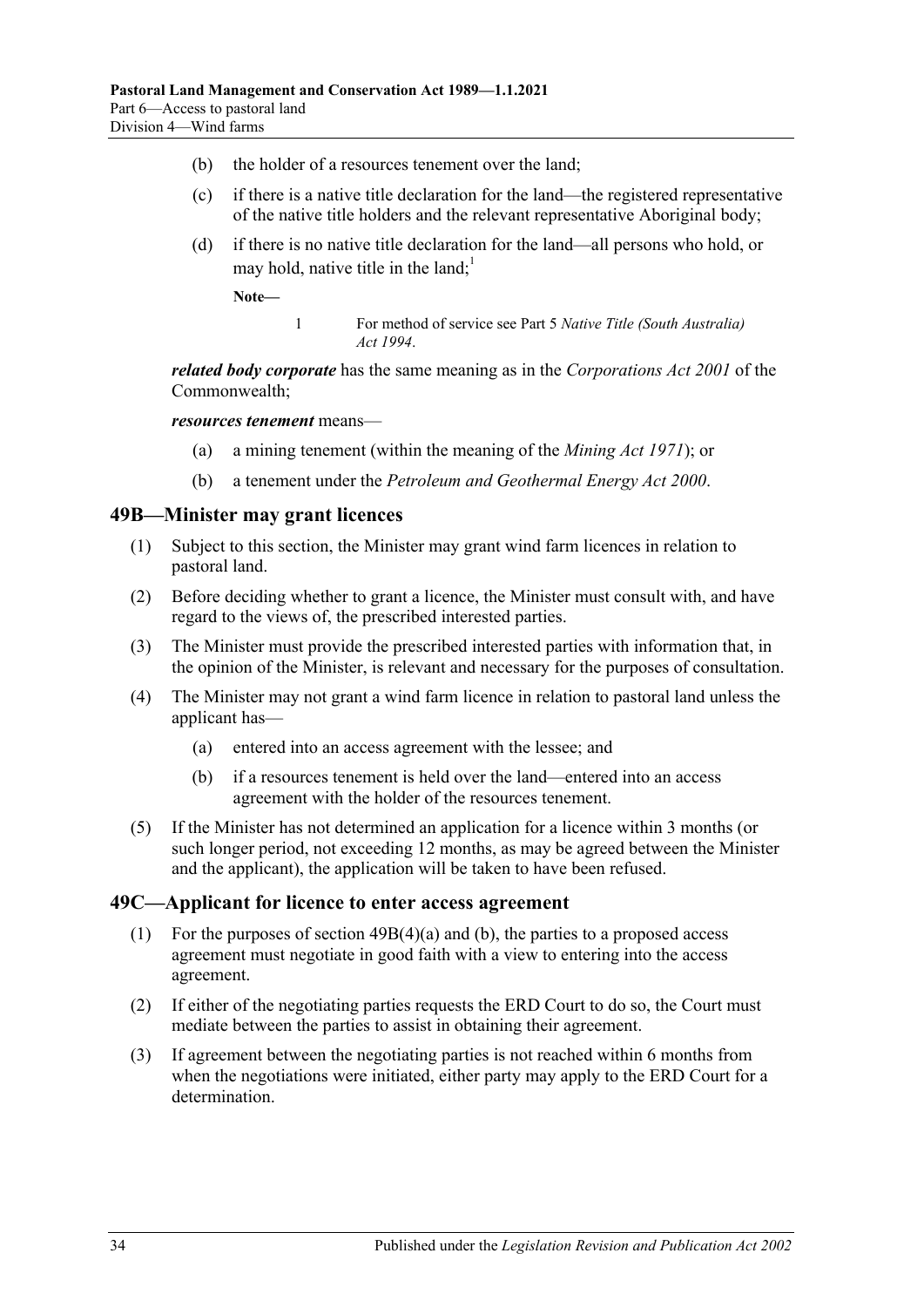(b) the holder of a resources tenement over the land;

(c) if there is a native title declaration for the land—the registered representative of the native title holders and the relevant representative Aboriginal body;

(d) if there is no native title declaration for the land—all persons who hold, or may hold, native title in the land;[1]

**Note—**

1 For method of service see Part 5 *Native Title (South Australia) Act 1994*.

***related body corporate*** has the same meaning as in the *Corporations Act 2001* of the Commonwealth;

***resources tenement*** means—

(a) a mining tenement (within the meaning of the *Mining Act 1971*); or

(b) a tenement under the *Petroleum and Geothermal Energy Act 2000*.

## 49B—Minister may grant licences

(1) Subject to this section, the Minister may grant wind farm licences in relation to pastoral land.

(2) Before deciding whether to grant a licence, the Minister must consult with, and have regard to the views of, the prescribed interested parties.

(3) The Minister must provide the prescribed interested parties with information that, in the opinion of the Minister, is relevant and necessary for the purposes of consultation.

(4) The Minister may not grant a wind farm licence in relation to pastoral land unless the applicant has—

(a) entered into an access agreement with the lessee; and

(b) if a resources tenement is held over the land—entered into an access agreement with the holder of the resources tenement.

(5) If the Minister has not determined an application for a licence within 3 months (or such longer period, not exceeding 12 months, as may be agreed between the Minister and the applicant), the application will be taken to have been refused.

## 49C—Applicant for licence to enter access agreement

(1) For the purposes of section 49B(4)(a) and (b), the parties to a proposed access agreement must negotiate in good faith with a view to entering into the access agreement.

(2) If either of the negotiating parties requests the ERD Court to do so, the Court must mediate between the parties to assist in obtaining their agreement.

(3) If agreement between the negotiating parties is not reached within 6 months from when the negotiations were initiated, either party may apply to the ERD Court for a determination.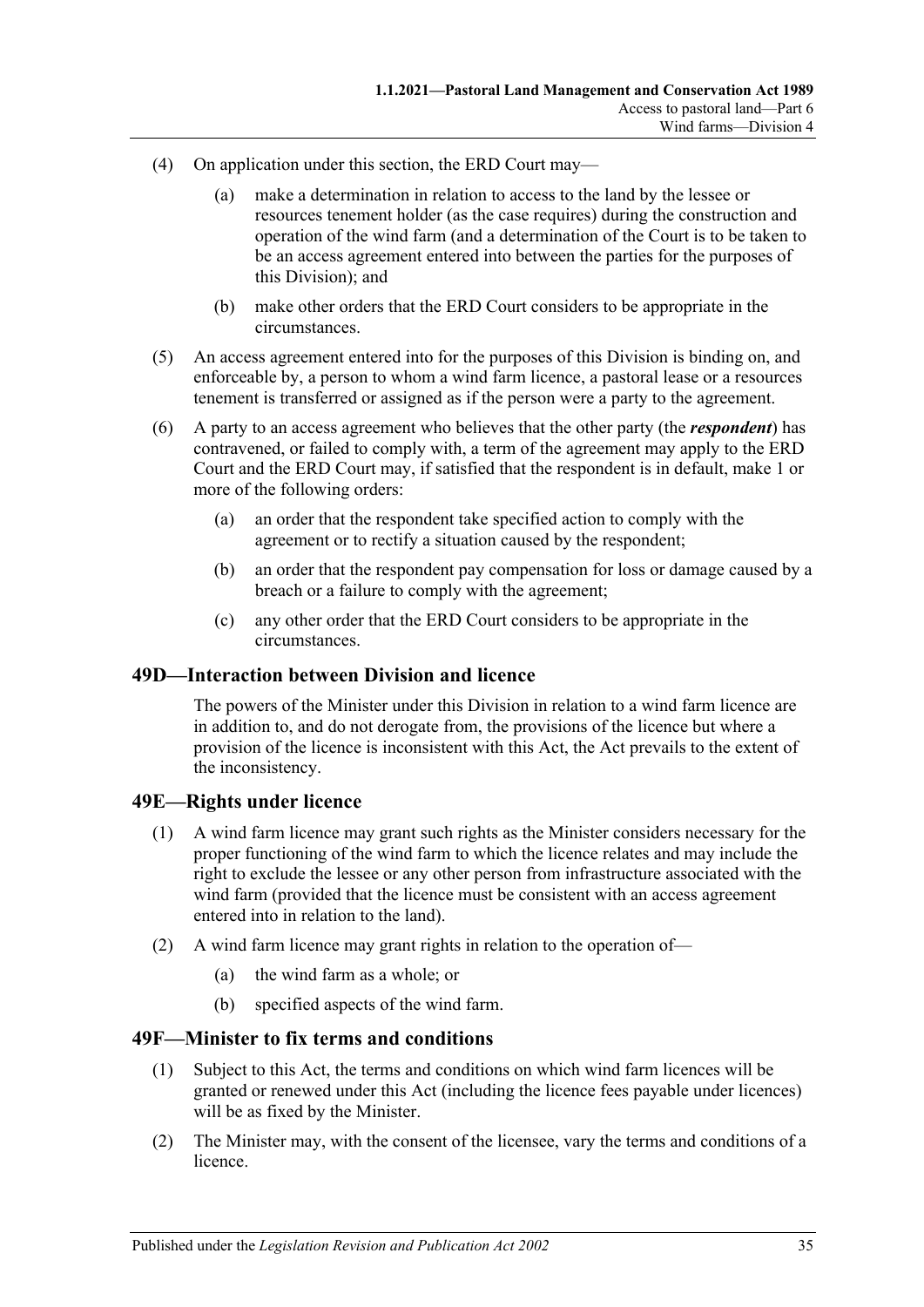(4) On application under this section, the ERD Court may—

(a) make a determination in relation to access to the land by the lessee or resources tenement holder (as the case requires) during the construction and operation of the wind farm (and a determination of the Court is to be taken to be an access agreement entered into between the parties for the purposes of this Division); and

(b) make other orders that the ERD Court considers to be appropriate in the circumstances.

(5) An access agreement entered into for the purposes of this Division is binding on, and enforceable by, a person to whom a wind farm licence, a pastoral lease or a resources tenement is transferred or assigned as if the person were a party to the agreement.

(6) A party to an access agreement who believes that the other party (the ***respondent***) has contravened, or failed to comply with, a term of the agreement may apply to the ERD Court and the ERD Court may, if satisfied that the respondent is in default, make 1 or more of the following orders:

(a) an order that the respondent take specified action to comply with the agreement or to rectify a situation caused by the respondent;

(b) an order that the respondent pay compensation for loss or damage caused by a breach or a failure to comply with the agreement;

(c) any other order that the ERD Court considers to be appropriate in the circumstances.

## 49D—Interaction between Division and licence

The powers of the Minister under this Division in relation to a wind farm licence are in addition to, and do not derogate from, the provisions of the licence but where a provision of the licence is inconsistent with this Act, the Act prevails to the extent of the inconsistency.

## 49E—Rights under licence

(1) A wind farm licence may grant such rights as the Minister considers necessary for the proper functioning of the wind farm to which the licence relates and may include the right to exclude the lessee or any other person from infrastructure associated with the wind farm (provided that the licence must be consistent with an access agreement entered into in relation to the land).

(2) A wind farm licence may grant rights in relation to the operation of—

(a) the wind farm as a whole; or

(b) specified aspects of the wind farm.

## 49F—Minister to fix terms and conditions

(1) Subject to this Act, the terms and conditions on which wind farm licences will be granted or renewed under this Act (including the licence fees payable under licences) will be as fixed by the Minister.

(2) The Minister may, with the consent of the licensee, vary the terms and conditions of a licence.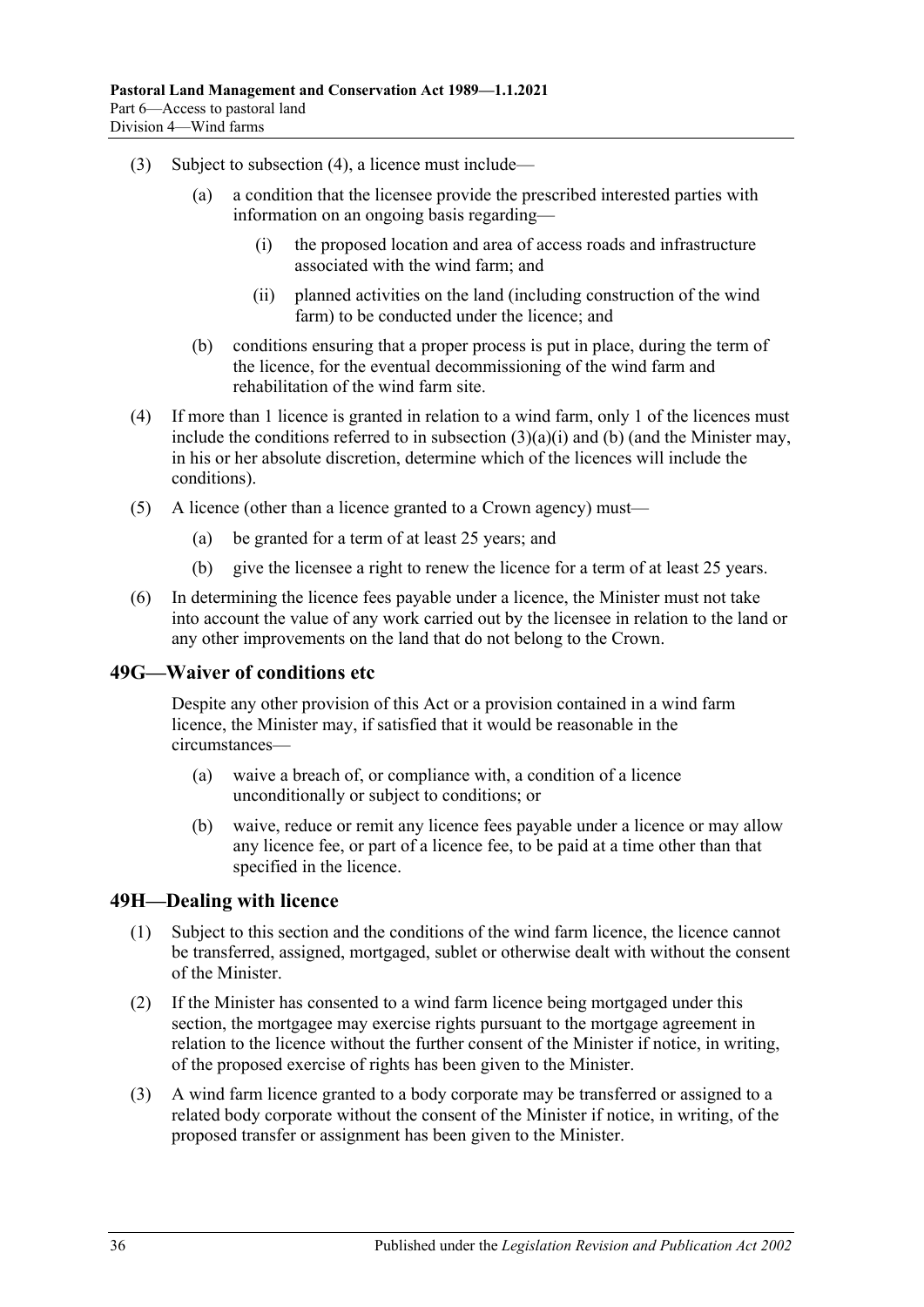(3) Subject to subsection (4), a licence must include—

(a) a condition that the licensee provide the prescribed interested parties with information on an ongoing basis regarding—

(i) the proposed location and area of access roads and infrastructure associated with the wind farm; and

(ii) planned activities on the land (including construction of the wind farm) to be conducted under the licence; and

(b) conditions ensuring that a proper process is put in place, during the term of the licence, for the eventual decommissioning of the wind farm and rehabilitation of the wind farm site.

(4) If more than 1 licence is granted in relation to a wind farm, only 1 of the licences must include the conditions referred to in subsection (3)(a)(i) and (b) (and the Minister may, in his or her absolute discretion, determine which of the licences will include the conditions).

(5) A licence (other than a licence granted to a Crown agency) must—

(a) be granted for a term of at least 25 years; and

(b) give the licensee a right to renew the licence for a term of at least 25 years.

(6) In determining the licence fees payable under a licence, the Minister must not take into account the value of any work carried out by the licensee in relation to the land or any other improvements on the land that do not belong to the Crown.

## 49G—Waiver of conditions etc

Despite any other provision of this Act or a provision contained in a wind farm licence, the Minister may, if satisfied that it would be reasonable in the circumstances—

(a) waive a breach of, or compliance with, a condition of a licence unconditionally or subject to conditions; or

(b) waive, reduce or remit any licence fees payable under a licence or may allow any licence fee, or part of a licence fee, to be paid at a time other than that specified in the licence.

## 49H—Dealing with licence

(1) Subject to this section and the conditions of the wind farm licence, the licence cannot be transferred, assigned, mortgaged, sublet or otherwise dealt with without the consent of the Minister.

(2) If the Minister has consented to a wind farm licence being mortgaged under this section, the mortgagee may exercise rights pursuant to the mortgage agreement in relation to the licence without the further consent of the Minister if notice, in writing, of the proposed exercise of rights has been given to the Minister.

(3) A wind farm licence granted to a body corporate may be transferred or assigned to a related body corporate without the consent of the Minister if notice, in writing, of the proposed transfer or assignment has been given to the Minister.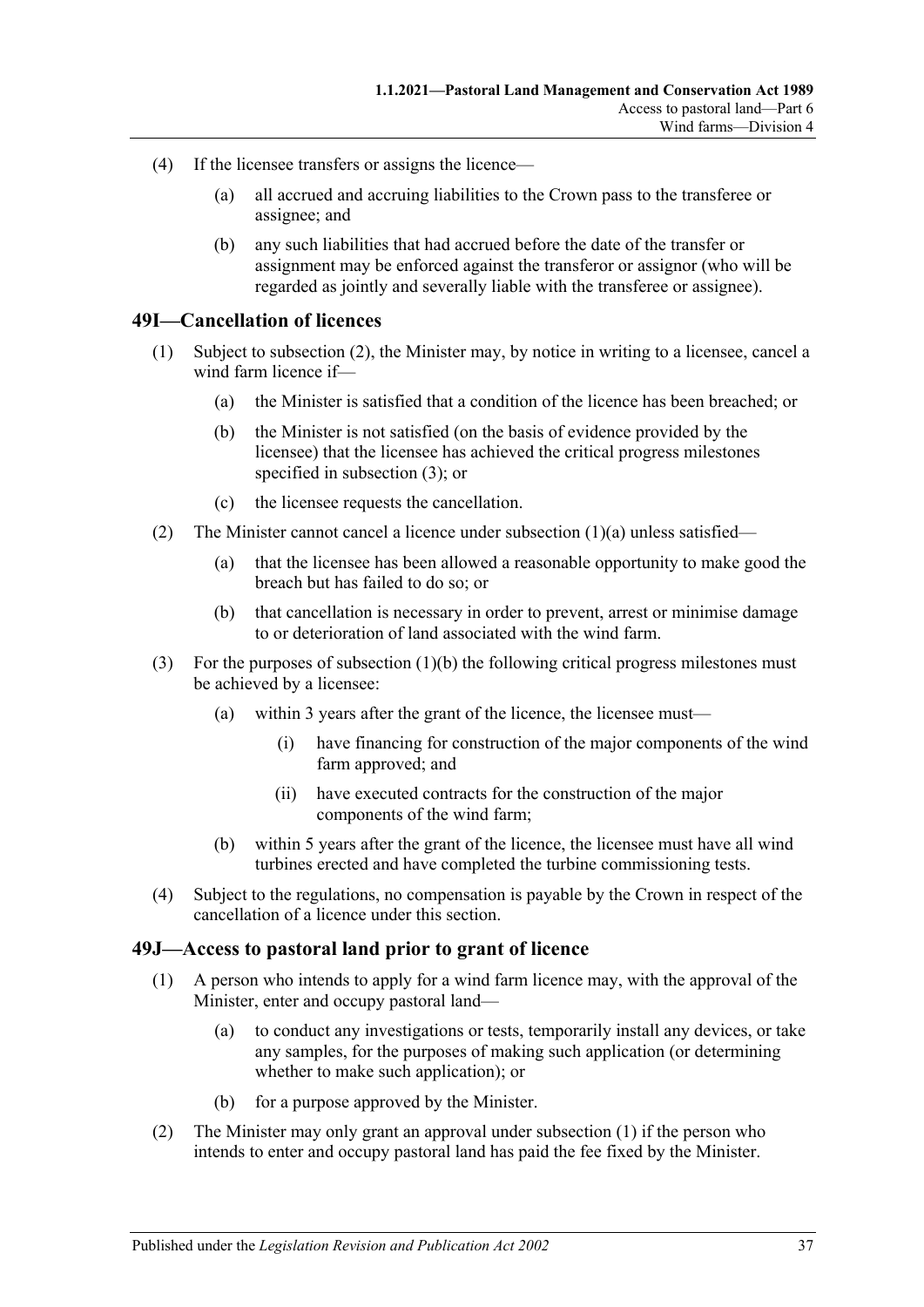(4) If the licensee transfers or assigns the licence—

(a) all accrued and accruing liabilities to the Crown pass to the transferee or assignee; and

(b) any such liabilities that had accrued before the date of the transfer or assignment may be enforced against the transferor or assignor (who will be regarded as jointly and severally liable with the transferee or assignee).

## 49I—Cancellation of licences

(1) Subject to subsection (2), the Minister may, by notice in writing to a licensee, cancel a wind farm licence if—

(a) the Minister is satisfied that a condition of the licence has been breached; or

(b) the Minister is not satisfied (on the basis of evidence provided by the licensee) that the licensee has achieved the critical progress milestones specified in subsection (3); or

(c) the licensee requests the cancellation.

(2) The Minister cannot cancel a licence under subsection (1)(a) unless satisfied—

(a) that the licensee has been allowed a reasonable opportunity to make good the breach but has failed to do so; or

(b) that cancellation is necessary in order to prevent, arrest or minimise damage to or deterioration of land associated with the wind farm.

(3) For the purposes of subsection (1)(b) the following critical progress milestones must be achieved by a licensee:

(a) within 3 years after the grant of the licence, the licensee must—

(i) have financing for construction of the major components of the wind farm approved; and

(ii) have executed contracts for the construction of the major components of the wind farm;

(b) within 5 years after the grant of the licence, the licensee must have all wind turbines erected and have completed the turbine commissioning tests.

(4) Subject to the regulations, no compensation is payable by the Crown in respect of the cancellation of a licence under this section.

## 49J—Access to pastoral land prior to grant of licence

(1) A person who intends to apply for a wind farm licence may, with the approval of the Minister, enter and occupy pastoral land—

(a) to conduct any investigations or tests, temporarily install any devices, or take any samples, for the purposes of making such application (or determining whether to make such application); or

(b) for a purpose approved by the Minister.

(2) The Minister may only grant an approval under subsection (1) if the person who intends to enter and occupy pastoral land has paid the fee fixed by the Minister.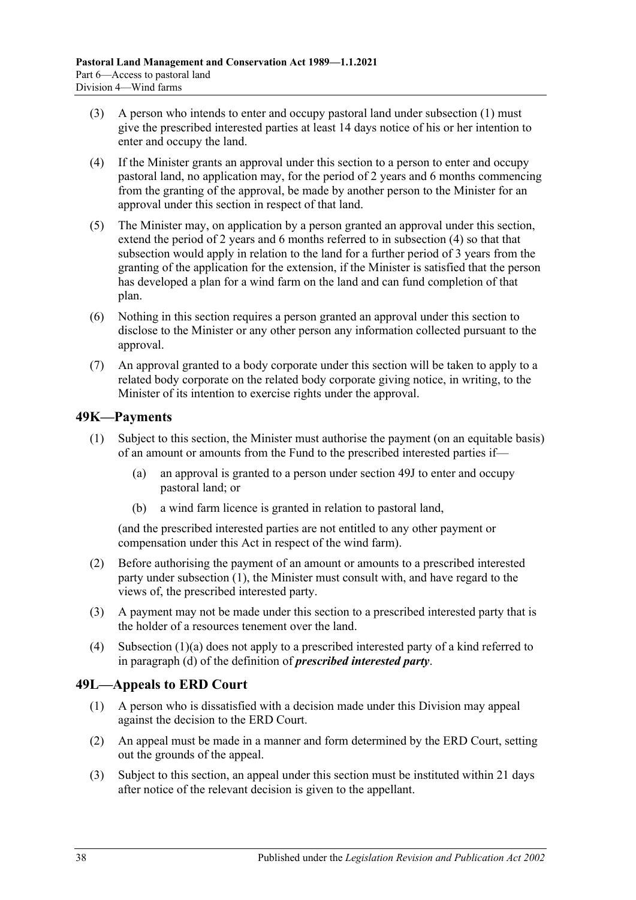(3) A person who intends to enter and occupy pastoral land under subsection (1) must give the prescribed interested parties at least 14 days notice of his or her intention to enter and occupy the land.

(4) If the Minister grants an approval under this section to a person to enter and occupy pastoral land, no application may, for the period of 2 years and 6 months commencing from the granting of the approval, be made by another person to the Minister for an approval under this section in respect of that land.

(5) The Minister may, on application by a person granted an approval under this section, extend the period of 2 years and 6 months referred to in subsection (4) so that that subsection would apply in relation to the land for a further period of 3 years from the granting of the application for the extension, if the Minister is satisfied that the person has developed a plan for a wind farm on the land and can fund completion of that plan.

(6) Nothing in this section requires a person granted an approval under this section to disclose to the Minister or any other person any information collected pursuant to the approval.

(7) An approval granted to a body corporate under this section will be taken to apply to a related body corporate on the related body corporate giving notice, in writing, to the Minister of its intention to exercise rights under the approval.

## 49K—Payments

(1) Subject to this section, the Minister must authorise the payment (on an equitable basis) of an amount or amounts from the Fund to the prescribed interested parties if—

(a) an approval is granted to a person under section 49J to enter and occupy pastoral land; or

(b) a wind farm licence is granted in relation to pastoral land,

(and the prescribed interested parties are not entitled to any other payment or compensation under this Act in respect of the wind farm).

(2) Before authorising the payment of an amount or amounts to a prescribed interested party under subsection (1), the Minister must consult with, and have regard to the views of, the prescribed interested party.

(3) A payment may not be made under this section to a prescribed interested party that is the holder of a resources tenement over the land.

(4) Subsection (1)(a) does not apply to a prescribed interested party of a kind referred to in paragraph (d) of the definition of ***prescribed interested party***.

## 49L—Appeals to ERD Court

(1) A person who is dissatisfied with a decision made under this Division may appeal against the decision to the ERD Court.

(2) An appeal must be made in a manner and form determined by the ERD Court, setting out the grounds of the appeal.

(3) Subject to this section, an appeal under this section must be instituted within 21 days after notice of the relevant decision is given to the appellant.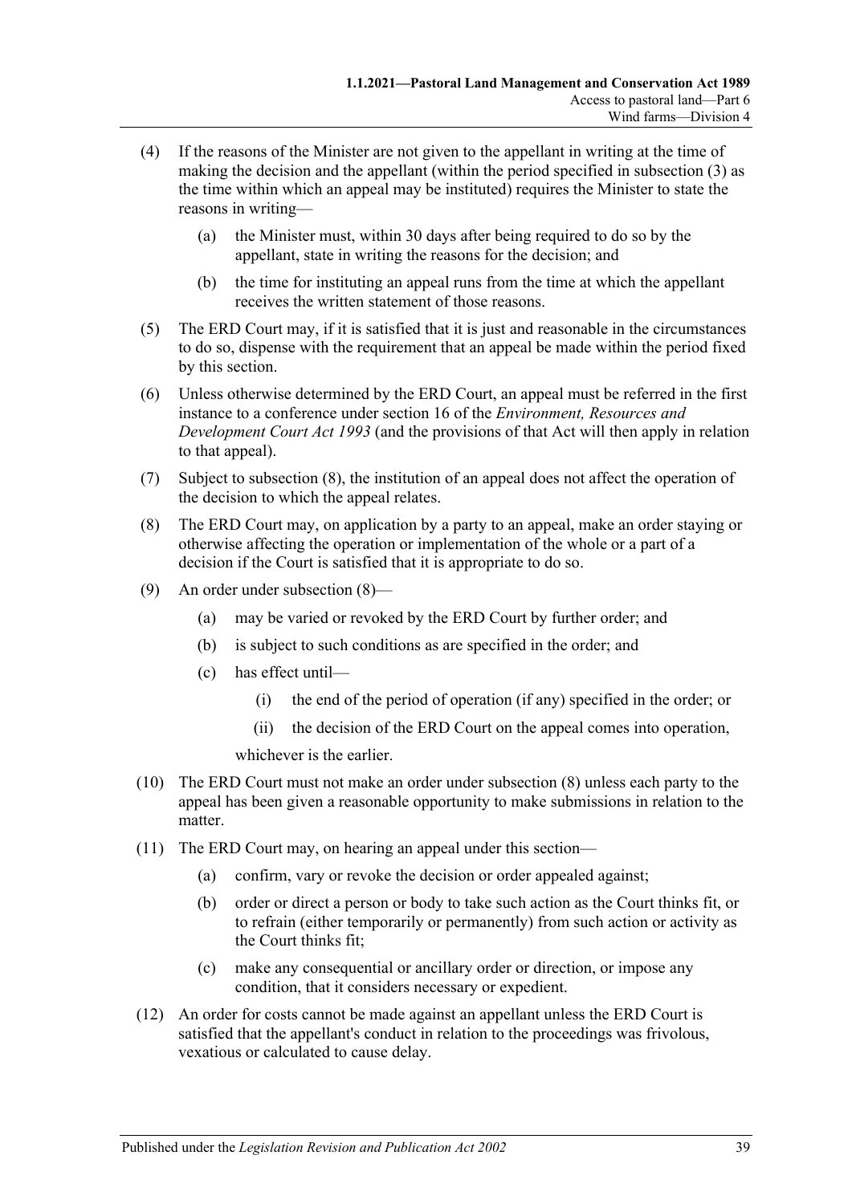(4) If the reasons of the Minister are not given to the appellant in writing at the time of making the decision and the appellant (within the period specified in subsection (3) as the time within which an appeal may be instituted) requires the Minister to state the reasons in writing—

   (a) the Minister must, within 30 days after being required to do so by the appellant, state in writing the reasons for the decision; and

   (b) the time for instituting an appeal runs from the time at which the appellant receives the written statement of those reasons.

(5) The ERD Court may, if it is satisfied that it is just and reasonable in the circumstances to do so, dispense with the requirement that an appeal be made within the period fixed by this section.

(6) Unless otherwise determined by the ERD Court, an appeal must be referred in the first instance to a conference under section 16 of the *Environment, Resources and Development Court Act 1993* (and the provisions of that Act will then apply in relation to that appeal).

(7) Subject to subsection (8), the institution of an appeal does not affect the operation of the decision to which the appeal relates.

(8) The ERD Court may, on application by a party to an appeal, make an order staying or otherwise affecting the operation or implementation of the whole or a part of a decision if the Court is satisfied that it is appropriate to do so.

(9) An order under subsection (8)—

   (a) may be varied or revoked by the ERD Court by further order; and

   (b) is subject to such conditions as are specified in the order; and

   (c) has effect until—

      (i) the end of the period of operation (if any) specified in the order; or

      (ii) the decision of the ERD Court on the appeal comes into operation,

   whichever is the earlier.

(10) The ERD Court must not make an order under subsection (8) unless each party to the appeal has been given a reasonable opportunity to make submissions in relation to the matter.

(11) The ERD Court may, on hearing an appeal under this section—

   (a) confirm, vary or revoke the decision or order appealed against;

   (b) order or direct a person or body to take such action as the Court thinks fit, or to refrain (either temporarily or permanently) from such action or activity as the Court thinks fit;

   (c) make any consequential or ancillary order or direction, or impose any condition, that it considers necessary or expedient.

(12) An order for costs cannot be made against an appellant unless the ERD Court is satisfied that the appellant's conduct in relation to the proceedings was frivolous, vexatious or calculated to cause delay.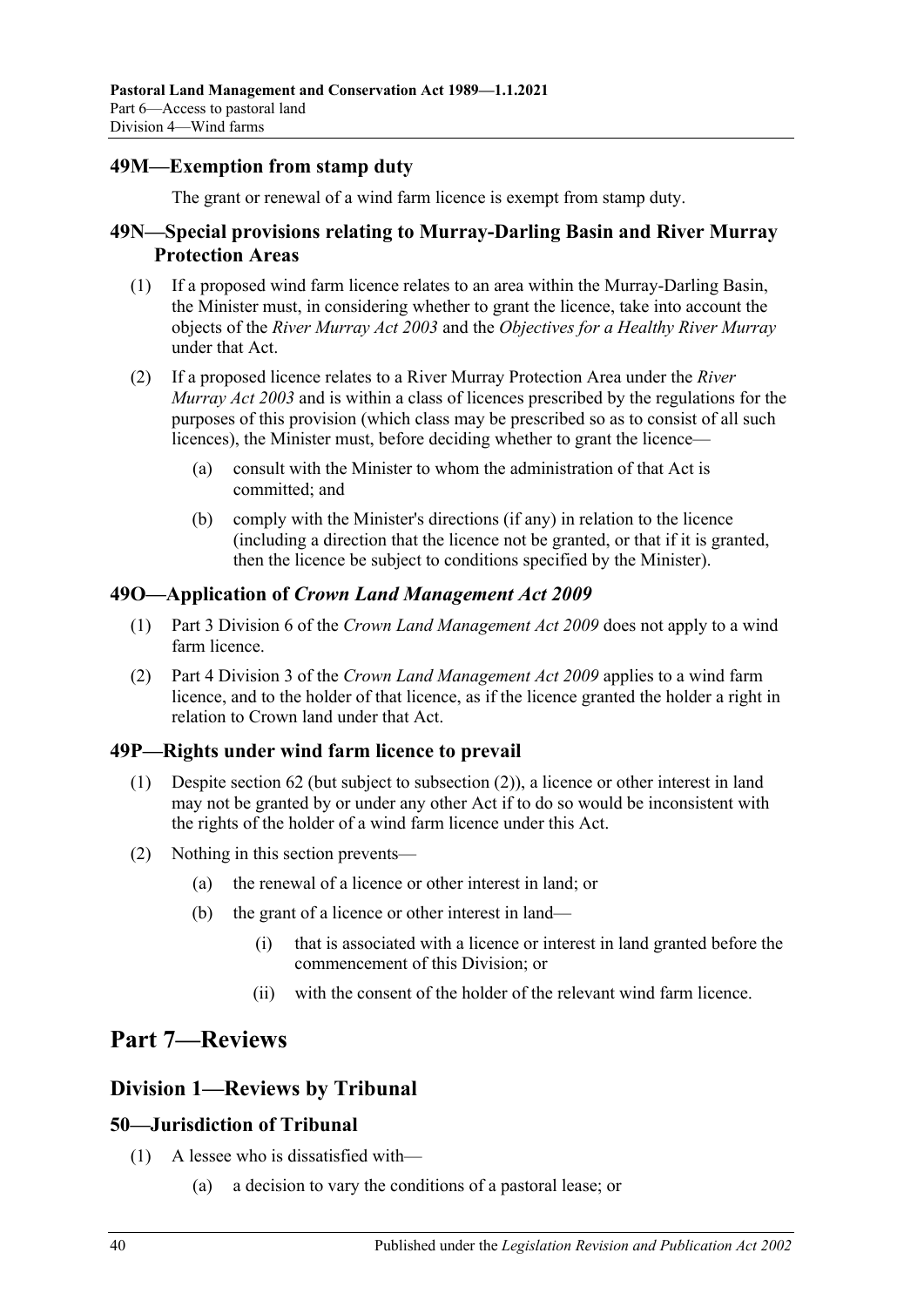### 49M—Exemption from stamp duty

The grant or renewal of a wind farm licence is exempt from stamp duty.

### 49N—Special provisions relating to Murray-Darling Basin and River Murray Protection Areas

(1) If a proposed wind farm licence relates to an area within the Murray-Darling Basin, the Minister must, in considering whether to grant the licence, take into account the objects of the *River Murray Act 2003* and the *Objectives for a Healthy River Murray* under that Act.

(2) If a proposed licence relates to a River Murray Protection Area under the *River Murray Act 2003* and is within a class of licences prescribed by the regulations for the purposes of this provision (which class may be prescribed so as to consist of all such licences), the Minister must, before deciding whether to grant the licence—

(a) consult with the Minister to whom the administration of that Act is committed; and

(b) comply with the Minister's directions (if any) in relation to the licence (including a direction that the licence not be granted, or that if it is granted, then the licence be subject to conditions specified by the Minister).

### 49O—Application of *Crown Land Management Act 2009*

(1) Part 3 Division 6 of the *Crown Land Management Act 2009* does not apply to a wind farm licence.

(2) Part 4 Division 3 of the *Crown Land Management Act 2009* applies to a wind farm licence, and to the holder of that licence, as if the licence granted the holder a right in relation to Crown land under that Act.

### 49P—Rights under wind farm licence to prevail

(1) Despite section 62 (but subject to subsection (2)), a licence or other interest in land may not be granted by or under any other Act if to do so would be inconsistent with the rights of the holder of a wind farm licence under this Act.

(2) Nothing in this section prevents—

(a) the renewal of a licence or other interest in land; or

(b) the grant of a licence or other interest in land—

(i) that is associated with a licence or interest in land granted before the commencement of this Division; or

(ii) with the consent of the holder of the relevant wind farm licence.

# Part 7—Reviews

## Division 1—Reviews by Tribunal

### 50—Jurisdiction of Tribunal

(1) A lessee who is dissatisfied with—

(a) a decision to vary the conditions of a pastoral lease; or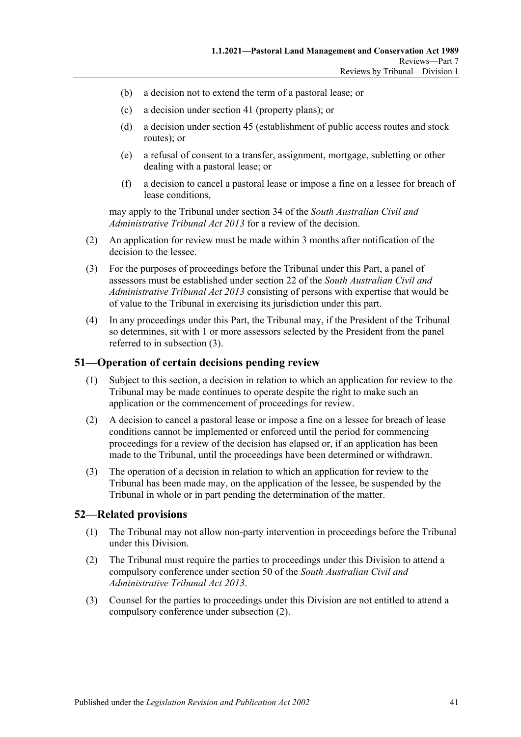(b) a decision not to extend the term of a pastoral lease; or

(c) a decision under section 41 (property plans); or

(d) a decision under section 45 (establishment of public access routes and stock routes); or

(e) a refusal of consent to a transfer, assignment, mortgage, subletting or other dealing with a pastoral lease; or

(f) a decision to cancel a pastoral lease or impose a fine on a lessee for breach of lease conditions,

may apply to the Tribunal under section 34 of the *South Australian Civil and Administrative Tribunal Act 2013* for a review of the decision.

(2) An application for review must be made within 3 months after notification of the decision to the lessee.

(3) For the purposes of proceedings before the Tribunal under this Part, a panel of assessors must be established under section 22 of the *South Australian Civil and Administrative Tribunal Act 2013* consisting of persons with expertise that would be of value to the Tribunal in exercising its jurisdiction under this part.

(4) In any proceedings under this Part, the Tribunal may, if the President of the Tribunal so determines, sit with 1 or more assessors selected by the President from the panel referred to in subsection (3).

## 51—Operation of certain decisions pending review

(1) Subject to this section, a decision in relation to which an application for review to the Tribunal may be made continues to operate despite the right to make such an application or the commencement of proceedings for review.

(2) A decision to cancel a pastoral lease or impose a fine on a lessee for breach of lease conditions cannot be implemented or enforced until the period for commencing proceedings for a review of the decision has elapsed or, if an application has been made to the Tribunal, until the proceedings have been determined or withdrawn.

(3) The operation of a decision in relation to which an application for review to the Tribunal has been made may, on the application of the lessee, be suspended by the Tribunal in whole or in part pending the determination of the matter.

## 52—Related provisions

(1) The Tribunal may not allow non-party intervention in proceedings before the Tribunal under this Division.

(2) The Tribunal must require the parties to proceedings under this Division to attend a compulsory conference under section 50 of the *South Australian Civil and Administrative Tribunal Act 2013*.

(3) Counsel for the parties to proceedings under this Division are not entitled to attend a compulsory conference under subsection (2).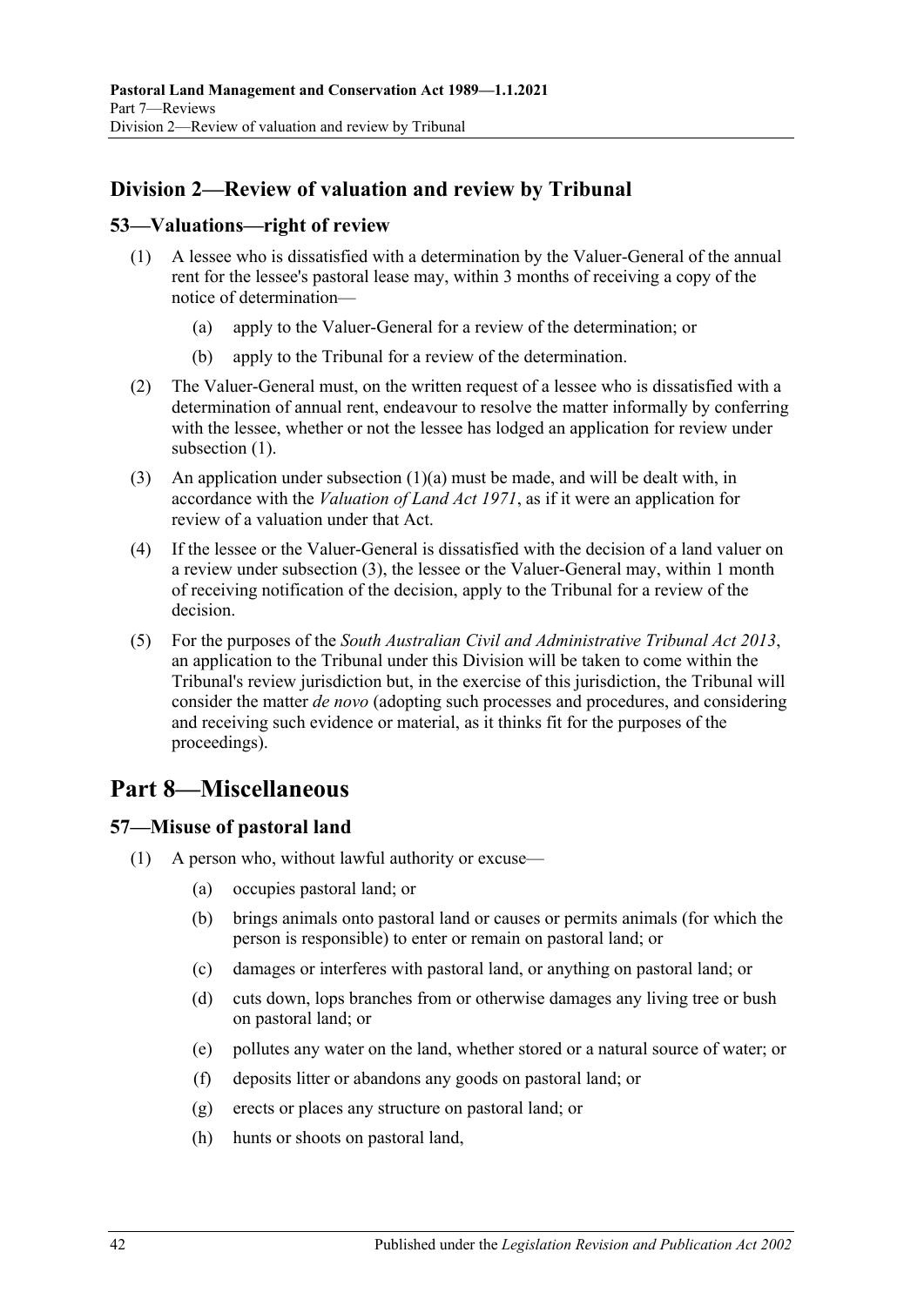## Division 2—Review of valuation and review by Tribunal

### 53—Valuations—right of review

(1) A lessee who is dissatisfied with a determination by the Valuer-General of the annual rent for the lessee's pastoral lease may, within 3 months of receiving a copy of the notice of determination—

(a) apply to the Valuer-General for a review of the determination; or

(b) apply to the Tribunal for a review of the determination.

(2) The Valuer-General must, on the written request of a lessee who is dissatisfied with a determination of annual rent, endeavour to resolve the matter informally by conferring with the lessee, whether or not the lessee has lodged an application for review under subsection (1).

(3) An application under subsection (1)(a) must be made, and will be dealt with, in accordance with the *Valuation of Land Act 1971*, as if it were an application for review of a valuation under that Act.

(4) If the lessee or the Valuer-General is dissatisfied with the decision of a land valuer on a review under subsection (3), the lessee or the Valuer-General may, within 1 month of receiving notification of the decision, apply to the Tribunal for a review of the decision.

(5) For the purposes of the *South Australian Civil and Administrative Tribunal Act 2013*, an application to the Tribunal under this Division will be taken to come within the Tribunal's review jurisdiction but, in the exercise of this jurisdiction, the Tribunal will consider the matter *de novo* (adopting such processes and procedures, and considering and receiving such evidence or material, as it thinks fit for the purposes of the proceedings).

# Part 8—Miscellaneous

### 57—Misuse of pastoral land

(1) A person who, without lawful authority or excuse—

(a) occupies pastoral land; or

(b) brings animals onto pastoral land or causes or permits animals (for which the person is responsible) to enter or remain on pastoral land; or

(c) damages or interferes with pastoral land, or anything on pastoral land; or

(d) cuts down, lops branches from or otherwise damages any living tree or bush on pastoral land; or

(e) pollutes any water on the land, whether stored or a natural source of water; or

(f) deposits litter or abandons any goods on pastoral land; or

(g) erects or places any structure on pastoral land; or

(h) hunts or shoots on pastoral land,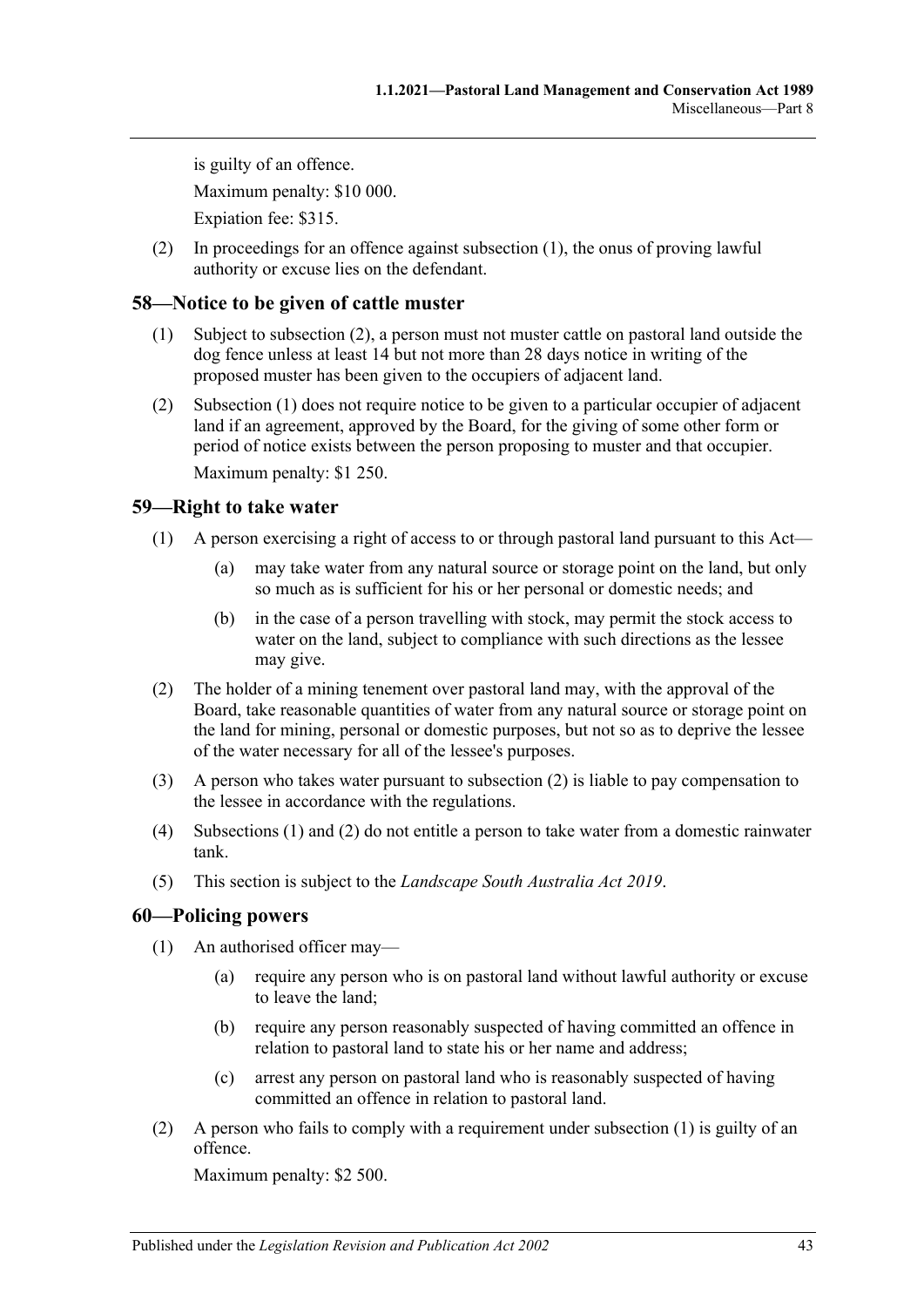is guilty of an offence.

Maximum penalty: $10 000.

Expiation fee: $315.

(2) In proceedings for an offence against subsection (1), the onus of proving lawful authority or excuse lies on the defendant.

## 58—Notice to be given of cattle muster

(1) Subject to subsection (2), a person must not muster cattle on pastoral land outside the dog fence unless at least 14 but not more than 28 days notice in writing of the proposed muster has been given to the occupiers of adjacent land.

(2) Subsection (1) does not require notice to be given to a particular occupier of adjacent land if an agreement, approved by the Board, for the giving of some other form or period of notice exists between the person proposing to muster and that occupier.

Maximum penalty: $1 250.

## 59—Right to take water

(1) A person exercising a right of access to or through pastoral land pursuant to this Act—

   (a) may take water from any natural source or storage point on the land, but only so much as is sufficient for his or her personal or domestic needs; and

   (b) in the case of a person travelling with stock, may permit the stock access to water on the land, subject to compliance with such directions as the lessee may give.

(2) The holder of a mining tenement over pastoral land may, with the approval of the Board, take reasonable quantities of water from any natural source or storage point on the land for mining, personal or domestic purposes, but not so as to deprive the lessee of the water necessary for all of the lessee's purposes.

(3) A person who takes water pursuant to subsection (2) is liable to pay compensation to the lessee in accordance with the regulations.

(4) Subsections (1) and (2) do not entitle a person to take water from a domestic rainwater tank.

(5) This section is subject to the *Landscape South Australia Act 2019*.

## 60—Policing powers

(1) An authorised officer may—

   (a) require any person who is on pastoral land without lawful authority or excuse to leave the land;

   (b) require any person reasonably suspected of having committed an offence in relation to pastoral land to state his or her name and address;

   (c) arrest any person on pastoral land who is reasonably suspected of having committed an offence in relation to pastoral land.

(2) A person who fails to comply with a requirement under subsection (1) is guilty of an offence.

Maximum penalty: $2 500.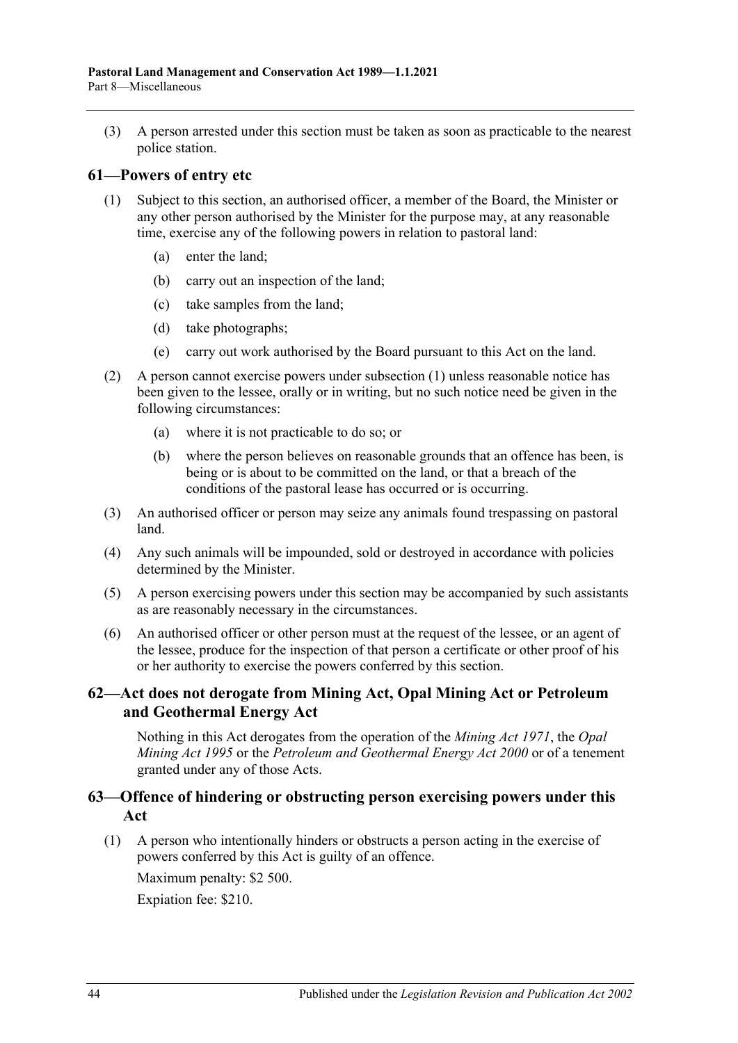(3) A person arrested under this section must be taken as soon as practicable to the nearest police station.

## 61—Powers of entry etc

(1) Subject to this section, an authorised officer, a member of the Board, the Minister or any other person authorised by the Minister for the purpose may, at any reasonable time, exercise any of the following powers in relation to pastoral land:

(a) enter the land;

(b) carry out an inspection of the land;

(c) take samples from the land;

(d) take photographs;

(e) carry out work authorised by the Board pursuant to this Act on the land.

(2) A person cannot exercise powers under subsection (1) unless reasonable notice has been given to the lessee, orally or in writing, but no such notice need be given in the following circumstances:

(a) where it is not practicable to do so; or

(b) where the person believes on reasonable grounds that an offence has been, is being or is about to be committed on the land, or that a breach of the conditions of the pastoral lease has occurred or is occurring.

(3) An authorised officer or person may seize any animals found trespassing on pastoral land.

(4) Any such animals will be impounded, sold or destroyed in accordance with policies determined by the Minister.

(5) A person exercising powers under this section may be accompanied by such assistants as are reasonably necessary in the circumstances.

(6) An authorised officer or other person must at the request of the lessee, or an agent of the lessee, produce for the inspection of that person a certificate or other proof of his or her authority to exercise the powers conferred by this section.

## 62—Act does not derogate from Mining Act, Opal Mining Act or Petroleum and Geothermal Energy Act

Nothing in this Act derogates from the operation of the *Mining Act 1971*, the *Opal Mining Act 1995* or the *Petroleum and Geothermal Energy Act 2000* or of a tenement granted under any of those Acts.

## 63—Offence of hindering or obstructing person exercising powers under this Act

(1) A person who intentionally hinders or obstructs a person acting in the exercise of powers conferred by this Act is guilty of an offence.

Maximum penalty: $2 500.

Expiation fee: $210.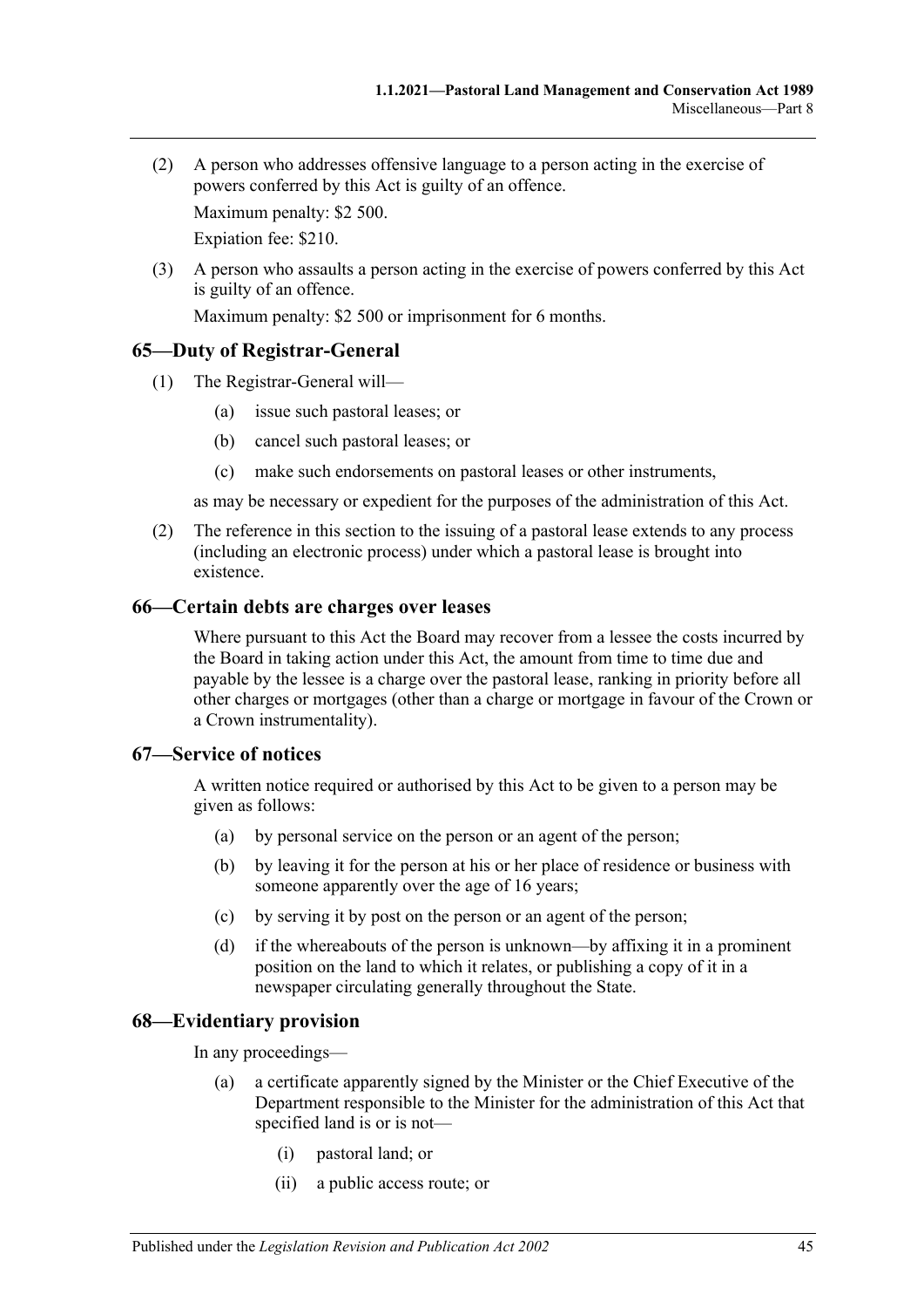(2) A person who addresses offensive language to a person acting in the exercise of powers conferred by this Act is guilty of an offence.

Maximum penalty: $2 500.

Expiation fee: $210.

(3) A person who assaults a person acting in the exercise of powers conferred by this Act is guilty of an offence.

Maximum penalty: $2 500 or imprisonment for 6 months.

## 65—Duty of Registrar-General

(1) The Registrar-General will—

(a) issue such pastoral leases; or

(b) cancel such pastoral leases; or

(c) make such endorsements on pastoral leases or other instruments,

as may be necessary or expedient for the purposes of the administration of this Act.

(2) The reference in this section to the issuing of a pastoral lease extends to any process (including an electronic process) under which a pastoral lease is brought into existence.

## 66—Certain debts are charges over leases

Where pursuant to this Act the Board may recover from a lessee the costs incurred by the Board in taking action under this Act, the amount from time to time due and payable by the lessee is a charge over the pastoral lease, ranking in priority before all other charges or mortgages (other than a charge or mortgage in favour of the Crown or a Crown instrumentality).

## 67—Service of notices

A written notice required or authorised by this Act to be given to a person may be given as follows:

(a) by personal service on the person or an agent of the person;

(b) by leaving it for the person at his or her place of residence or business with someone apparently over the age of 16 years;

(c) by serving it by post on the person or an agent of the person;

(d) if the whereabouts of the person is unknown—by affixing it in a prominent position on the land to which it relates, or publishing a copy of it in a newspaper circulating generally throughout the State.

## 68—Evidentiary provision

In any proceedings—

(a) a certificate apparently signed by the Minister or the Chief Executive of the Department responsible to the Minister for the administration of this Act that specified land is or is not—

(i) pastoral land; or

(ii) a public access route; or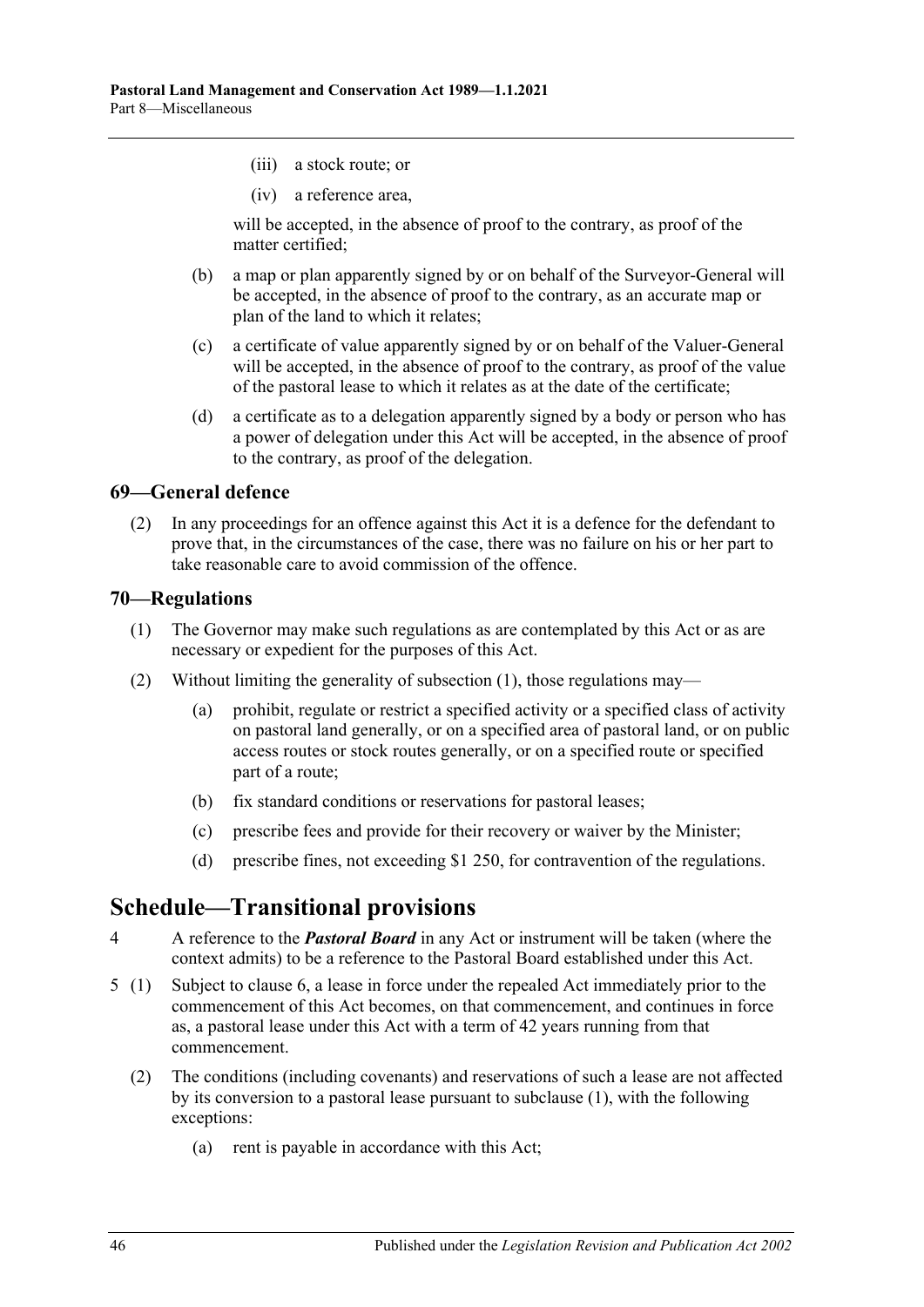(iii) a stock route; or

(iv) a reference area,

will be accepted, in the absence of proof to the contrary, as proof of the matter certified;

(b) a map or plan apparently signed by or on behalf of the Surveyor-General will be accepted, in the absence of proof to the contrary, as an accurate map or plan of the land to which it relates;

(c) a certificate of value apparently signed by or on behalf of the Valuer-General will be accepted, in the absence of proof to the contrary, as proof of the value of the pastoral lease to which it relates as at the date of the certificate;

(d) a certificate as to a delegation apparently signed by a body or person who has a power of delegation under this Act will be accepted, in the absence of proof to the contrary, as proof of the delegation.

### 69—General defence

(2) In any proceedings for an offence against this Act it is a defence for the defendant to prove that, in the circumstances of the case, there was no failure on his or her part to take reasonable care to avoid commission of the offence.

### 70—Regulations

(1) The Governor may make such regulations as are contemplated by this Act or as are necessary or expedient for the purposes of this Act.

(2) Without limiting the generality of subsection (1), those regulations may—

(a) prohibit, regulate or restrict a specified activity or a specified class of activity on pastoral land generally, or on a specified area of pastoral land, or on public access routes or stock routes generally, or on a specified route or specified part of a route;

(b) fix standard conditions or reservations for pastoral leases;

(c) prescribe fees and provide for their recovery or waiver by the Minister;

(d) prescribe fines, not exceeding $1 250, for contravention of the regulations.

## Schedule—Transitional provisions

4 A reference to the ***Pastoral Board*** in any Act or instrument will be taken (where the context admits) to be a reference to the Pastoral Board established under this Act.

5 (1) Subject to clause 6, a lease in force under the repealed Act immediately prior to the commencement of this Act becomes, on that commencement, and continues in force as, a pastoral lease under this Act with a term of 42 years running from that commencement.

(2) The conditions (including covenants) and reservations of such a lease are not affected by its conversion to a pastoral lease pursuant to subclause (1), with the following exceptions:

(a) rent is payable in accordance with this Act;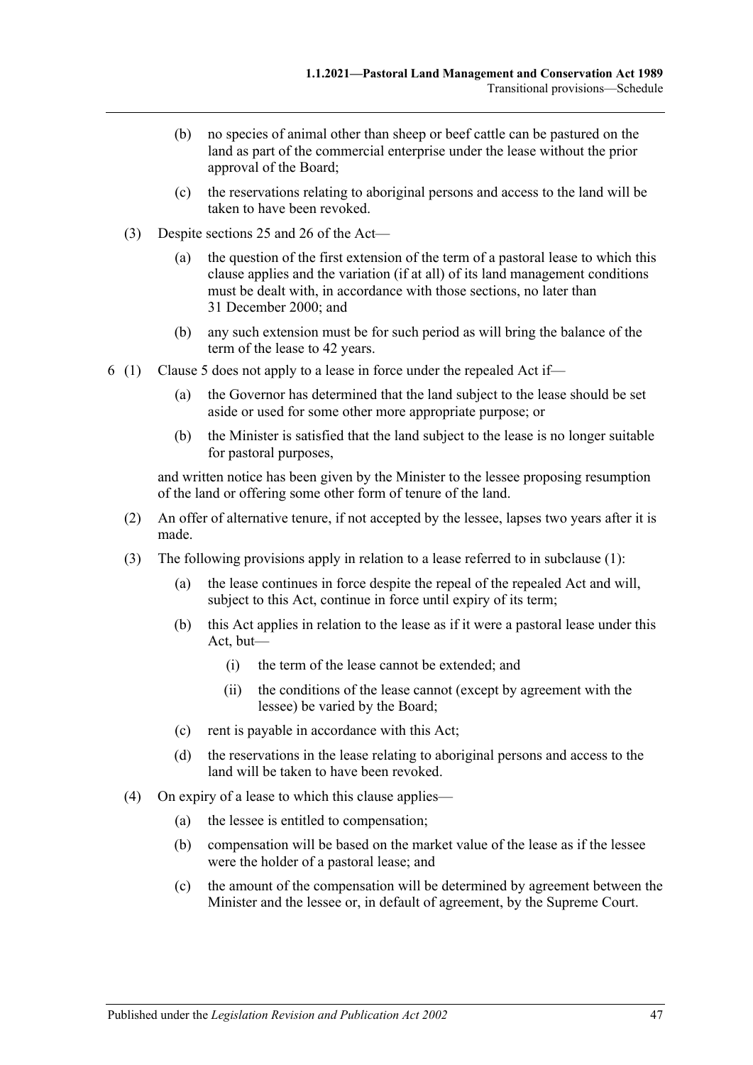(b) no species of animal other than sheep or beef cattle can be pastured on the land as part of the commercial enterprise under the lease without the prior approval of the Board;

(c) the reservations relating to aboriginal persons and access to the land will be taken to have been revoked.

(3) Despite sections 25 and 26 of the Act—

(a) the question of the first extension of the term of a pastoral lease to which this clause applies and the variation (if at all) of its land management conditions must be dealt with, in accordance with those sections, no later than 31 December 2000; and

(b) any such extension must be for such period as will bring the balance of the term of the lease to 42 years.

6 (1) Clause 5 does not apply to a lease in force under the repealed Act if—

(a) the Governor has determined that the land subject to the lease should be set aside or used for some other more appropriate purpose; or

(b) the Minister is satisfied that the land subject to the lease is no longer suitable for pastoral purposes,

and written notice has been given by the Minister to the lessee proposing resumption of the land or offering some other form of tenure of the land.

(2) An offer of alternative tenure, if not accepted by the lessee, lapses two years after it is made.

(3) The following provisions apply in relation to a lease referred to in subclause (1):

(a) the lease continues in force despite the repeal of the repealed Act and will, subject to this Act, continue in force until expiry of its term;

(b) this Act applies in relation to the lease as if it were a pastoral lease under this Act, but—

(i) the term of the lease cannot be extended; and

(ii) the conditions of the lease cannot (except by agreement with the lessee) be varied by the Board;

(c) rent is payable in accordance with this Act;

(d) the reservations in the lease relating to aboriginal persons and access to the land will be taken to have been revoked.

(4) On expiry of a lease to which this clause applies—

(a) the lessee is entitled to compensation;

(b) compensation will be based on the market value of the lease as if the lessee were the holder of a pastoral lease; and

(c) the amount of the compensation will be determined by agreement between the Minister and the lessee or, in default of agreement, by the Supreme Court.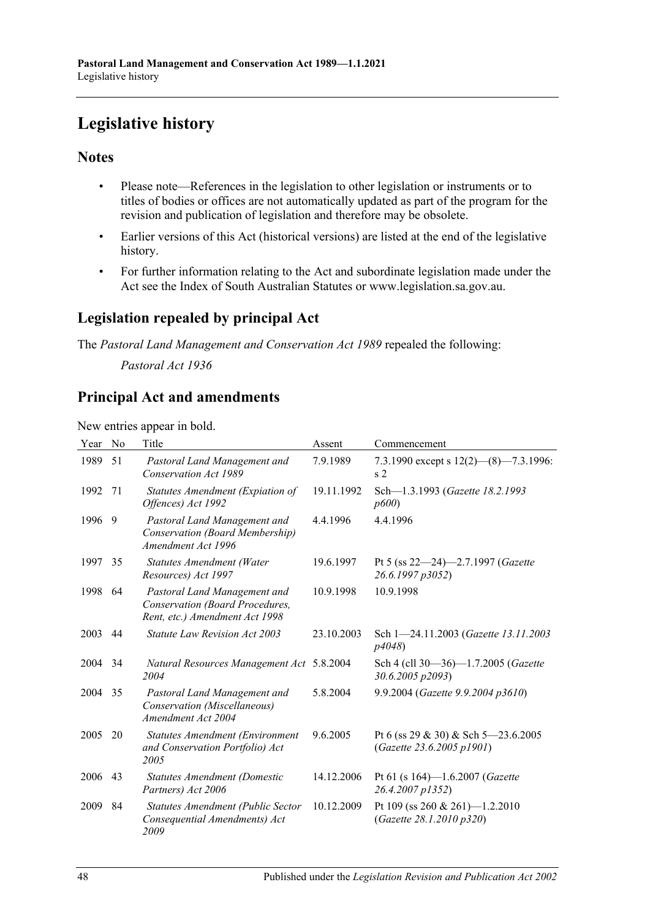# Legislative history

## Notes

- Please note—References in the legislation to other legislation or instruments or to titles of bodies or offices are not automatically updated as part of the program for the revision and publication of legislation and therefore may be obsolete.
- Earlier versions of this Act (historical versions) are listed at the end of the legislative history.
- For further information relating to the Act and subordinate legislation made under the Act see the Index of South Australian Statutes or www.legislation.sa.gov.au.

## Legislation repealed by principal Act

The *Pastoral Land Management and Conservation Act 1989* repealed the following:

*Pastoral Act 1936*

## Principal Act and amendments

New entries appear in bold.

| Year | No | Title | Assent | Commencement |
|---|---|---|---|---|
| 1989 | 51 | *Pastoral Land Management and Conservation Act 1989* | 7.9.1989 | 7.3.1990 except s 12(2)—(8)—7.3.1996: s 2 |
| 1992 | 71 | *Statutes Amendment (Expiation of Offences) Act 1992* | 19.11.1992 | Sch—1.3.1993 (*Gazette 18.2.1993 p600*) |
| 1996 | 9 | *Pastoral Land Management and Conservation (Board Membership) Amendment Act 1996* | 4.4.1996 | 4.4.1996 |
| 1997 | 35 | *Statutes Amendment (Water Resources) Act 1997* | 19.6.1997 | Pt 5 (ss 22—24)—2.7.1997 (*Gazette 26.6.1997 p3052*) |
| 1998 | 64 | *Pastoral Land Management and Conservation (Board Procedures, Rent, etc.) Amendment Act 1998* | 10.9.1998 | 10.9.1998 |
| 2003 | 44 | *Statute Law Revision Act 2003* | 23.10.2003 | Sch 1—24.11.2003 (*Gazette 13.11.2003 p4048*) |
| 2004 | 34 | *Natural Resources Management Act 2004* | 5.8.2004 | Sch 4 (cll 30—36)—1.7.2005 (*Gazette 30.6.2005 p2093*) |
| 2004 | 35 | *Pastoral Land Management and Conservation (Miscellaneous) Amendment Act 2004* | 5.8.2004 | 9.9.2004 (*Gazette 9.9.2004 p3610*) |
| 2005 | 20 | *Statutes Amendment (Environment and Conservation Portfolio) Act 2005* | 9.6.2005 | Pt 6 (ss 29 & 30) & Sch 5—23.6.2005 (*Gazette 23.6.2005 p1901*) |
| 2006 | 43 | *Statutes Amendment (Domestic Partners) Act 2006* | 14.12.2006 | Pt 61 (s 164)—1.6.2007 (*Gazette 26.4.2007 p1352*) |
| 2009 | 84 | *Statutes Amendment (Public Sector Consequential Amendments) Act 2009* | 10.12.2009 | Pt 109 (ss 260 & 261)—1.2.2010 (*Gazette 28.1.2010 p320*) |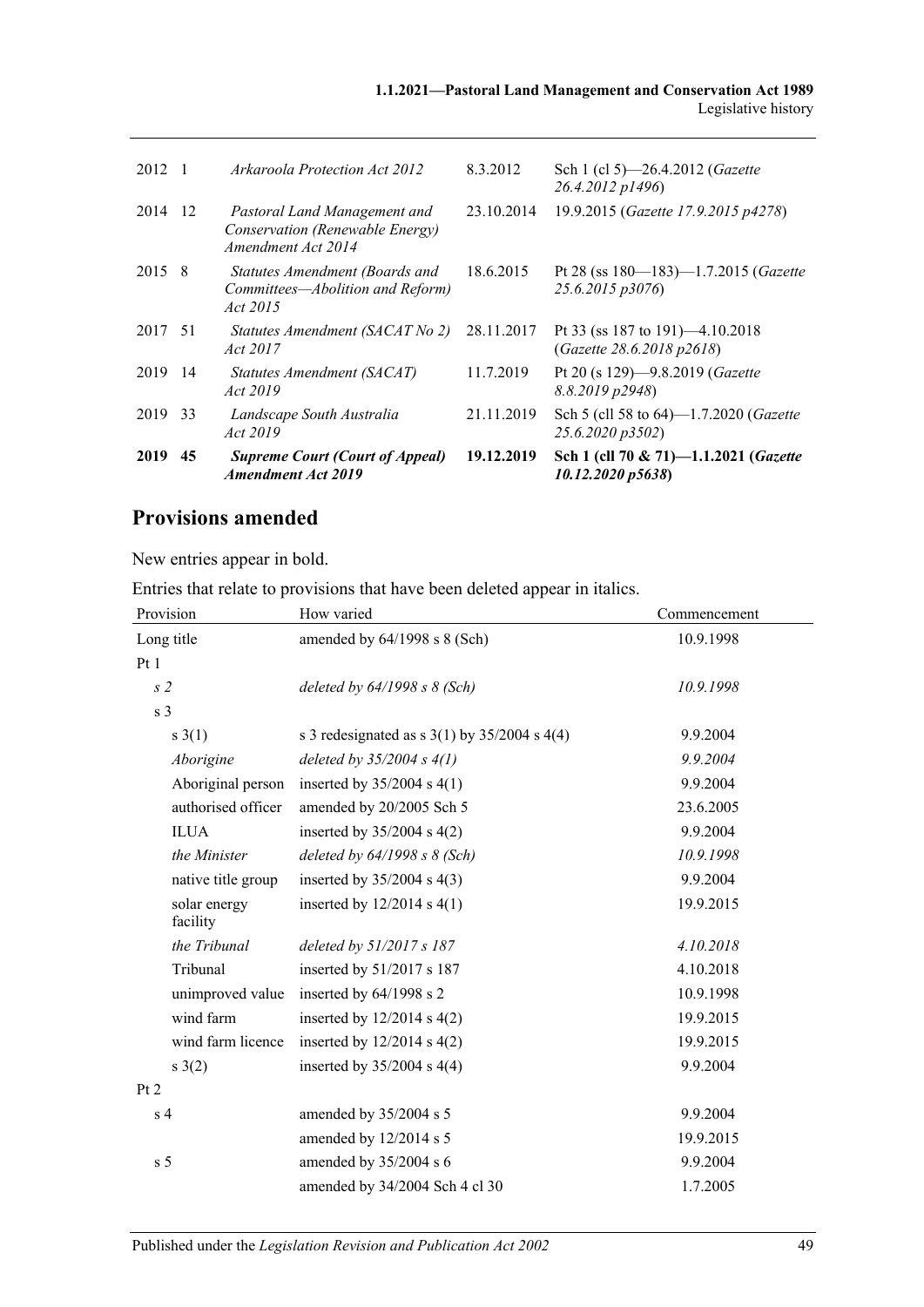| | | | | |
|---|---|---|---|---|
| 2012 | 1 | *Arkaroola Protection Act 2012* | 8.3.2012 | Sch 1 (cl 5)—26.4.2012 (*Gazette 26.4.2012 p1496*) |
| 2014 | 12 | *Pastoral Land Management and Conservation (Renewable Energy) Amendment Act 2014* | 23.10.2014 | 19.9.2015 (*Gazette 17.9.2015 p4278*) |
| 2015 | 8 | *Statutes Amendment (Boards and Committees—Abolition and Reform) Act 2015* | 18.6.2015 | Pt 28 (ss 180—183)—1.7.2015 (*Gazette 25.6.2015 p3076*) |
| 2017 | 51 | *Statutes Amendment (SACAT No 2) Act 2017* | 28.11.2017 | Pt 33 (ss 187 to 191)—4.10.2018 (*Gazette 28.6.2018 p2618*) |
| 2019 | 14 | *Statutes Amendment (SACAT) Act 2019* | 11.7.2019 | Pt 20 (s 129)—9.8.2019 (*Gazette 8.8.2019 p2948*) |
| 2019 | 33 | *Landscape South Australia Act 2019* | 21.11.2019 | Sch 5 (cll 58 to 64)—1.7.2020 (*Gazette 25.6.2020 p3502*) |
| **2019** | **45** | ***Supreme Court (Court of Appeal) Amendment Act 2019*** | **19.12.2019** | **Sch 1 (cll 70 & 71)—1.1.2021 (*Gazette 10.12.2020 p5638*)** |

## Provisions amended

New entries appear in bold.

Entries that relate to provisions that have been deleted appear in italics.

| Provision | How varied | Commencement |
|---|---|---|
| Long title | amended by 64/1998 s 8 (Sch) | 10.9.1998 |
| Pt 1 | | |
| *s 2* | *deleted by 64/1998 s 8 (Sch)* | *10.9.1998* |
| s 3 | | |
| s 3(1) | s 3 redesignated as s 3(1) by 35/2004 s 4(4) | 9.9.2004 |
| *Aborigine* | *deleted by 35/2004 s 4(1)* | *9.9.2004* |
| Aboriginal person | inserted by 35/2004 s 4(1) | 9.9.2004 |
| authorised officer | amended by 20/2005 Sch 5 | 23.6.2005 |
| ILUA | inserted by 35/2004 s 4(2) | 9.9.2004 |
| *the Minister* | *deleted by 64/1998 s 8 (Sch)* | *10.9.1998* |
| native title group | inserted by 35/2004 s 4(3) | 9.9.2004 |
| solar energy facility | inserted by 12/2014 s 4(1) | 19.9.2015 |
| *the Tribunal* | *deleted by 51/2017 s 187* | *4.10.2018* |
| Tribunal | inserted by 51/2017 s 187 | 4.10.2018 |
| unimproved value | inserted by 64/1998 s 2 | 10.9.1998 |
| wind farm | inserted by 12/2014 s 4(2) | 19.9.2015 |
| wind farm licence | inserted by 12/2014 s 4(2) | 19.9.2015 |
| s 3(2) | inserted by 35/2004 s 4(4) | 9.9.2004 |
| Pt 2 | | |
| s 4 | amended by 35/2004 s 5 | 9.9.2004 |
| | amended by 12/2014 s 5 | 19.9.2015 |
| s 5 | amended by 35/2004 s 6 | 9.9.2004 |
| | amended by 34/2004 Sch 4 cl 30 | 1.7.2005 |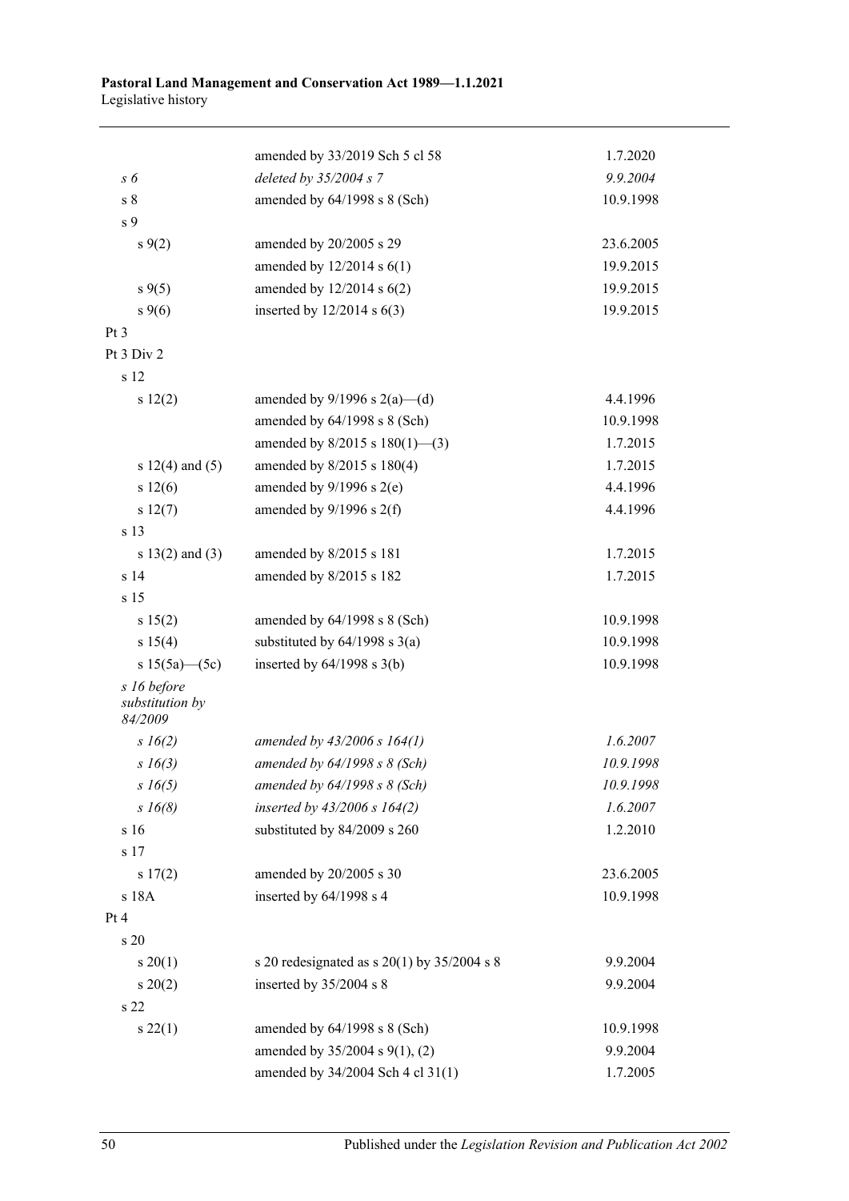| | | |
|---|---|---|
| | amended by 33/2019 Sch 5 cl 58 | 1.7.2020 |
| *s 6* | *deleted by 35/2004 s 7* | *9.9.2004* |
| s 8 | amended by 64/1998 s 8 (Sch) | 10.9.1998 |
| s 9 | | |
| s 9(2) | amended by 20/2005 s 29 | 23.6.2005 |
| | amended by 12/2014 s 6(1) | 19.9.2015 |
| s 9(5) | amended by 12/2014 s 6(2) | 19.9.2015 |
| s 9(6) | inserted by 12/2014 s 6(3) | 19.9.2015 |
| Pt 3 | | |
| Pt 3 Div 2 | | |
| s 12 | | |
| s 12(2) | amended by 9/1996 s 2(a)—(d) | 4.4.1996 |
| | amended by 64/1998 s 8 (Sch) | 10.9.1998 |
| | amended by 8/2015 s 180(1)—(3) | 1.7.2015 |
| s 12(4) and (5) | amended by 8/2015 s 180(4) | 1.7.2015 |
| s 12(6) | amended by 9/1996 s 2(e) | 4.4.1996 |
| s 12(7) | amended by 9/1996 s 2(f) | 4.4.1996 |
| s 13 | | |
| s 13(2) and (3) | amended by 8/2015 s 181 | 1.7.2015 |
| s 14 | amended by 8/2015 s 182 | 1.7.2015 |
| s 15 | | |
| s 15(2) | amended by 64/1998 s 8 (Sch) | 10.9.1998 |
| s 15(4) | substituted by 64/1998 s 3(a) | 10.9.1998 |
| s 15(5a)—(5c) | inserted by 64/1998 s 3(b) | 10.9.1998 |
| *s 16 before substitution by 84/2009* | | |
| *s 16(2)* | *amended by 43/2006 s 164(1)* | *1.6.2007* |
| *s 16(3)* | *amended by 64/1998 s 8 (Sch)* | *10.9.1998* |
| *s 16(5)* | *amended by 64/1998 s 8 (Sch)* | *10.9.1998* |
| *s 16(8)* | *inserted by 43/2006 s 164(2)* | *1.6.2007* |
| s 16 | substituted by 84/2009 s 260 | 1.2.2010 |
| s 17 | | |
| s 17(2) | amended by 20/2005 s 30 | 23.6.2005 |
| s 18A | inserted by 64/1998 s 4 | 10.9.1998 |
| Pt 4 | | |
| s 20 | | |
| s 20(1) | s 20 redesignated as s 20(1) by 35/2004 s 8 | 9.9.2004 |
| s 20(2) | inserted by 35/2004 s 8 | 9.9.2004 |
| s 22 | | |
| s 22(1) | amended by 64/1998 s 8 (Sch) | 10.9.1998 |
| | amended by 35/2004 s 9(1), (2) | 9.9.2004 |
| | amended by 34/2004 Sch 4 cl 31(1) | 1.7.2005 |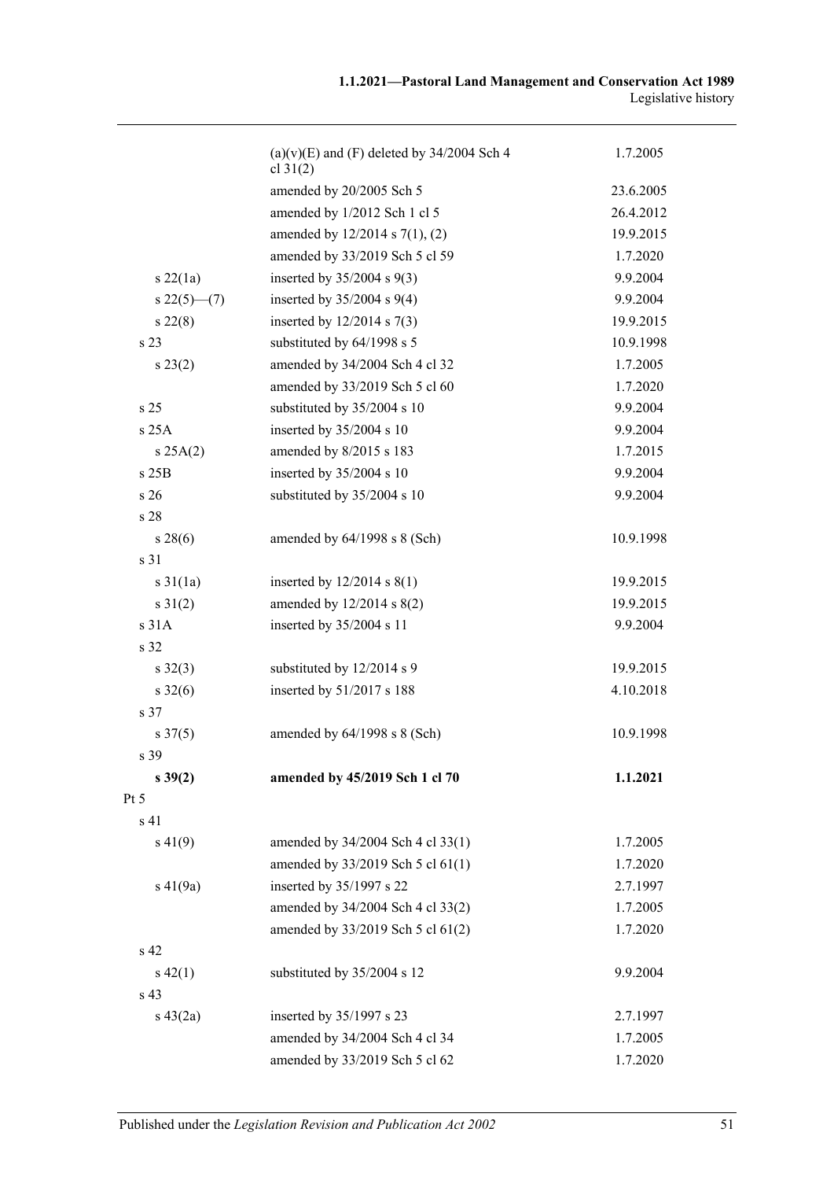| | | |
|---|---|---|
| | (a)(v)(E) and (F) deleted by 34/2004 Sch 4 cl 31(2) | 1.7.2005 |
| | amended by 20/2005 Sch 5 | 23.6.2005 |
| | amended by 1/2012 Sch 1 cl 5 | 26.4.2012 |
| | amended by 12/2014 s 7(1), (2) | 19.9.2015 |
| | amended by 33/2019 Sch 5 cl 59 | 1.7.2020 |
| s 22(1a) | inserted by 35/2004 s 9(3) | 9.9.2004 |
| s 22(5)—(7) | inserted by 35/2004 s 9(4) | 9.9.2004 |
| s 22(8) | inserted by 12/2014 s 7(3) | 19.9.2015 |
| s 23 | substituted by 64/1998 s 5 | 10.9.1998 |
| s 23(2) | amended by 34/2004 Sch 4 cl 32 | 1.7.2005 |
| | amended by 33/2019 Sch 5 cl 60 | 1.7.2020 |
| s 25 | substituted by 35/2004 s 10 | 9.9.2004 |
| s 25A | inserted by 35/2004 s 10 | 9.9.2004 |
| s 25A(2) | amended by 8/2015 s 183 | 1.7.2015 |
| s 25B | inserted by 35/2004 s 10 | 9.9.2004 |
| s 26 | substituted by 35/2004 s 10 | 9.9.2004 |
| s 28 | | |
| s 28(6) | amended by 64/1998 s 8 (Sch) | 10.9.1998 |
| s 31 | | |
| s 31(1a) | inserted by 12/2014 s 8(1) | 19.9.2015 |
| s 31(2) | amended by 12/2014 s 8(2) | 19.9.2015 |
| s 31A | inserted by 35/2004 s 11 | 9.9.2004 |
| s 32 | | |
| s 32(3) | substituted by 12/2014 s 9 | 19.9.2015 |
| s 32(6) | inserted by 51/2017 s 188 | 4.10.2018 |
| s 37 | | |
| s 37(5) | amended by 64/1998 s 8 (Sch) | 10.9.1998 |
| s 39 | | |
| **s 39(2)** | **amended by 45/2019 Sch 1 cl 70** | **1.1.2021** |
| Pt 5 | | |
| s 41 | | |
| s 41(9) | amended by 34/2004 Sch 4 cl 33(1) | 1.7.2005 |
| | amended by 33/2019 Sch 5 cl 61(1) | 1.7.2020 |
| s 41(9a) | inserted by 35/1997 s 22 | 2.7.1997 |
| | amended by 34/2004 Sch 4 cl 33(2) | 1.7.2005 |
| | amended by 33/2019 Sch 5 cl 61(2) | 1.7.2020 |
| s 42 | | |
| s 42(1) | substituted by 35/2004 s 12 | 9.9.2004 |
| s 43 | | |
| s 43(2a) | inserted by 35/1997 s 23 | 2.7.1997 |
| | amended by 34/2004 Sch 4 cl 34 | 1.7.2005 |
| | amended by 33/2019 Sch 5 cl 62 | 1.7.2020 |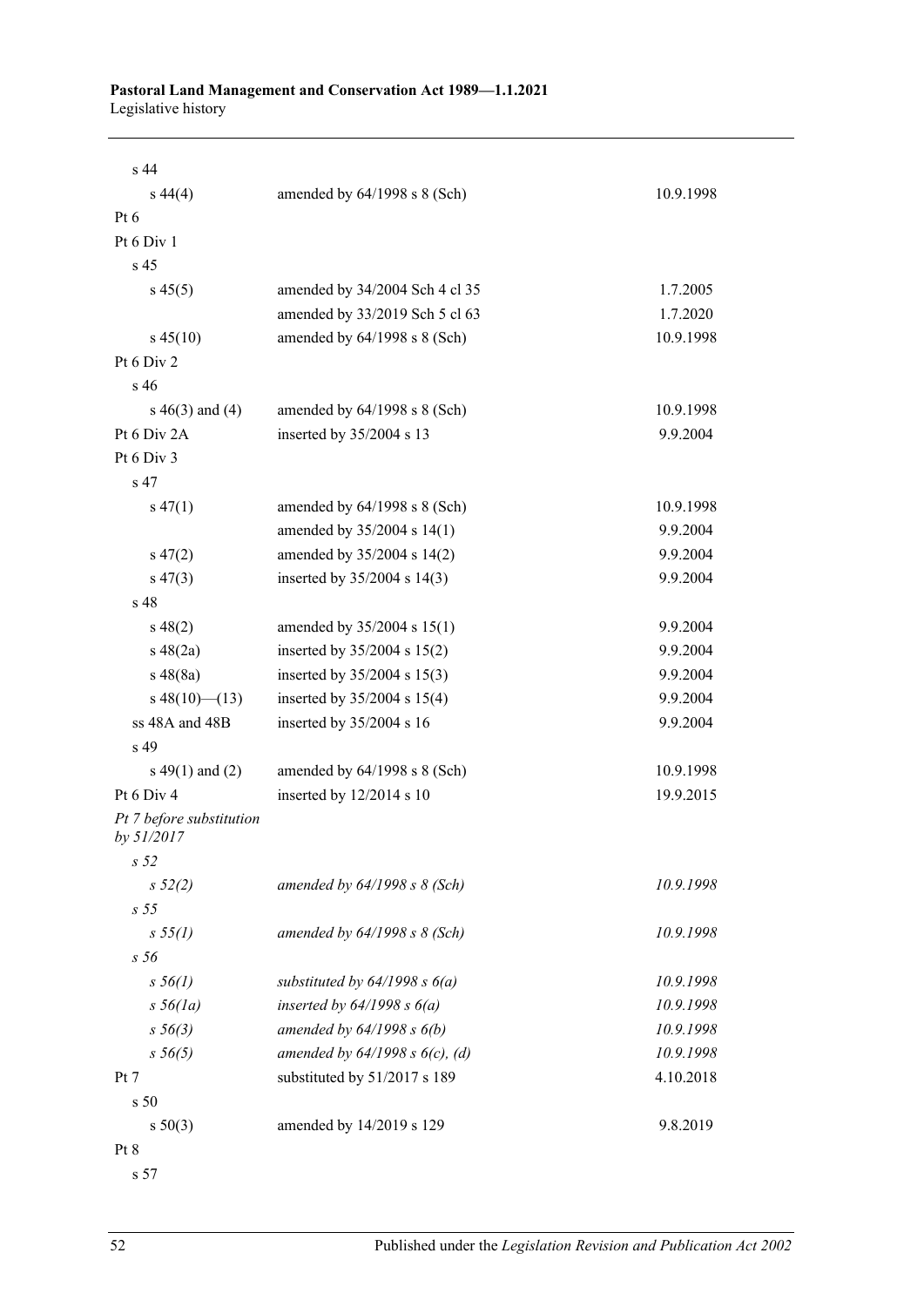| | | |
|---|---|---|
| s 44 | | |
| s 44(4) | amended by 64/1998 s 8 (Sch) | 10.9.1998 |
| Pt 6 | | |
| Pt 6 Div 1 | | |
| s 45 | | |
| s 45(5) | amended by 34/2004 Sch 4 cl 35 | 1.7.2005 |
| | amended by 33/2019 Sch 5 cl 63 | 1.7.2020 |
| s 45(10) | amended by 64/1998 s 8 (Sch) | 10.9.1998 |
| Pt 6 Div 2 | | |
| s 46 | | |
| s 46(3) and (4) | amended by 64/1998 s 8 (Sch) | 10.9.1998 |
| Pt 6 Div 2A | inserted by 35/2004 s 13 | 9.9.2004 |
| Pt 6 Div 3 | | |
| s 47 | | |
| s 47(1) | amended by 64/1998 s 8 (Sch) | 10.9.1998 |
| | amended by 35/2004 s 14(1) | 9.9.2004 |
| s 47(2) | amended by 35/2004 s 14(2) | 9.9.2004 |
| s 47(3) | inserted by 35/2004 s 14(3) | 9.9.2004 |
| s 48 | | |
| s 48(2) | amended by 35/2004 s 15(1) | 9.9.2004 |
| s 48(2a) | inserted by 35/2004 s 15(2) | 9.9.2004 |
| s 48(8a) | inserted by 35/2004 s 15(3) | 9.9.2004 |
| s 48(10)—(13) | inserted by 35/2004 s 15(4) | 9.9.2004 |
| ss 48A and 48B | inserted by 35/2004 s 16 | 9.9.2004 |
| s 49 | | |
| s 49(1) and (2) | amended by 64/1998 s 8 (Sch) | 10.9.1998 |
| Pt 6 Div 4 | inserted by 12/2014 s 10 | 19.9.2015 |
| *Pt 7 before substitution by 51/2017* | | |
| *s 52* | | |
| *s 52(2)* | *amended by 64/1998 s 8 (Sch)* | *10.9.1998* |
| *s 55* | | |
| *s 55(1)* | *amended by 64/1998 s 8 (Sch)* | *10.9.1998* |
| *s 56* | | |
| *s 56(1)* | *substituted by 64/1998 s 6(a)* | *10.9.1998* |
| *s 56(1a)* | *inserted by 64/1998 s 6(a)* | *10.9.1998* |
| *s 56(3)* | *amended by 64/1998 s 6(b)* | *10.9.1998* |
| *s 56(5)* | *amended by 64/1998 s 6(c), (d)* | *10.9.1998* |
| Pt 7 | substituted by 51/2017 s 189 | 4.10.2018 |
| s 50 | | |
| s 50(3) | amended by 14/2019 s 129 | 9.8.2019 |
| Pt 8 | | |
| s 57 | | |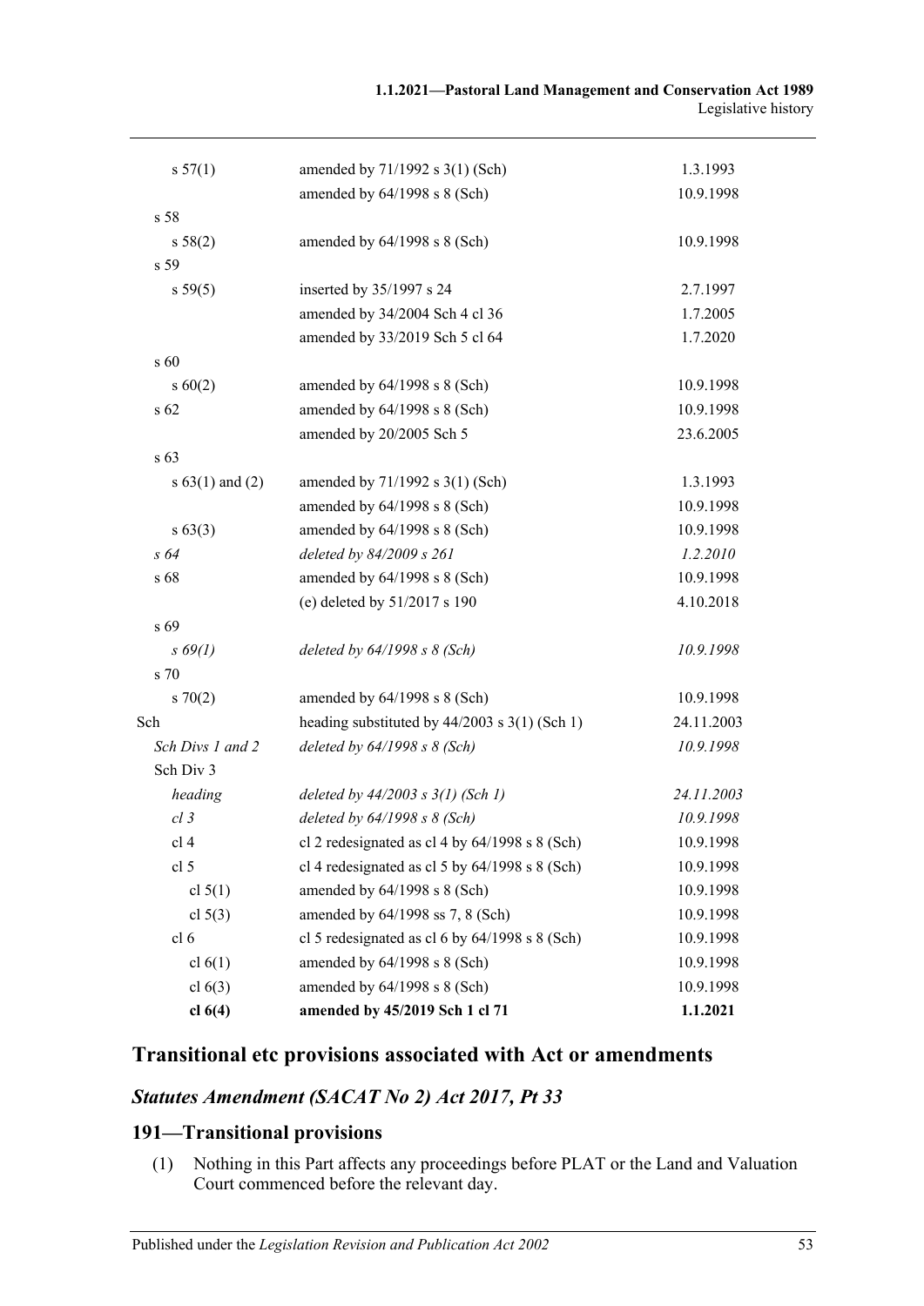| | | |
|---|---|---|
| s 57(1) | amended by 71/1992 s 3(1) (Sch) | 1.3.1993 |
| | amended by 64/1998 s 8 (Sch) | 10.9.1998 |
| s 58 | | |
| s 58(2) | amended by 64/1998 s 8 (Sch) | 10.9.1998 |
| s 59 | | |
| s 59(5) | inserted by 35/1997 s 24 | 2.7.1997 |
| | amended by 34/2004 Sch 4 cl 36 | 1.7.2005 |
| | amended by 33/2019 Sch 5 cl 64 | 1.7.2020 |
| s 60 | | |
| s 60(2) | amended by 64/1998 s 8 (Sch) | 10.9.1998 |
| s 62 | amended by 64/1998 s 8 (Sch) | 10.9.1998 |
| | amended by 20/2005 Sch 5 | 23.6.2005 |
| s 63 | | |
| s 63(1) and (2) | amended by 71/1992 s 3(1) (Sch) | 1.3.1993 |
| | amended by 64/1998 s 8 (Sch) | 10.9.1998 |
| s 63(3) | amended by 64/1998 s 8 (Sch) | 10.9.1998 |
| *s 64* | *deleted by 84/2009 s 261* | *1.2.2010* |
| s 68 | amended by 64/1998 s 8 (Sch) | 10.9.1998 |
| | (e) deleted by 51/2017 s 190 | 4.10.2018 |
| s 69 | | |
| *s 69(1)* | *deleted by 64/1998 s 8 (Sch)* | *10.9.1998* |
| s 70 | | |
| s 70(2) | amended by 64/1998 s 8 (Sch) | 10.9.1998 |
| Sch | heading substituted by 44/2003 s 3(1) (Sch 1) | 24.11.2003 |
| *Sch Divs 1 and 2* | *deleted by 64/1998 s 8 (Sch)* | *10.9.1998* |
| Sch Div 3 | | |
| *heading* | *deleted by 44/2003 s 3(1) (Sch 1)* | *24.11.2003* |
| *cl 3* | *deleted by 64/1998 s 8 (Sch)* | *10.9.1998* |
| cl 4 | cl 2 redesignated as cl 4 by 64/1998 s 8 (Sch) | 10.9.1998 |
| cl 5 | cl 4 redesignated as cl 5 by 64/1998 s 8 (Sch) | 10.9.1998 |
| cl 5(1) | amended by 64/1998 s 8 (Sch) | 10.9.1998 |
| cl 5(3) | amended by 64/1998 ss 7, 8 (Sch) | 10.9.1998 |
| cl 6 | cl 5 redesignated as cl 6 by 64/1998 s 8 (Sch) | 10.9.1998 |
| cl 6(1) | amended by 64/1998 s 8 (Sch) | 10.9.1998 |
| cl 6(3) | amended by 64/1998 s 8 (Sch) | 10.9.1998 |
| **cl 6(4)** | **amended by 45/2019 Sch 1 cl 71** | **1.1.2021** |

## Transitional etc provisions associated with Act or amendments

### *Statutes Amendment (SACAT No 2) Act 2017, Pt 33*

### 191—Transitional provisions

(1) Nothing in this Part affects any proceedings before PLAT or the Land and Valuation Court commenced before the relevant day.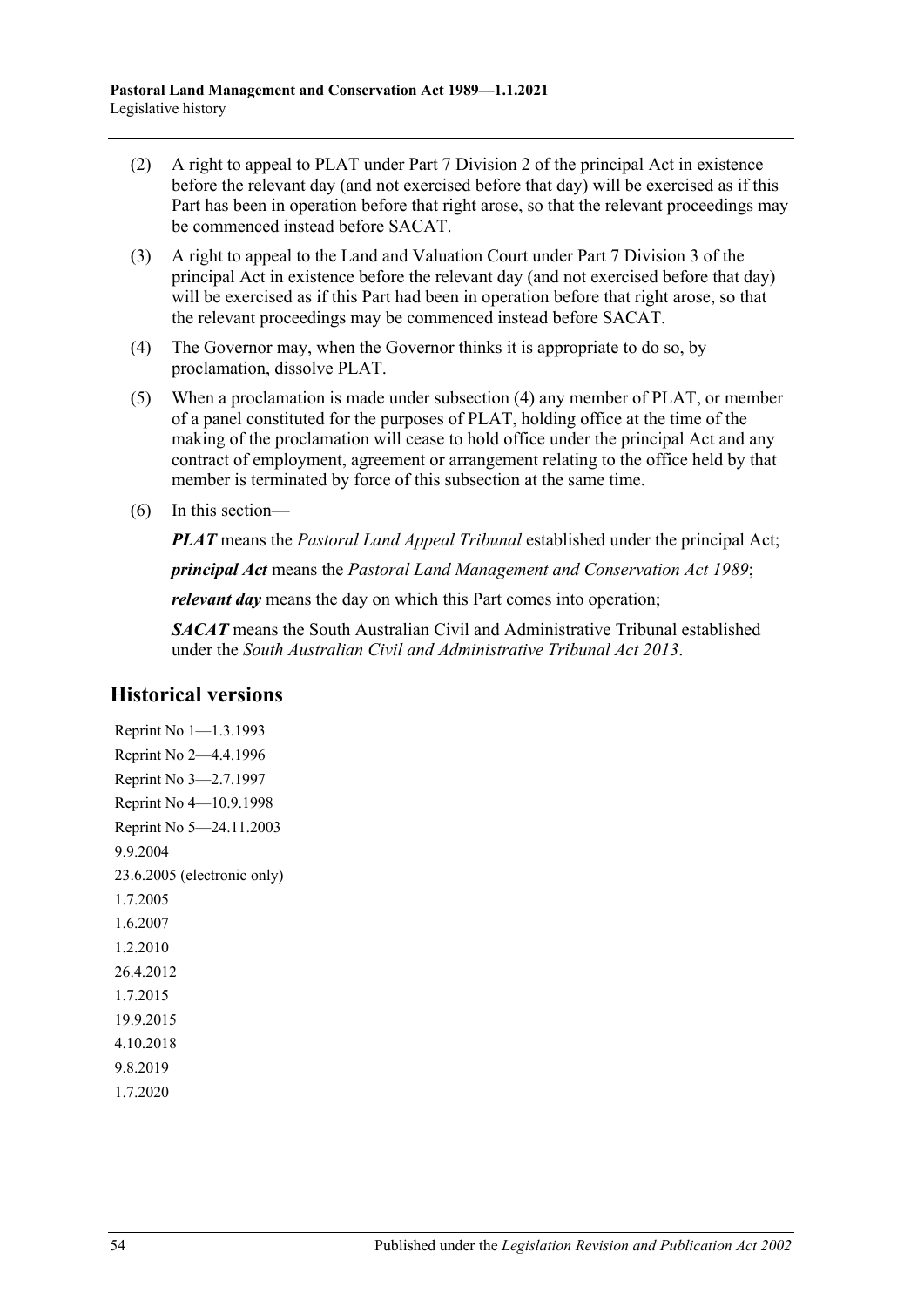(2) A right to appeal to PLAT under Part 7 Division 2 of the principal Act in existence before the relevant day (and not exercised before that day) will be exercised as if this Part has been in operation before that right arose, so that the relevant proceedings may be commenced instead before SACAT.

(3) A right to appeal to the Land and Valuation Court under Part 7 Division 3 of the principal Act in existence before the relevant day (and not exercised before that day) will be exercised as if this Part had been in operation before that right arose, so that the relevant proceedings may be commenced instead before SACAT.

(4) The Governor may, when the Governor thinks it is appropriate to do so, by proclamation, dissolve PLAT.

(5) When a proclamation is made under subsection (4) any member of PLAT, or member of a panel constituted for the purposes of PLAT, holding office at the time of the making of the proclamation will cease to hold office under the principal Act and any contract of employment, agreement or arrangement relating to the office held by that member is terminated by force of this subsection at the same time.

(6) In this section—

***PLAT*** means the *Pastoral Land Appeal Tribunal* established under the principal Act;

***principal Act*** means the *Pastoral Land Management and Conservation Act 1989*;

***relevant day*** means the day on which this Part comes into operation;

***SACAT*** means the South Australian Civil and Administrative Tribunal established under the *South Australian Civil and Administrative Tribunal Act 2013*.

## Historical versions

Reprint No 1—1.3.1993
Reprint No 2—4.4.1996
Reprint No 3—2.7.1997
Reprint No 4—10.9.1998
Reprint No 5—24.11.2003
9.9.2004
23.6.2005 (electronic only)
1.7.2005
1.6.2007
1.2.2010
26.4.2012
1.7.2015
19.9.2015
4.10.2018
9.8.2019
1.7.2020